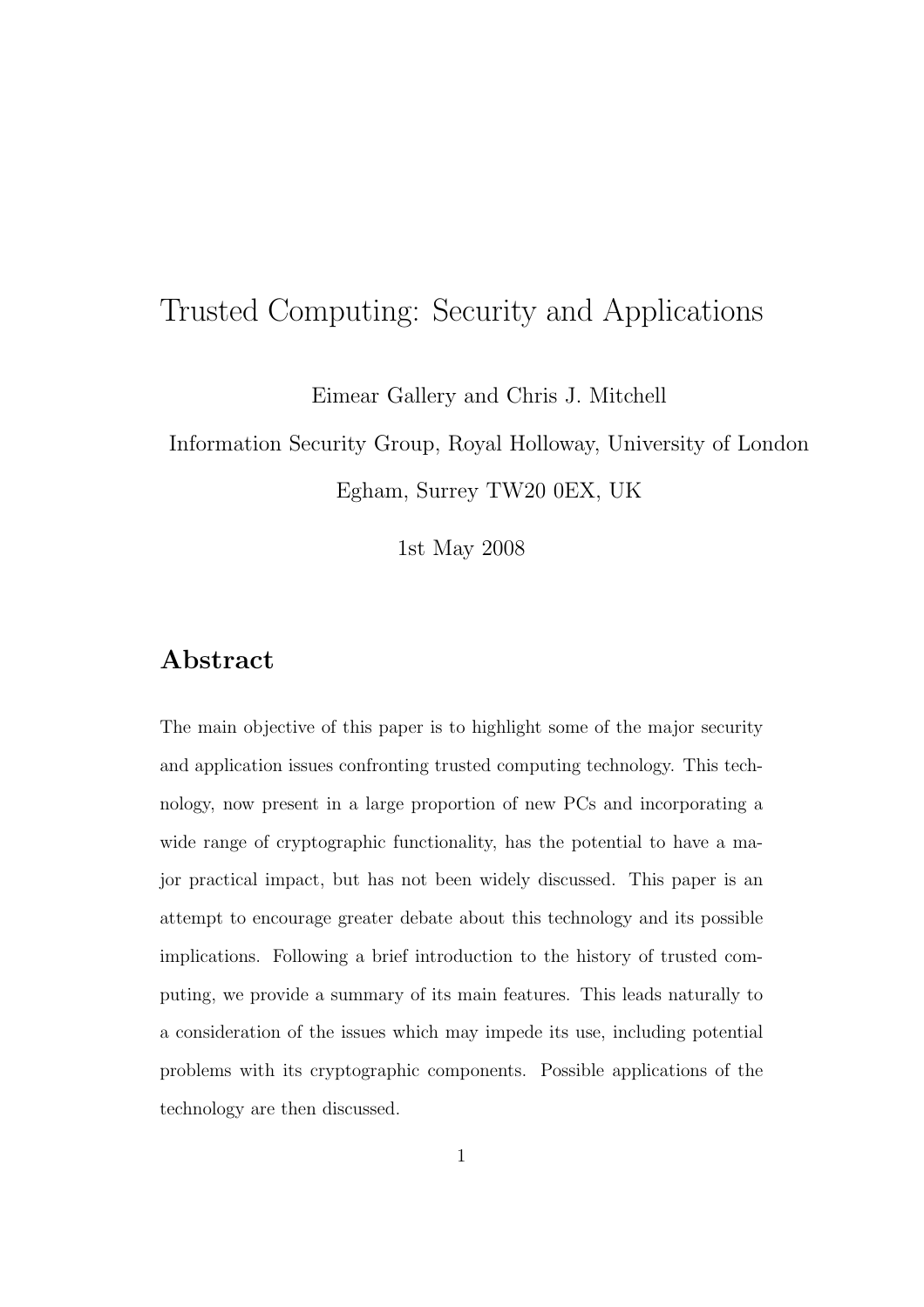# Trusted Computing: Security and Applications

Eimear Gallery and Chris J. Mitchell

Information Security Group, Royal Holloway, University of London

Egham, Surrey TW20 0EX, UK

1st May 2008

## Abstract

The main objective of this paper is to highlight some of the major security and application issues confronting trusted computing technology. This technology, now present in a large proportion of new PCs and incorporating a wide range of cryptographic functionality, has the potential to have a major practical impact, but has not been widely discussed. This paper is an attempt to encourage greater debate about this technology and its possible implications. Following a brief introduction to the history of trusted computing, we provide a summary of its main features. This leads naturally to a consideration of the issues which may impede its use, including potential problems with its cryptographic components. Possible applications of the technology are then discussed.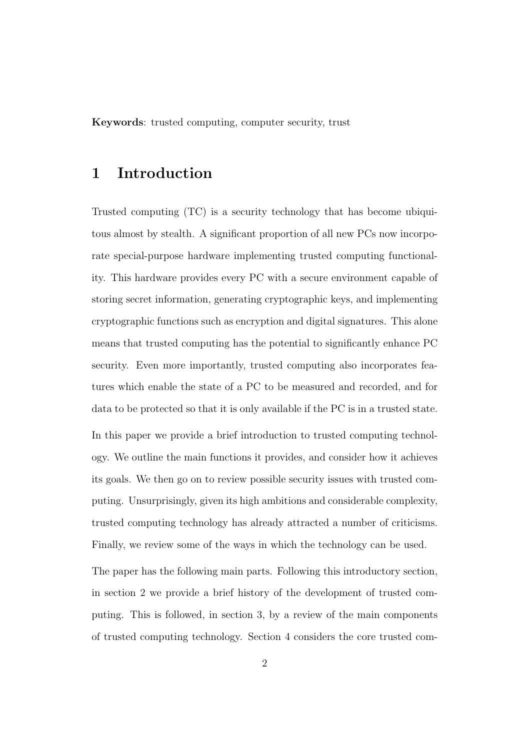**Keywords**: trusted computing, computer security, trust

# 1 Introduction

Trusted computing (TC) is a security technology that has become ubiquitous almost by stealth. A significant proportion of all new PCs now incorporate special-purpose hardware implementing trusted computing functionality. This hardware provides every PC with a secure environment capable of storing secret information, generating cryptographic keys, and implementing cryptographic functions such as encryption and digital signatures. This alone means that trusted computing has the potential to significantly enhance PC security. Even more importantly, trusted computing also incorporates features which enable the state of a PC to be measured and recorded, and for data to be protected so that it is only available if the PC is in a trusted state.

In this paper we provide a brief introduction to trusted computing technology. We outline the main functions it provides, and consider how it achieves its goals. We then go on to review possible security issues with trusted computing. Unsurprisingly, given its high ambitions and considerable complexity, trusted computing technology has already attracted a number of criticisms. Finally, we review some of the ways in which the technology can be used.

The paper has the following main parts. Following this introductory section, in section 2 we provide a brief history of the development of trusted computing. This is followed, in section 3, by a review of the main components of trusted computing technology. Section 4 considers the core trusted com-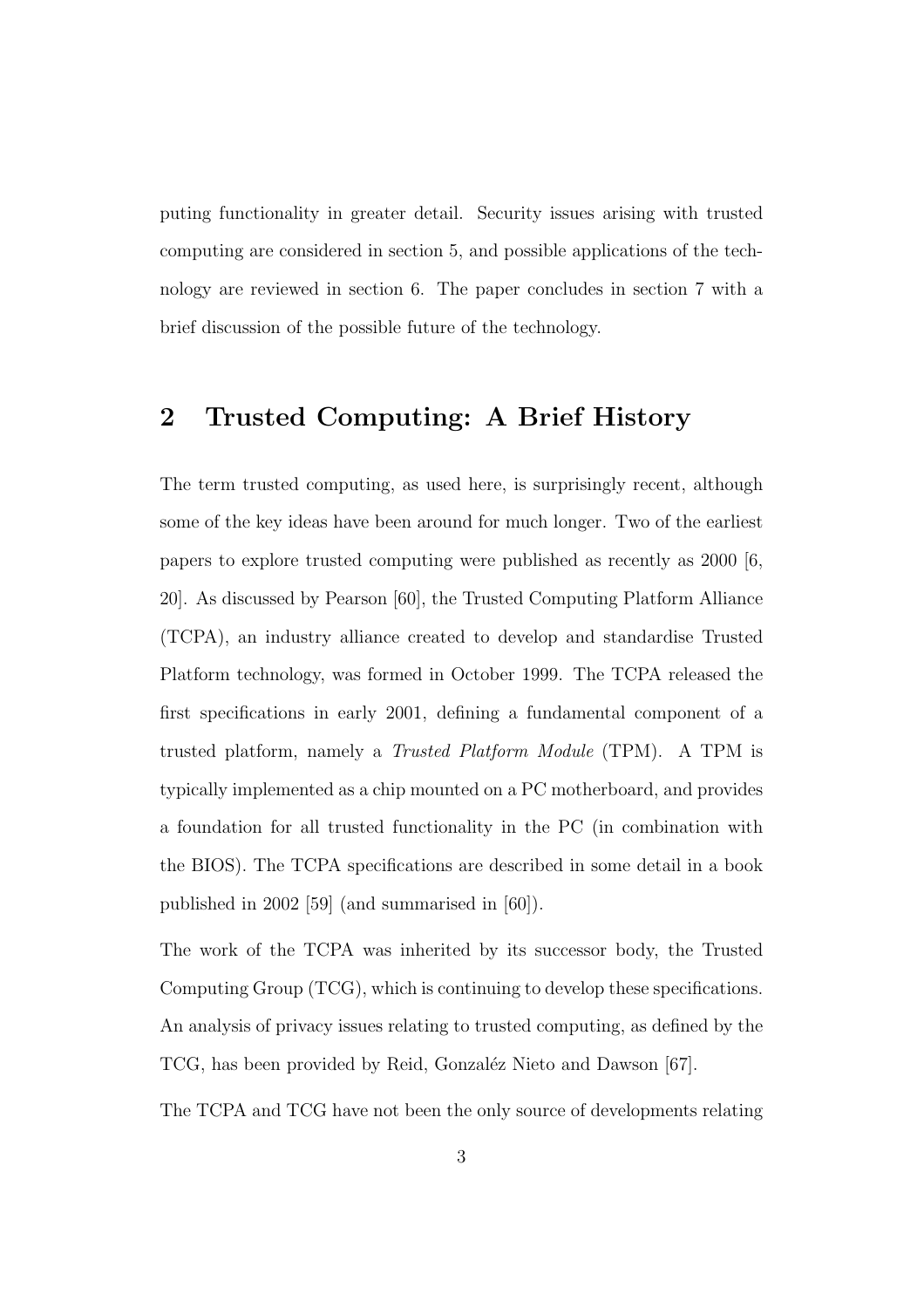puting functionality in greater detail. Security issues arising with trusted computing are considered in section 5, and possible applications of the technology are reviewed in section 6. The paper concludes in section 7 with a brief discussion of the possible future of the technology.

## 2 Trusted Computing: A Brief History

The term trusted computing, as used here, is surprisingly recent, although some of the key ideas have been around for much longer. Two of the earliest papers to explore trusted computing were published as recently as 2000 [6, 20]. As discussed by Pearson [60], the Trusted Computing Platform Alliance (TCPA), an industry alliance created to develop and standardise Trusted Platform technology, was formed in October 1999. The TCPA released the first specifications in early 2001, defining a fundamental component of a trusted platform, namely a *Trusted Platform Module* (TPM). A TPM is typically implemented as a chip mounted on a PC motherboard, and provides a foundation for all trusted functionality in the PC (in combination with the BIOS). The TCPA specifications are described in some detail in a book published in 2002 [59] (and summarised in [60]).

The work of the TCPA was inherited by its successor body, the Trusted Computing Group (TCG), which is continuing to develop these specifications. An analysis of privacy issues relating to trusted computing, as defined by the TCG, has been provided by Reid, Gonzaléz Nieto and Dawson [67].

The TCPA and TCG have not been the only source of developments relating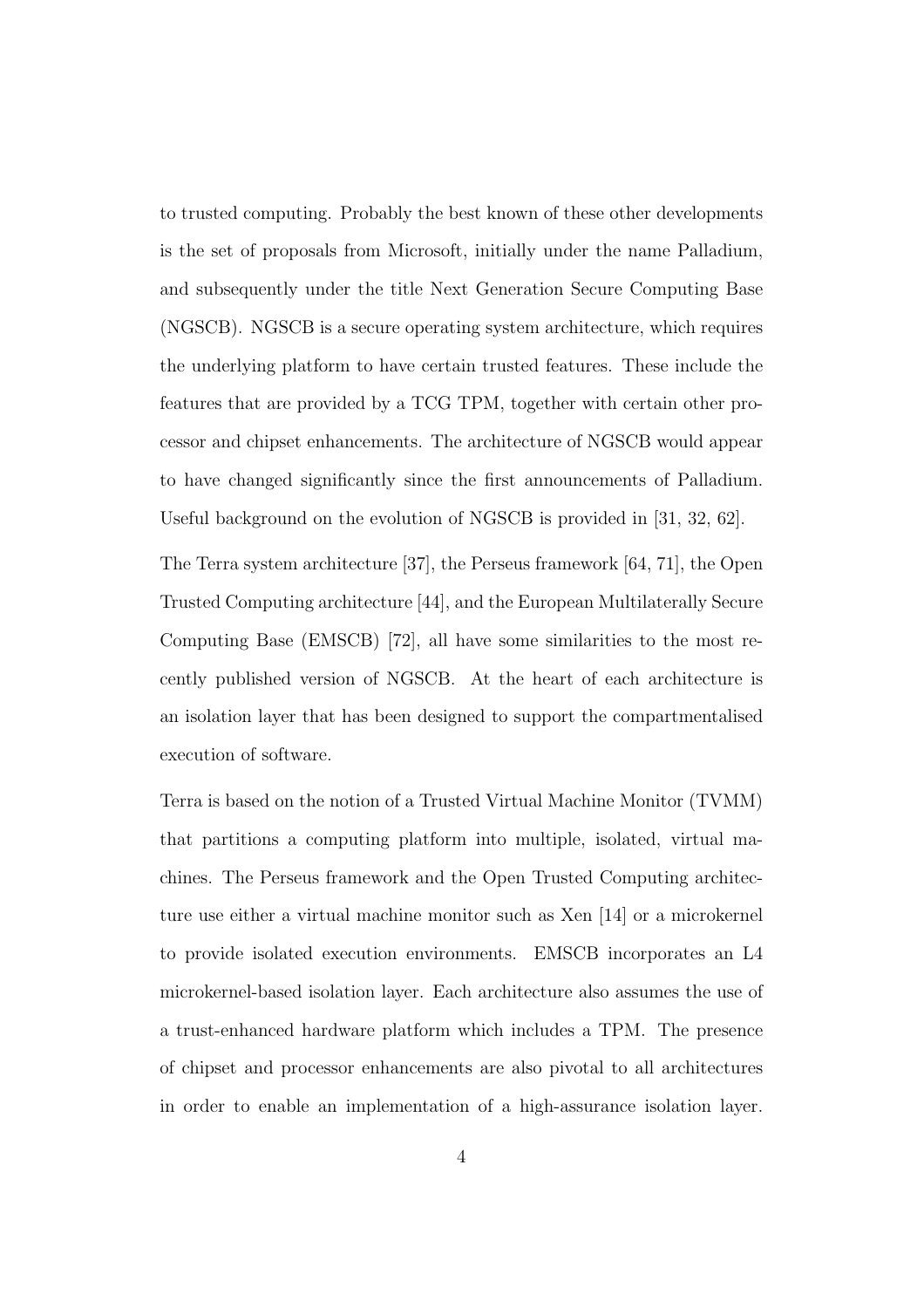to trusted computing. Probably the best known of these other developments is the set of proposals from Microsoft, initially under the name Palladium, and subsequently under the title Next Generation Secure Computing Base (NGSCB). NGSCB is a secure operating system architecture, which requires the underlying platform to have certain trusted features. These include the features that are provided by a TCG TPM, together with certain other processor and chipset enhancements. The architecture of NGSCB would appear to have changed significantly since the first announcements of Palladium. Useful background on the evolution of NGSCB is provided in [31, 32, 62].

The Terra system architecture [37], the Perseus framework [64, 71], the Open Trusted Computing architecture [44], and the European Multilaterally Secure Computing Base (EMSCB) [72], all have some similarities to the most recently published version of NGSCB. At the heart of each architecture is an isolation layer that has been designed to support the compartmentalised execution of software.

Terra is based on the notion of a Trusted Virtual Machine Monitor (TVMM) that partitions a computing platform into multiple, isolated, virtual machines. The Perseus framework and the Open Trusted Computing architecture use either a virtual machine monitor such as Xen [14] or a microkernel to provide isolated execution environments. EMSCB incorporates an L4 microkernel-based isolation layer. Each architecture also assumes the use of a trust-enhanced hardware platform which includes a TPM. The presence of chipset and processor enhancements are also pivotal to all architectures in order to enable an implementation of a high-assurance isolation layer.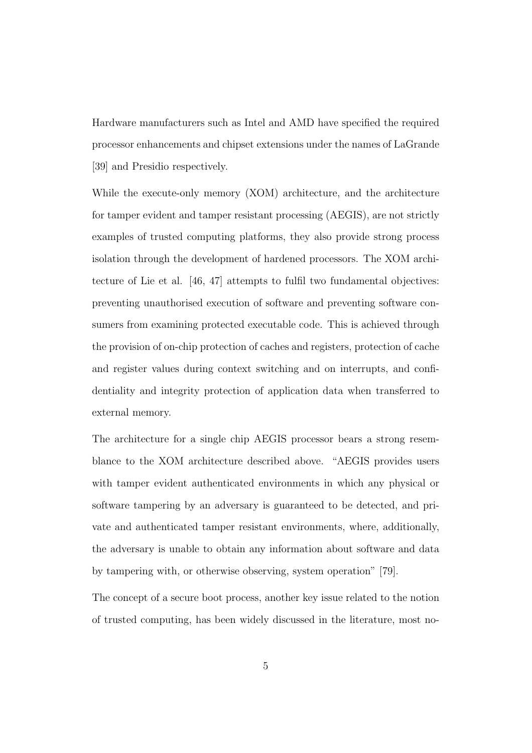Hardware manufacturers such as Intel and AMD have specified the required processor enhancements and chipset extensions under the names of LaGrande [39] and Presidio respectively.

While the execute-only memory (XOM) architecture, and the architecture for tamper evident and tamper resistant processing (AEGIS), are not strictly examples of trusted computing platforms, they also provide strong process isolation through the development of hardened processors. The XOM architecture of Lie et al. [46, 47] attempts to fulfil two fundamental objectives: preventing unauthorised execution of software and preventing software consumers from examining protected executable code. This is achieved through the provision of on-chip protection of caches and registers, protection of cache and register values during context switching and on interrupts, and confidentiality and integrity protection of application data when transferred to external memory.

The architecture for a single chip AEGIS processor bears a strong resemblance to the XOM architecture described above. "AEGIS provides users with tamper evident authenticated environments in which any physical or software tampering by an adversary is guaranteed to be detected, and private and authenticated tamper resistant environments, where, additionally, the adversary is unable to obtain any information about software and data by tampering with, or otherwise observing, system operation" [79].

The concept of a secure boot process, another key issue related to the notion of trusted computing, has been widely discussed in the literature, most no-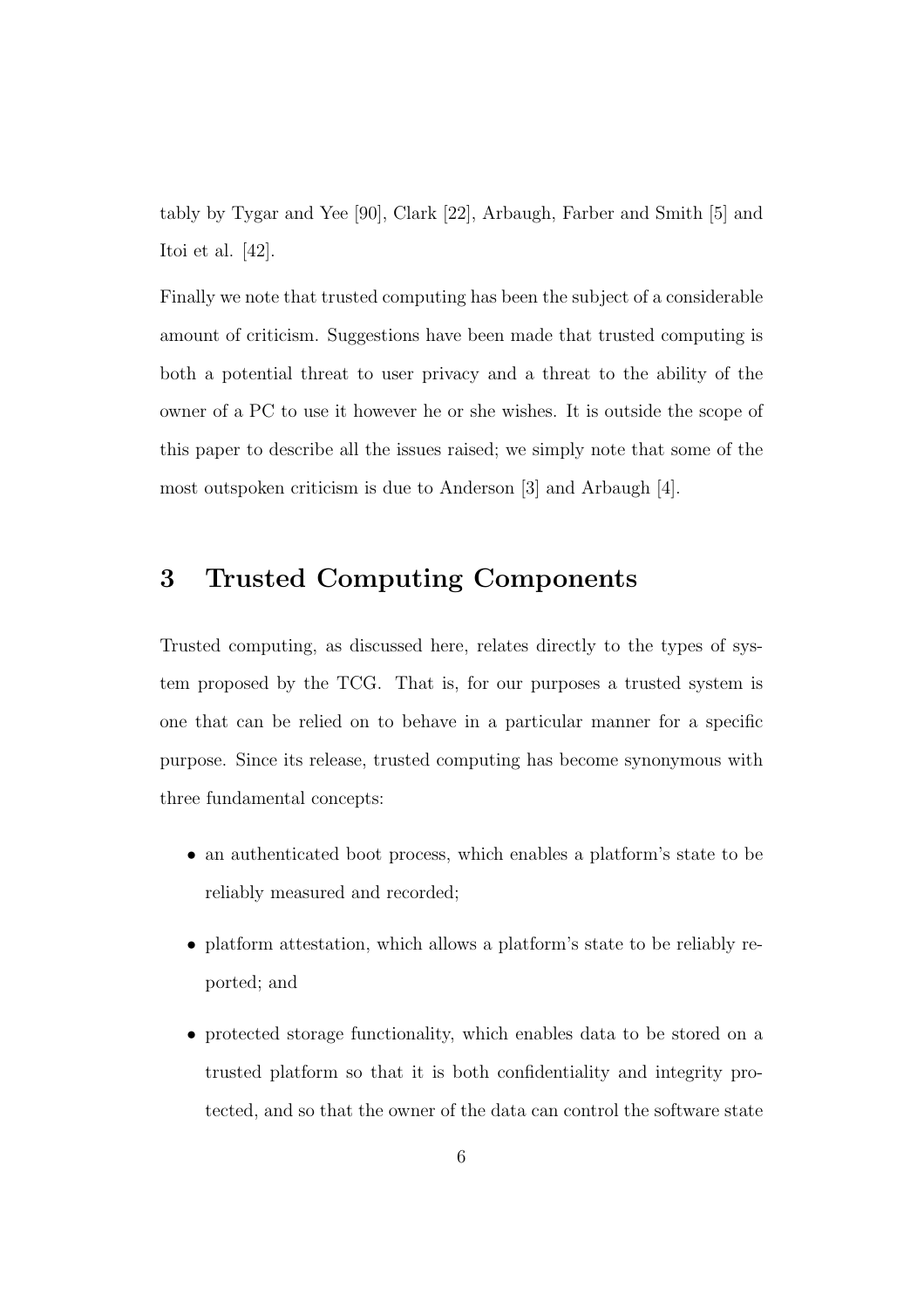tably by Tygar and Yee [90], Clark [22], Arbaugh, Farber and Smith [5] and Itoi et al. [42].

Finally we note that trusted computing has been the subject of a considerable amount of criticism. Suggestions have been made that trusted computing is both a potential threat to user privacy and a threat to the ability of the owner of a PC to use it however he or she wishes. It is outside the scope of this paper to describe all the issues raised; we simply note that some of the most outspoken criticism is due to Anderson [3] and Arbaugh [4].

## 3 Trusted Computing Components

Trusted computing, as discussed here, relates directly to the types of system proposed by the TCG. That is, for our purposes a trusted system is one that can be relied on to behave in a particular manner for a specific purpose. Since its release, trusted computing has become synonymous with three fundamental concepts:

- an authenticated boot process, which enables a platform's state to be reliably measured and recorded;
- platform attestation, which allows a platform's state to be reliably reported; and
- protected storage functionality, which enables data to be stored on a trusted platform so that it is both confidentiality and integrity protected, and so that the owner of the data can control the software state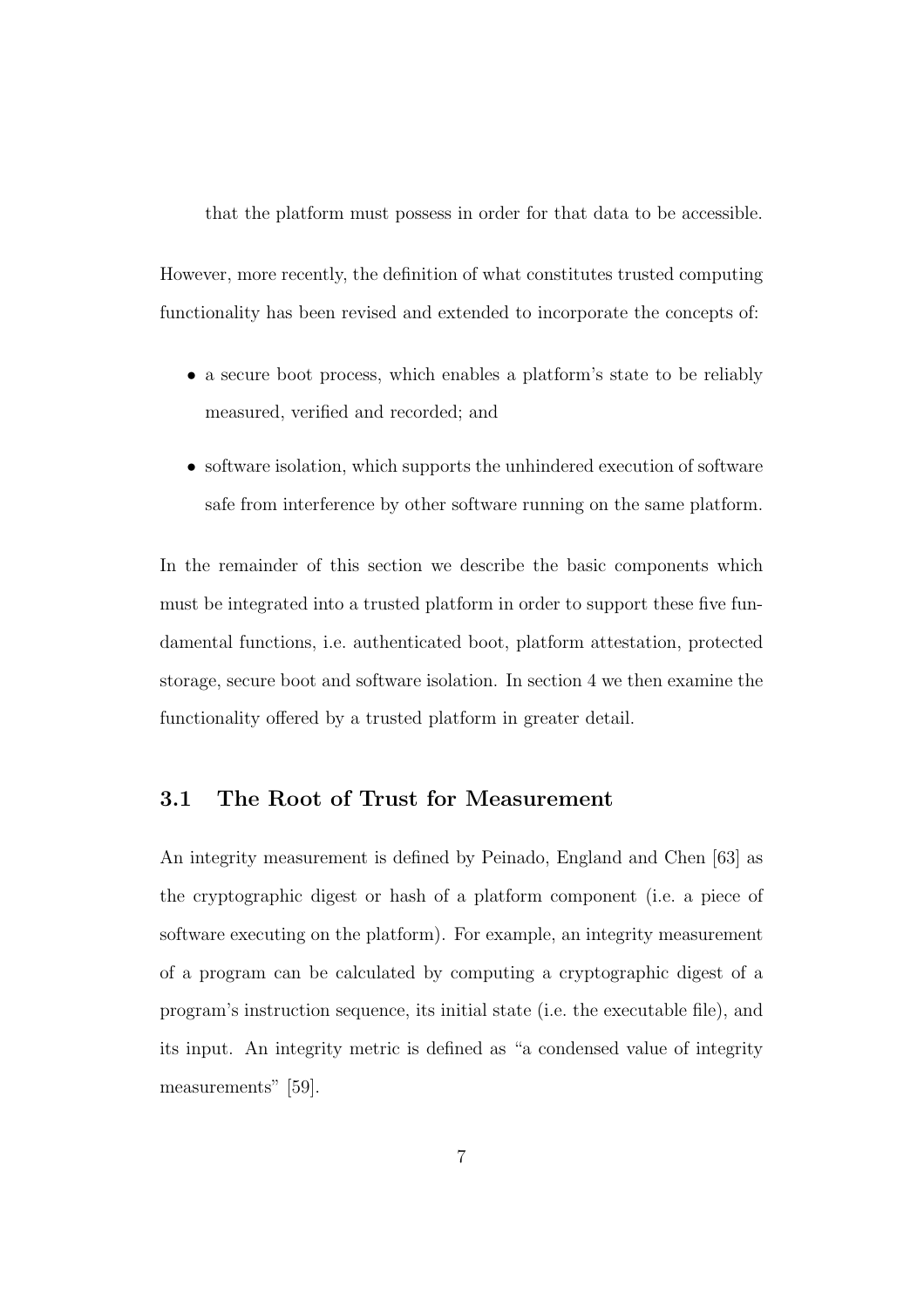that the platform must possess in order for that data to be accessible.

However, more recently, the definition of what constitutes trusted computing functionality has been revised and extended to incorporate the concepts of:

- a secure boot process, which enables a platform's state to be reliably measured, verified and recorded; and
- software isolation, which supports the unhindered execution of software safe from interference by other software running on the same platform.

In the remainder of this section we describe the basic components which must be integrated into a trusted platform in order to support these five fundamental functions, i.e. authenticated boot, platform attestation, protected storage, secure boot and software isolation. In section 4 we then examine the functionality offered by a trusted platform in greater detail.

## 3.1 The Root of Trust for Measurement

An integrity measurement is defined by Peinado, England and Chen [63] as the cryptographic digest or hash of a platform component (i.e. a piece of software executing on the platform). For example, an integrity measurement of a program can be calculated by computing a cryptographic digest of a program's instruction sequence, its initial state (i.e. the executable file), and its input. An integrity metric is defined as "a condensed value of integrity measurements" [59].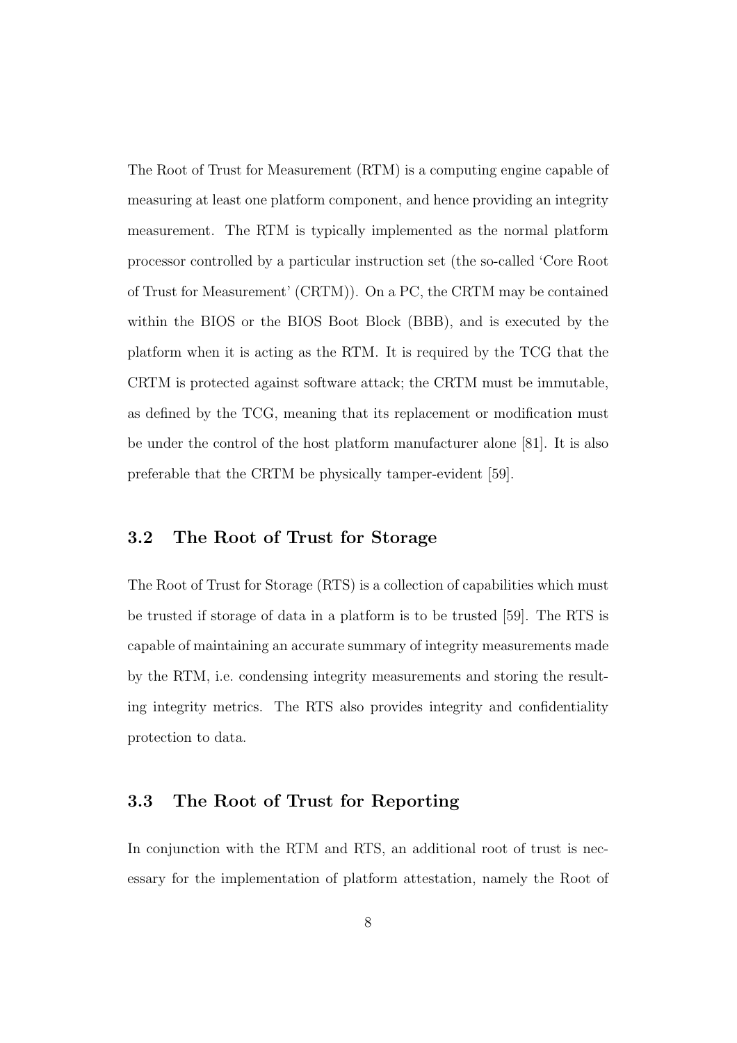The Root of Trust for Measurement (RTM) is a computing engine capable of measuring at least one platform component, and hence providing an integrity measurement. The RTM is typically implemented as the normal platform processor controlled by a particular instruction set (the so-called 'Core Root of Trust for Measurement' (CRTM)). On a PC, the CRTM may be contained within the BIOS or the BIOS Boot Block (BBB), and is executed by the platform when it is acting as the RTM. It is required by the TCG that the CRTM is protected against software attack; the CRTM must be immutable, as defined by the TCG, meaning that its replacement or modification must be under the control of the host platform manufacturer alone [81]. It is also preferable that the CRTM be physically tamper-evident [59].

## 3.2 The Root of Trust for Storage

The Root of Trust for Storage (RTS) is a collection of capabilities which must be trusted if storage of data in a platform is to be trusted [59]. The RTS is capable of maintaining an accurate summary of integrity measurements made by the RTM, i.e. condensing integrity measurements and storing the resulting integrity metrics. The RTS also provides integrity and confidentiality protection to data.

## 3.3 The Root of Trust for Reporting

In conjunction with the RTM and RTS, an additional root of trust is necessary for the implementation of platform attestation, namely the Root of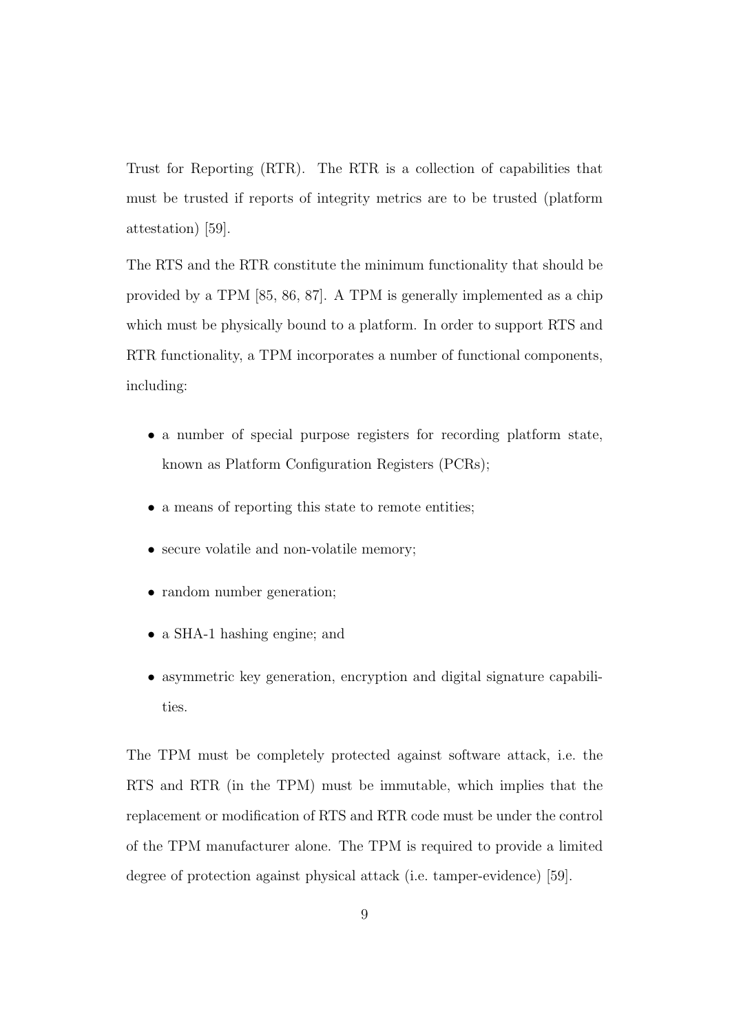Trust for Reporting (RTR). The RTR is a collection of capabilities that must be trusted if reports of integrity metrics are to be trusted (platform attestation) [59].

The RTS and the RTR constitute the minimum functionality that should be provided by a TPM [85, 86, 87]. A TPM is generally implemented as a chip which must be physically bound to a platform. In order to support RTS and RTR functionality, a TPM incorporates a number of functional components, including:

- a number of special purpose registers for recording platform state, known as Platform Configuration Registers (PCRs);
- a means of reporting this state to remote entities;
- secure volatile and non-volatile memory;
- random number generation;
- a SHA-1 hashing engine; and
- asymmetric key generation, encryption and digital signature capabilities.

The TPM must be completely protected against software attack, i.e. the RTS and RTR (in the TPM) must be immutable, which implies that the replacement or modification of RTS and RTR code must be under the control of the TPM manufacturer alone. The TPM is required to provide a limited degree of protection against physical attack (i.e. tamper-evidence) [59].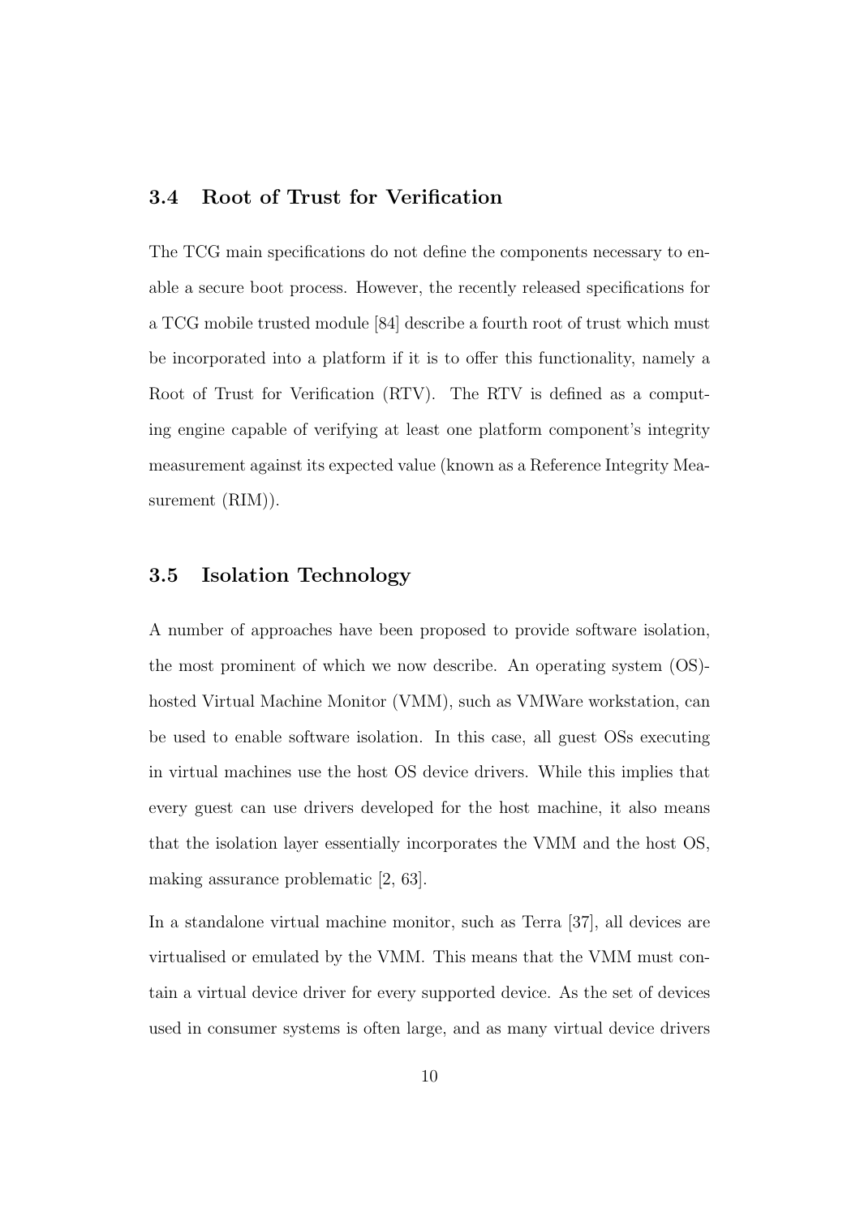## 3.4 Root of Trust for Verification

The TCG main specifications do not define the components necessary to enable a secure boot process. However, the recently released specifications for a TCG mobile trusted module [84] describe a fourth root of trust which must be incorporated into a platform if it is to offer this functionality, namely a Root of Trust for Verification (RTV). The RTV is defined as a computing engine capable of verifying at least one platform component's integrity measurement against its expected value (known as a Reference Integrity Measurement (RIM)).

## 3.5 Isolation Technology

A number of approaches have been proposed to provide software isolation, the most prominent of which we now describe. An operating system (OS)-hosted Virtual Machine Monitor (VMM), such as VMWare workstation, can be used to enable software isolation. In this case, all guest OSs executing in virtual machines use the host OS device drivers. While this implies that every guest can use drivers developed for the host machine, it also means that the isolation layer essentially incorporates the VMM and the host OS, making assurance problematic [2, 63].

In a standalone virtual machine monitor, such as Terra [37], all devices are virtualised or emulated by the VMM. This means that the VMM must contain a virtual device driver for every supported device. As the set of devices used in consumer systems is often large, and as many virtual device drivers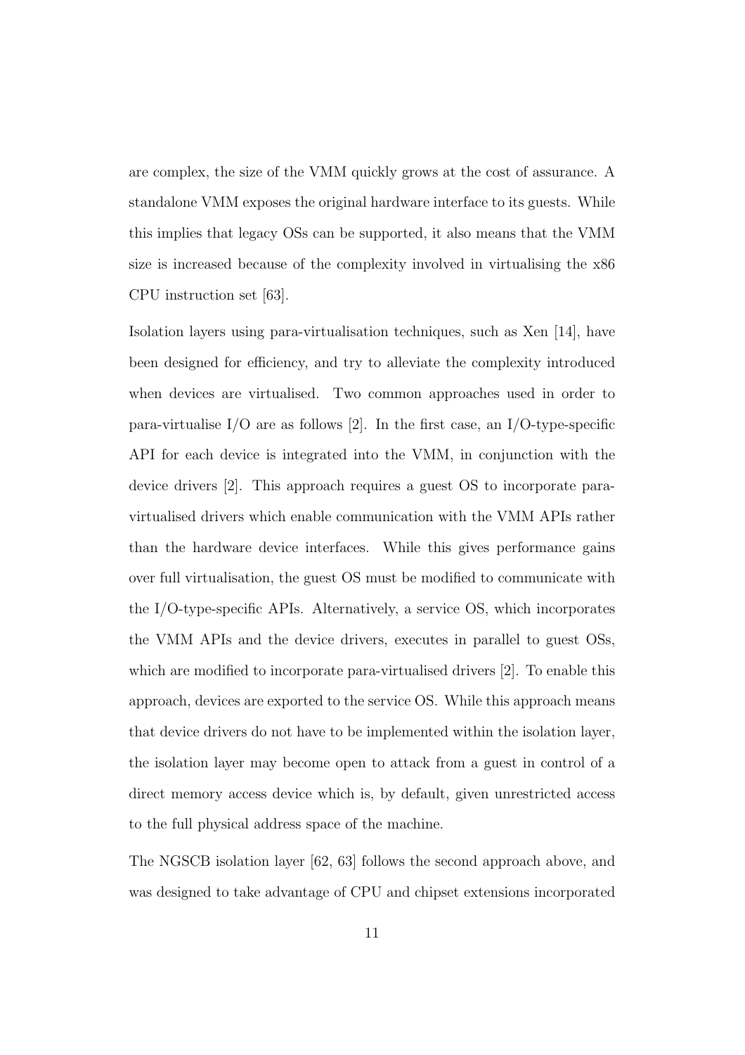are complex, the size of the VMM quickly grows at the cost of assurance. A standalone VMM exposes the original hardware interface to its guests. While this implies that legacy OSs can be supported, it also means that the VMM size is increased because of the complexity involved in virtualising the x86 CPU instruction set [63].

Isolation layers using para-virtualisation techniques, such as Xen [14], have been designed for efficiency, and try to alleviate the complexity introduced when devices are virtualised. Two common approaches used in order to para-virtualise I/O are as follows [2]. In the first case, an I/O-type-specific API for each device is integrated into the VMM, in conjunction with the device drivers [2]. This approach requires a guest OS to incorporate para-virtualised drivers which enable communication with the VMM APIs rather than the hardware device interfaces. While this gives performance gains over full virtualisation, the guest OS must be modified to communicate with the I/O-type-specific APIs. Alternatively, a service OS, which incorporates the VMM APIs and the device drivers, executes in parallel to guest OSs, which are modified to incorporate para-virtualised drivers [2]. To enable this approach, devices are exported to the service OS. While this approach means that device drivers do not have to be implemented within the isolation layer, the isolation layer may become open to attack from a guest in control of a direct memory access device which is, by default, given unrestricted access to the full physical address space of the machine.

The NGSCB isolation layer [62, 63] follows the second approach above, and was designed to take advantage of CPU and chipset extensions incorporated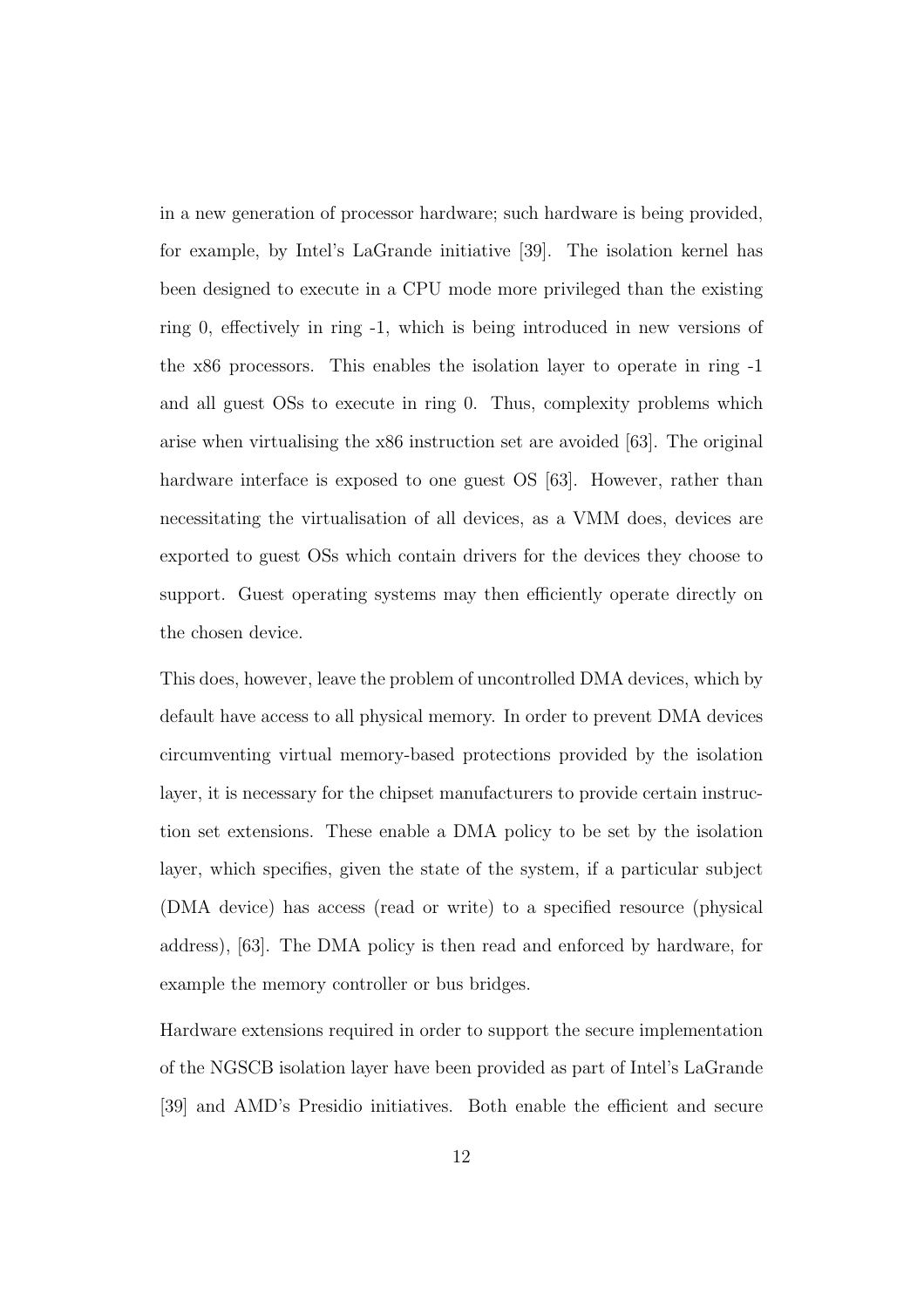in a new generation of processor hardware; such hardware is being provided, for example, by Intel's LaGrande initiative [39]. The isolation kernel has been designed to execute in a CPU mode more privileged than the existing ring 0, effectively in ring -1, which is being introduced in new versions of the x86 processors. This enables the isolation layer to operate in ring -1 and all guest OSs to execute in ring 0. Thus, complexity problems which arise when virtualising the x86 instruction set are avoided [63]. The original hardware interface is exposed to one guest OS [63]. However, rather than necessitating the virtualisation of all devices, as a VMM does, devices are exported to guest OSs which contain drivers for the devices they choose to support. Guest operating systems may then efficiently operate directly on the chosen device.

This does, however, leave the problem of uncontrolled DMA devices, which by default have access to all physical memory. In order to prevent DMA devices circumventing virtual memory-based protections provided by the isolation layer, it is necessary for the chipset manufacturers to provide certain instruction set extensions. These enable a DMA policy to be set by the isolation layer, which specifies, given the state of the system, if a particular subject (DMA device) has access (read or write) to a specified resource (physical address), [63]. The DMA policy is then read and enforced by hardware, for example the memory controller or bus bridges.

Hardware extensions required in order to support the secure implementation of the NGSCB isolation layer have been provided as part of Intel's LaGrande [39] and AMD's Presidio initiatives. Both enable the efficient and secure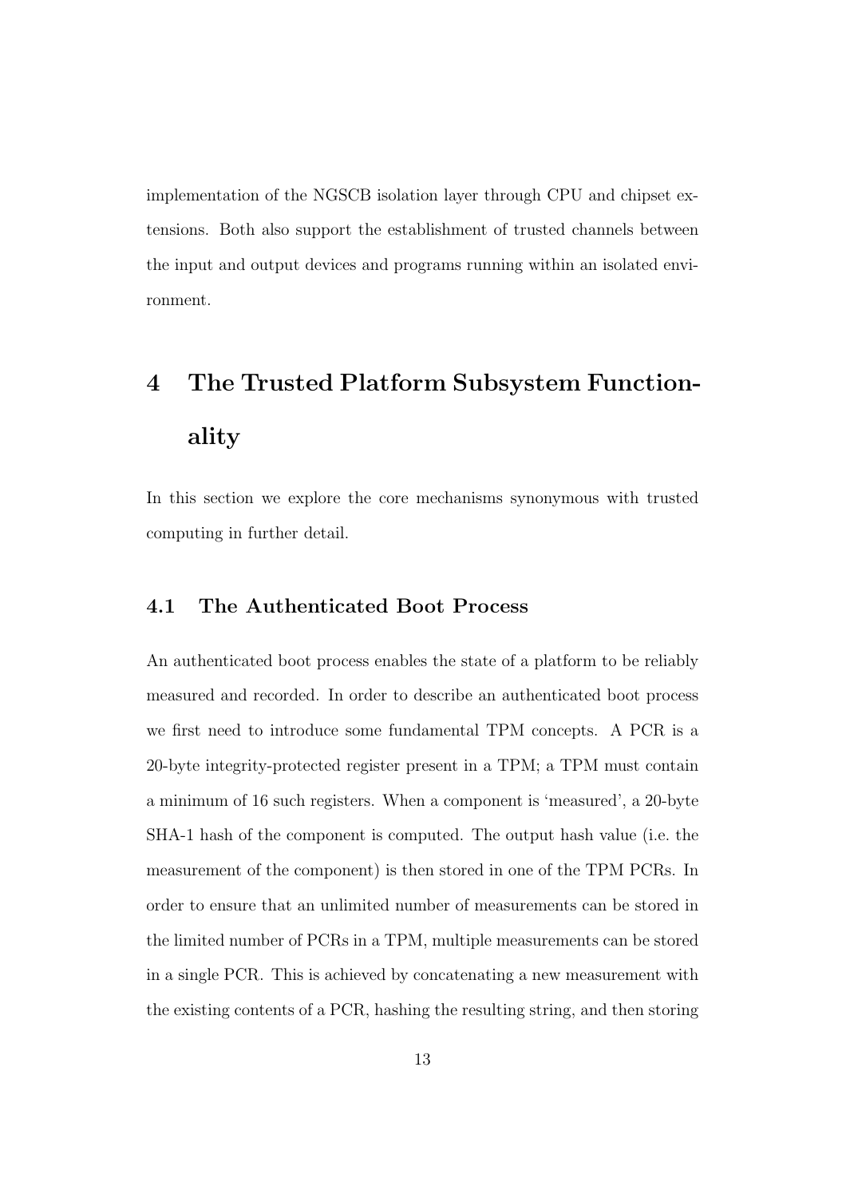implementation of the NGSCB isolation layer through CPU and chipset extensions. Both also support the establishment of trusted channels between the input and output devices and programs running within an isolated environment.

# 4 The Trusted Platform Subsystem Functionality

In this section we explore the core mechanisms synonymous with trusted computing in further detail.

## 4.1 The Authenticated Boot Process

An authenticated boot process enables the state of a platform to be reliably measured and recorded. In order to describe an authenticated boot process we first need to introduce some fundamental TPM concepts. A PCR is a 20-byte integrity-protected register present in a TPM; a TPM must contain a minimum of 16 such registers. When a component is 'measured', a 20-byte SHA-1 hash of the component is computed. The output hash value (i.e. the measurement of the component) is then stored in one of the TPM PCRs. In order to ensure that an unlimited number of measurements can be stored in the limited number of PCRs in a TPM, multiple measurements can be stored in a single PCR. This is achieved by concatenating a new measurement with the existing contents of a PCR, hashing the resulting string, and then storing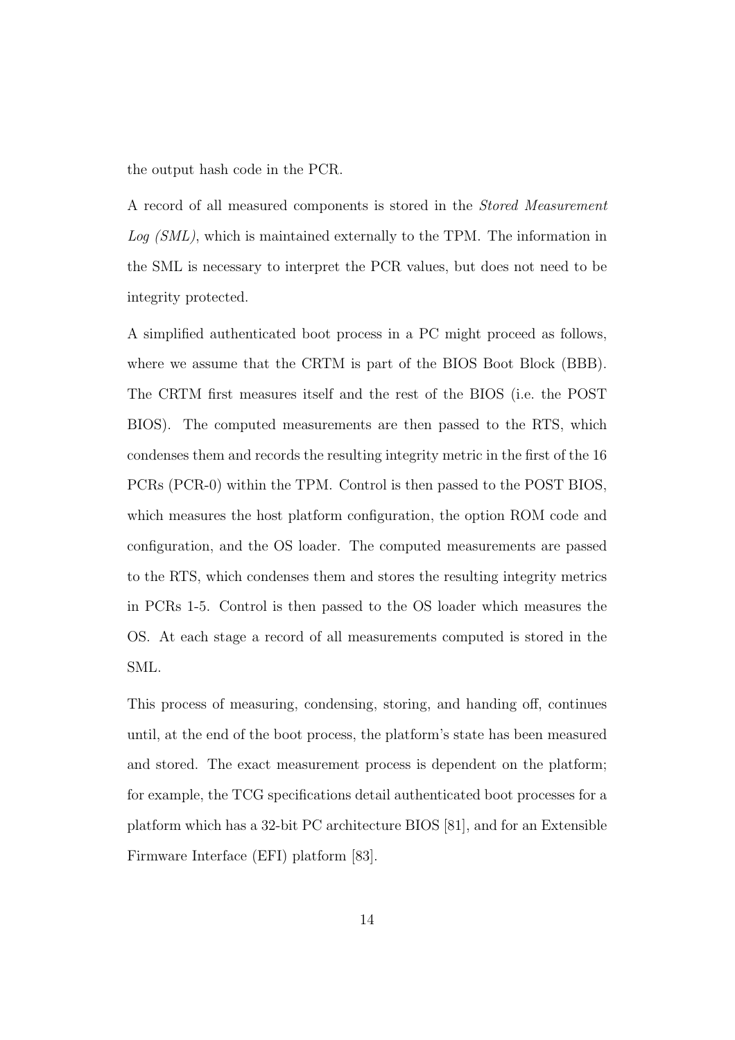the output hash code in the PCR.

A record of all measured components is stored in the *Stored Measurement Log (SML)*, which is maintained externally to the TPM. The information in the SML is necessary to interpret the PCR values, but does not need to be integrity protected.

A simplified authenticated boot process in a PC might proceed as follows, where we assume that the CRTM is part of the BIOS Boot Block (BBB). The CRTM first measures itself and the rest of the BIOS (i.e. the POST BIOS). The computed measurements are then passed to the RTS, which condenses them and records the resulting integrity metric in the first of the 16 PCRs (PCR-0) within the TPM. Control is then passed to the POST BIOS, which measures the host platform configuration, the option ROM code and configuration, and the OS loader. The computed measurements are passed to the RTS, which condenses them and stores the resulting integrity metrics in PCRs 1-5. Control is then passed to the OS loader which measures the OS. At each stage a record of all measurements computed is stored in the SML.

This process of measuring, condensing, storing, and handing off, continues until, at the end of the boot process, the platform's state has been measured and stored. The exact measurement process is dependent on the platform; for example, the TCG specifications detail authenticated boot processes for a platform which has a 32-bit PC architecture BIOS [81], and for an Extensible Firmware Interface (EFI) platform [83].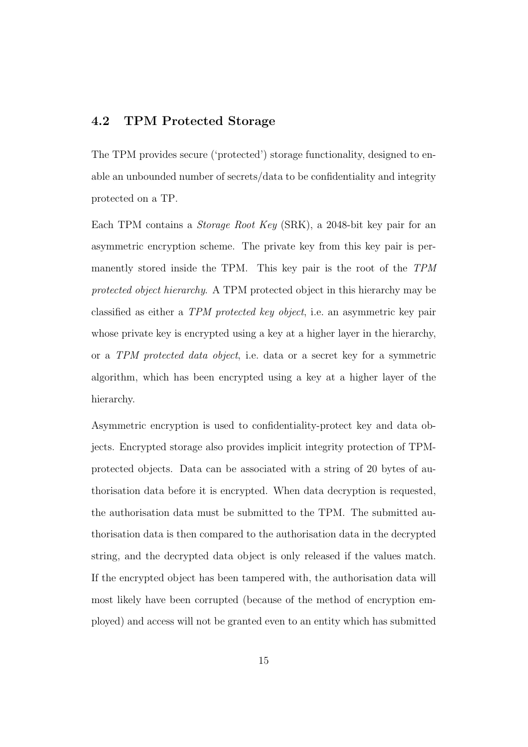## 4.2 TPM Protected Storage

The TPM provides secure ('protected') storage functionality, designed to enable an unbounded number of secrets/data to be confidentiality and integrity protected on a TP.

Each TPM contains a *Storage Root Key* (SRK), a 2048-bit key pair for an asymmetric encryption scheme. The private key from this key pair is permanently stored inside the TPM. This key pair is the root of the *TPM protected object hierarchy*. A TPM protected object in this hierarchy may be classified as either a *TPM protected key object*, i.e. an asymmetric key pair whose private key is encrypted using a key at a higher layer in the hierarchy, or a *TPM protected data object*, i.e. data or a secret key for a symmetric algorithm, which has been encrypted using a key at a higher layer of the hierarchy.

Asymmetric encryption is used to confidentiality-protect key and data objects. Encrypted storage also provides implicit integrity protection of TPM-protected objects. Data can be associated with a string of 20 bytes of authorisation data before it is encrypted. When data decryption is requested, the authorisation data must be submitted to the TPM. The submitted authorisation data is then compared to the authorisation data in the decrypted string, and the decrypted data object is only released if the values match. If the encrypted object has been tampered with, the authorisation data will most likely have been corrupted (because of the method of encryption employed) and access will not be granted even to an entity which has submitted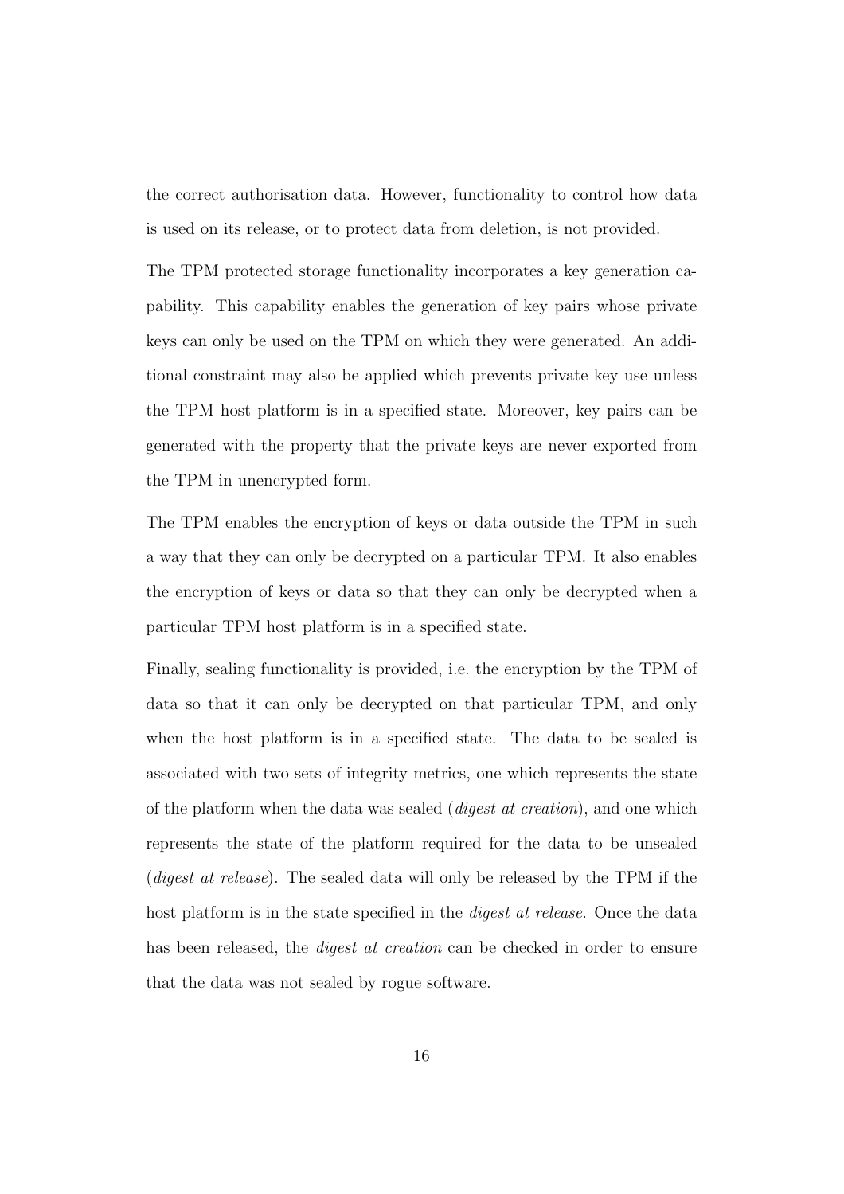the correct authorisation data. However, functionality to control how data is used on its release, or to protect data from deletion, is not provided.

The TPM protected storage functionality incorporates a key generation capability. This capability enables the generation of key pairs whose private keys can only be used on the TPM on which they were generated. An additional constraint may also be applied which prevents private key use unless the TPM host platform is in a specified state. Moreover, key pairs can be generated with the property that the private keys are never exported from the TPM in unencrypted form.

The TPM enables the encryption of keys or data outside the TPM in such a way that they can only be decrypted on a particular TPM. It also enables the encryption of keys or data so that they can only be decrypted when a particular TPM host platform is in a specified state.

Finally, sealing functionality is provided, i.e. the encryption by the TPM of data so that it can only be decrypted on that particular TPM, and only when the host platform is in a specified state. The data to be sealed is associated with two sets of integrity metrics, one which represents the state of the platform when the data was sealed (*digest at creation*), and one which represents the state of the platform required for the data to be unsealed (*digest at release*). The sealed data will only be released by the TPM if the host platform is in the state specified in the *digest at release*. Once the data has been released, the *digest at creation* can be checked in order to ensure that the data was not sealed by rogue software.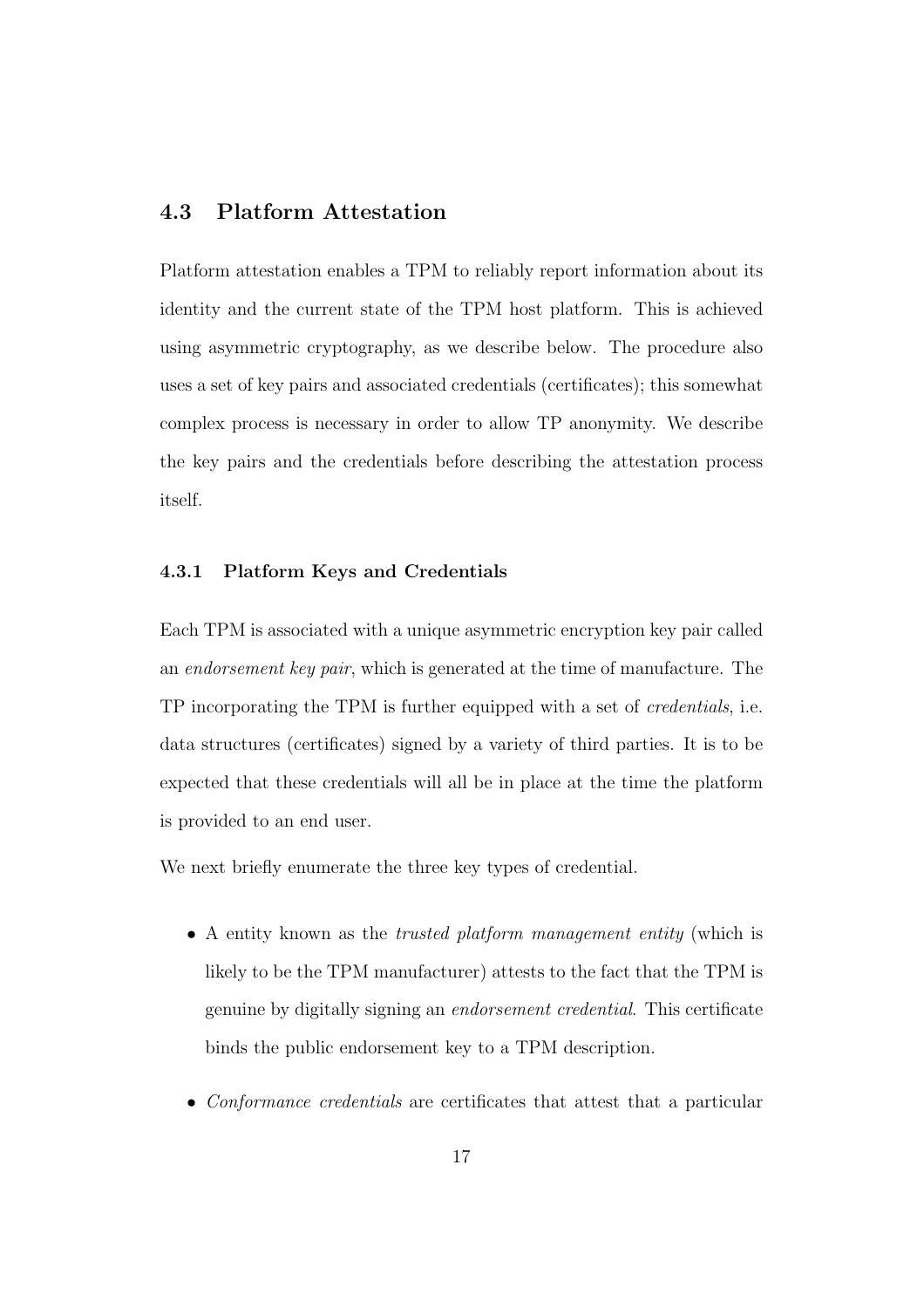## 4.3 Platform Attestation

Platform attestation enables a TPM to reliably report information about its identity and the current state of the TPM host platform. This is achieved using asymmetric cryptography, as we describe below. The procedure also uses a set of key pairs and associated credentials (certificates); this somewhat complex process is necessary in order to allow TP anonymity. We describe the key pairs and the credentials before describing the attestation process itself.

### 4.3.1 Platform Keys and Credentials

Each TPM is associated with a unique asymmetric encryption key pair called an *endorsement key pair*, which is generated at the time of manufacture. The TP incorporating the TPM is further equipped with a set of *credentials*, i.e. data structures (certificates) signed by a variety of third parties. It is to be expected that these credentials will all be in place at the time the platform is provided to an end user.

We next briefly enumerate the three key types of credential.

- A entity known as the *trusted platform management entity* (which is likely to be the TPM manufacturer) attests to the fact that the TPM is genuine by digitally signing an *endorsement credential*. This certificate binds the public endorsement key to a TPM description.
- *Conformance credentials* are certificates that attest that a particular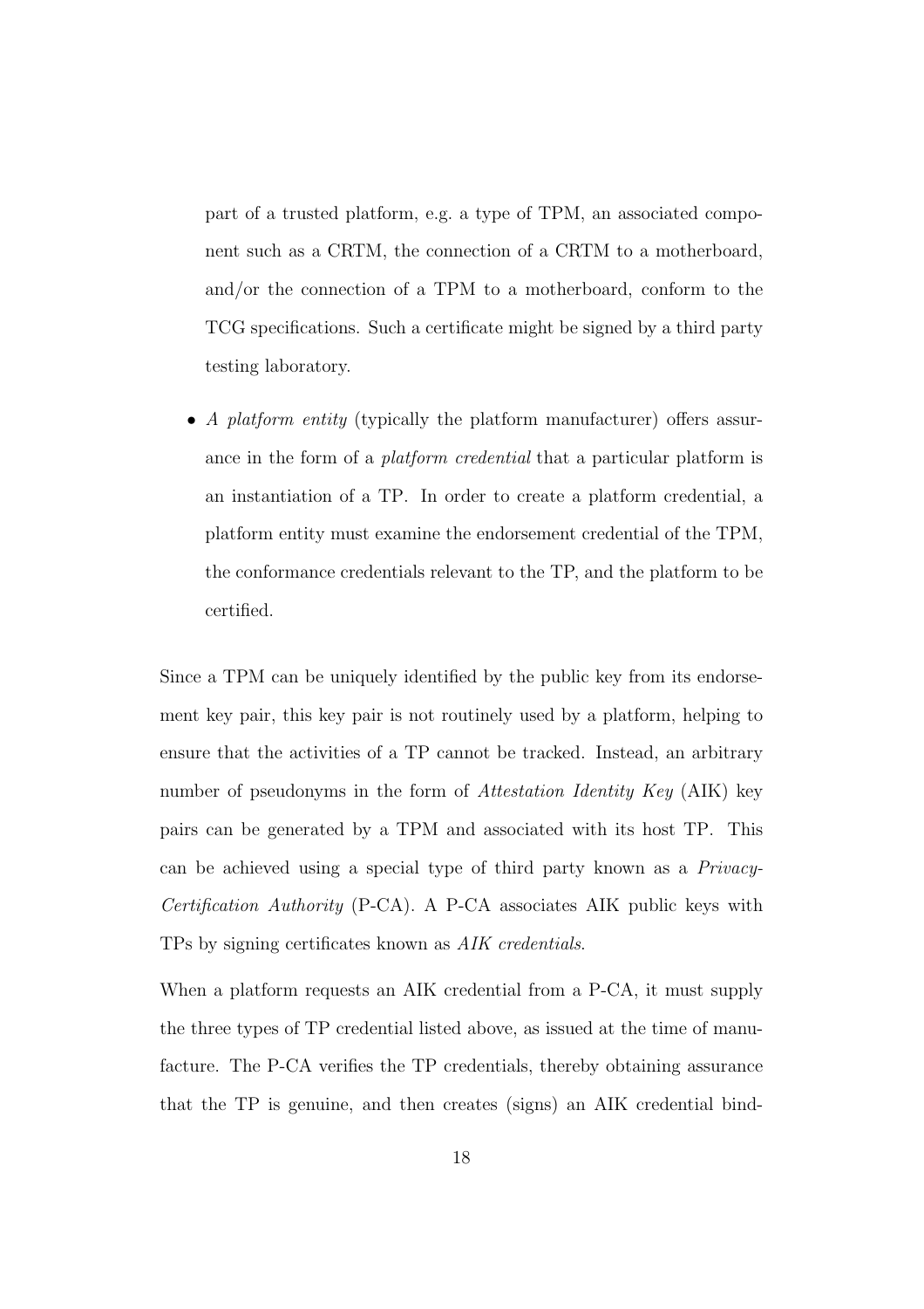part of a trusted platform, e.g. a type of TPM, an associated component such as a CRTM, the connection of a CRTM to a motherboard, and/or the connection of a TPM to a motherboard, conform to the TCG specifications. Such a certificate might be signed by a third party testing laboratory.

- *A platform entity* (typically the platform manufacturer) offers assurance in the form of a *platform credential* that a particular platform is an instantiation of a TP. In order to create a platform credential, a platform entity must examine the endorsement credential of the TPM, the conformance credentials relevant to the TP, and the platform to be certified.

Since a TPM can be uniquely identified by the public key from its endorsement key pair, this key pair is not routinely used by a platform, helping to ensure that the activities of a TP cannot be tracked. Instead, an arbitrary number of pseudonyms in the form of *Attestation Identity Key* (AIK) key pairs can be generated by a TPM and associated with its host TP. This can be achieved using a special type of third party known as a *Privacy-Certification Authority* (P-CA). A P-CA associates AIK public keys with TPs by signing certificates known as *AIK credentials*.

When a platform requests an AIK credential from a P-CA, it must supply the three types of TP credential listed above, as issued at the time of manufacture. The P-CA verifies the TP credentials, thereby obtaining assurance that the TP is genuine, and then creates (signs) an AIK credential bind-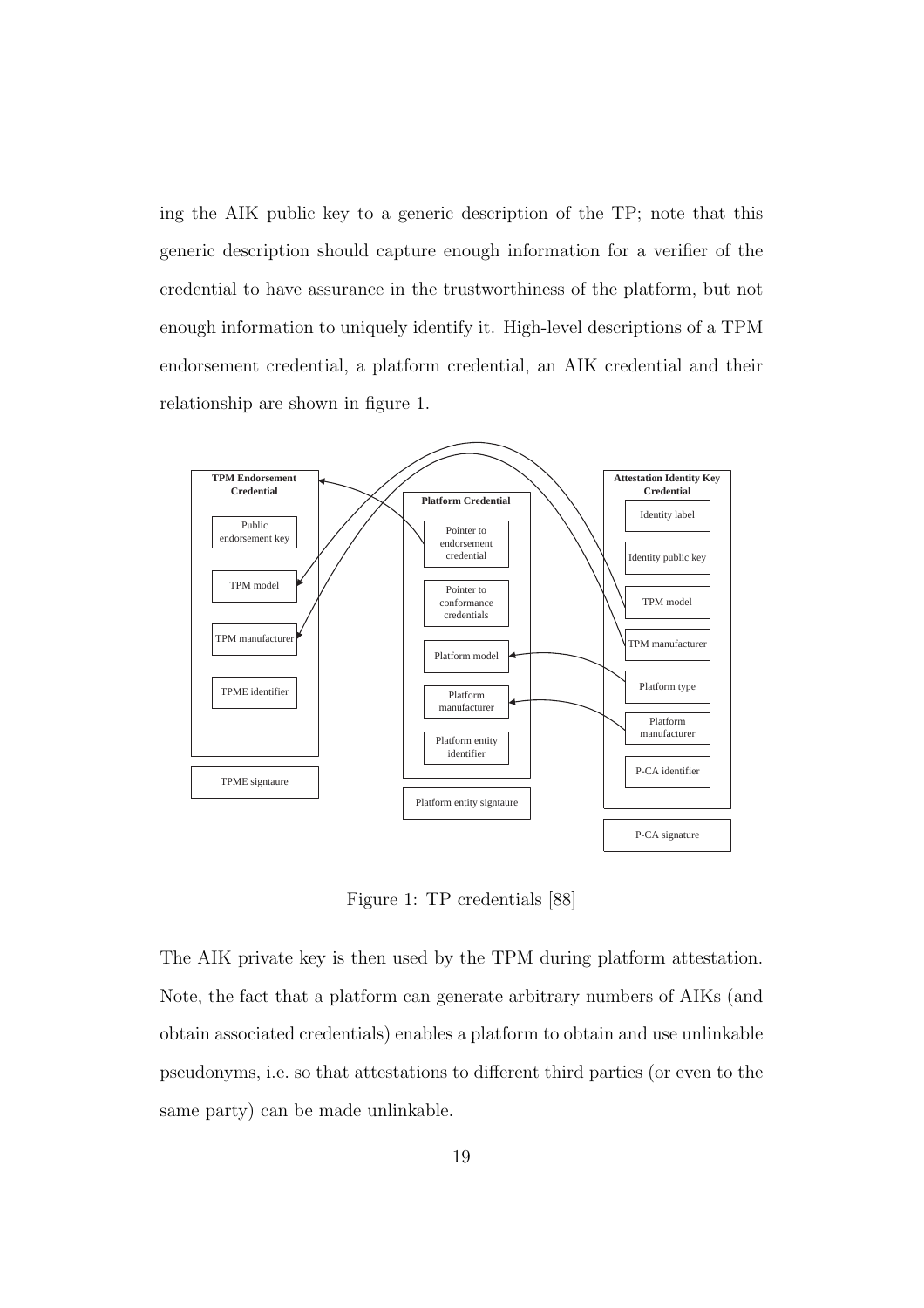ing the AIK public key to a generic description of the TP; note that this generic description should capture enough information for a verifier of the credential to have assurance in the trustworthiness of the platform, but not enough information to uniquely identify it. High-level descriptions of a TPM endorsement credential, a platform credential, an AIK credential and their relationship are shown in figure 1.

Figure 1: TP credentials [88]

The AIK private key is then used by the TPM during platform attestation. Note, the fact that a platform can generate arbitrary numbers of AIKs (and obtain associated credentials) enables a platform to obtain and use unlinkable pseudonyms, i.e. so that attestations to different third parties (or even to the same party) can be made unlinkable.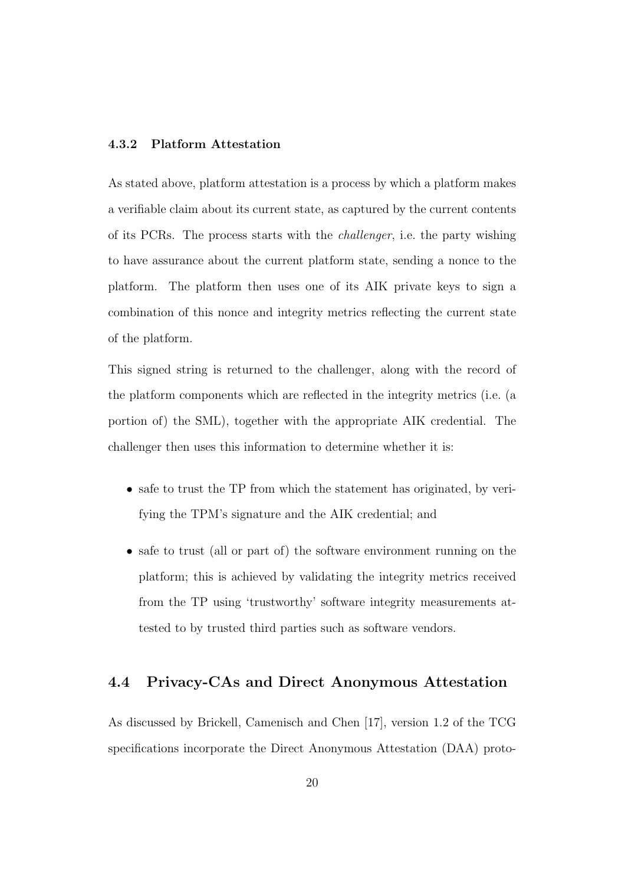### 4.3.2 Platform Attestation

As stated above, platform attestation is a process by which a platform makes a verifiable claim about its current state, as captured by the current contents of its PCRs. The process starts with the *challenger*, i.e. the party wishing to have assurance about the current platform state, sending a nonce to the platform. The platform then uses one of its AIK private keys to sign a combination of this nonce and integrity metrics reflecting the current state of the platform.

This signed string is returned to the challenger, along with the record of the platform components which are reflected in the integrity metrics (i.e. (a portion of) the SML), together with the appropriate AIK credential. The challenger then uses this information to determine whether it is:

- safe to trust the TP from which the statement has originated, by verifying the TPM's signature and the AIK credential; and
- safe to trust (all or part of) the software environment running on the platform; this is achieved by validating the integrity metrics received from the TP using 'trustworthy' software integrity measurements attested to by trusted third parties such as software vendors.

## 4.4 Privacy-CAs and Direct Anonymous Attestation

As discussed by Brickell, Camenisch and Chen [17], version 1.2 of the TCG specifications incorporate the Direct Anonymous Attestation (DAA) proto-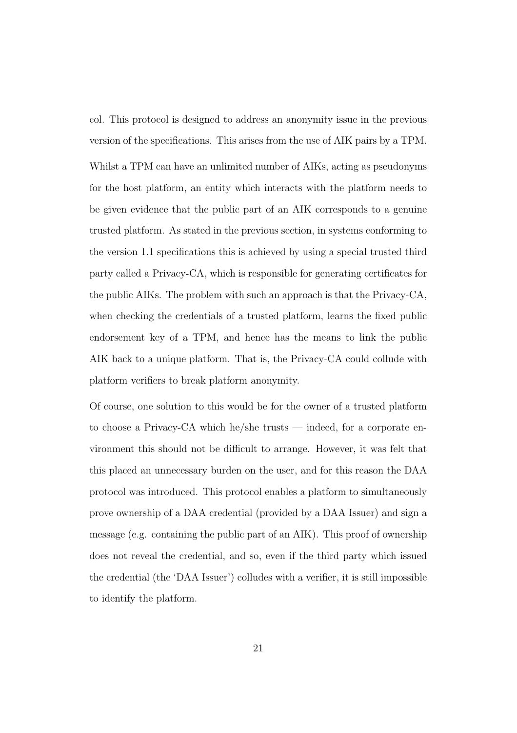col. This protocol is designed to address an anonymity issue in the previous version of the specifications. This arises from the use of AIK pairs by a TPM. Whilst a TPM can have an unlimited number of AIKs, acting as pseudonyms for the host platform, an entity which interacts with the platform needs to be given evidence that the public part of an AIK corresponds to a genuine trusted platform. As stated in the previous section, in systems conforming to the version 1.1 specifications this is achieved by using a special trusted third party called a Privacy-CA, which is responsible for generating certificates for the public AIKs. The problem with such an approach is that the Privacy-CA, when checking the credentials of a trusted platform, learns the fixed public endorsement key of a TPM, and hence has the means to link the public AIK back to a unique platform. That is, the Privacy-CA could collude with platform verifiers to break platform anonymity.

Of course, one solution to this would be for the owner of a trusted platform to choose a Privacy-CA which he/she trusts — indeed, for a corporate environment this should not be difficult to arrange. However, it was felt that this placed an unnecessary burden on the user, and for this reason the DAA protocol was introduced. This protocol enables a platform to simultaneously prove ownership of a DAA credential (provided by a DAA Issuer) and sign a message (e.g. containing the public part of an AIK). This proof of ownership does not reveal the credential, and so, even if the third party which issued the credential (the 'DAA Issuer') colludes with a verifier, it is still impossible to identify the platform.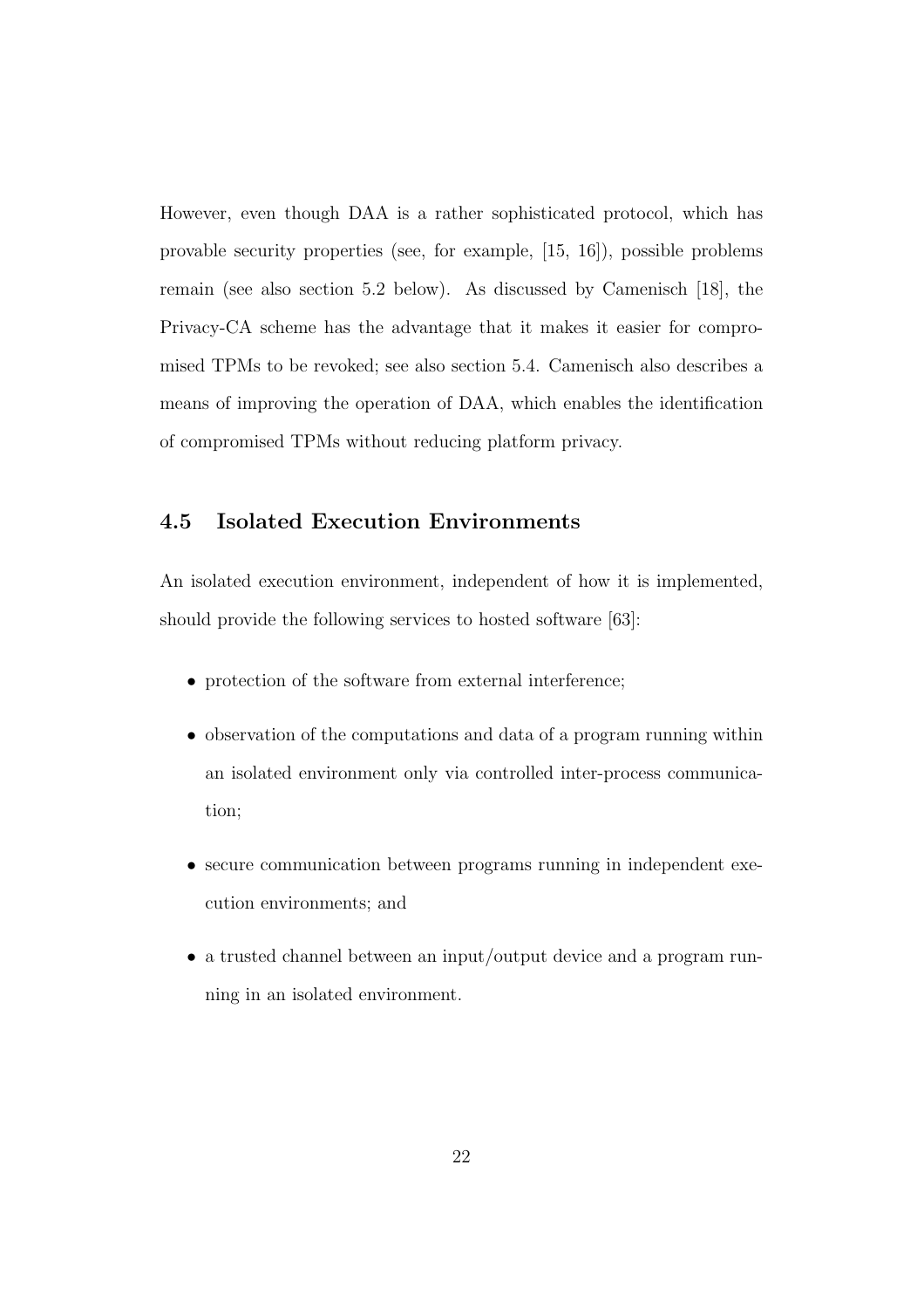However, even though DAA is a rather sophisticated protocol, which has provable security properties (see, for example, [15, 16]), possible problems remain (see also section 5.2 below). As discussed by Camenisch [18], the Privacy-CA scheme has the advantage that it makes it easier for compromised TPMs to be revoked; see also section 5.4. Camenisch also describes a means of improving the operation of DAA, which enables the identification of compromised TPMs without reducing platform privacy.

## 4.5 Isolated Execution Environments

An isolated execution environment, independent of how it is implemented, should provide the following services to hosted software [63]:

- protection of the software from external interference;
- observation of the computations and data of a program running within an isolated environment only via controlled inter-process communication;
- secure communication between programs running in independent execution environments; and
- a trusted channel between an input/output device and a program running in an isolated environment.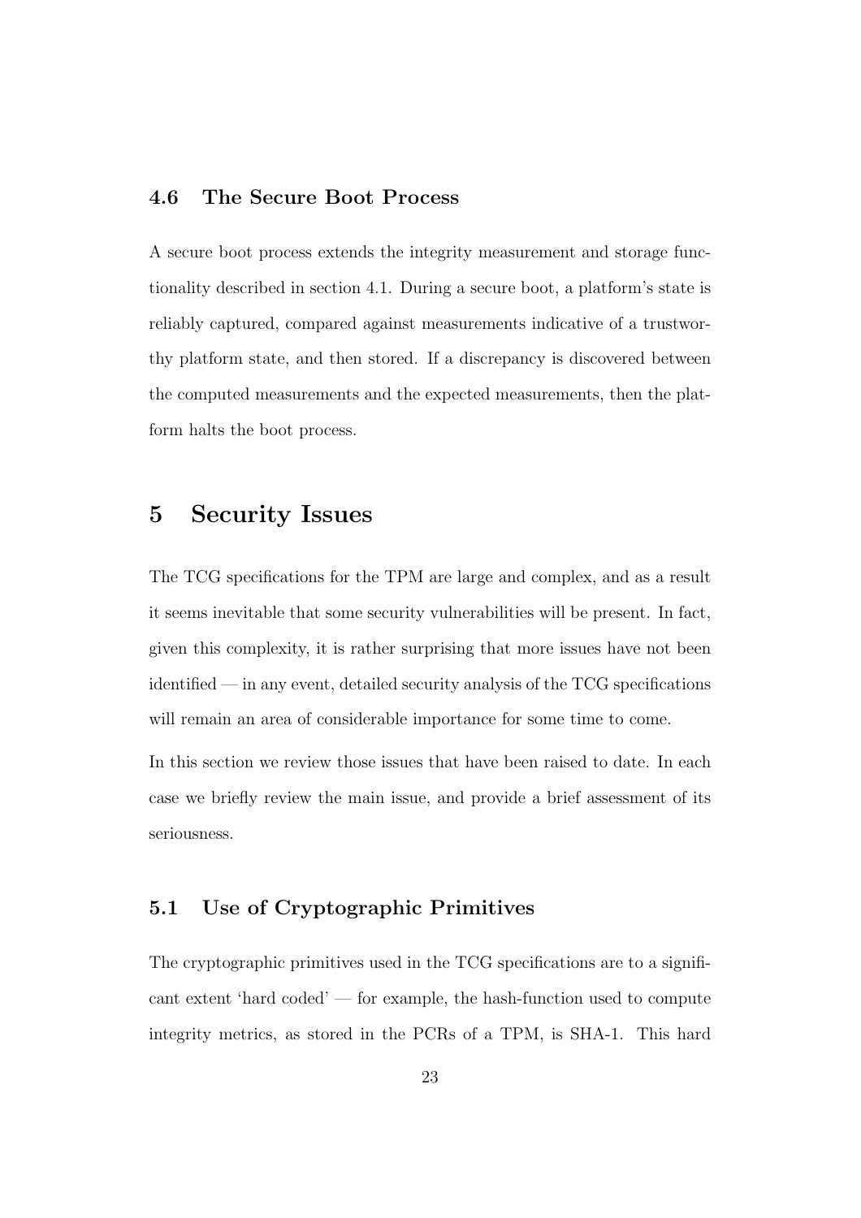### 4.6 The Secure Boot Process

A secure boot process extends the integrity measurement and storage functionality described in section 4.1. During a secure boot, a platform's state is reliably captured, compared against measurements indicative of a trustworthy platform state, and then stored. If a discrepancy is discovered between the computed measurements and the expected measurements, then the platform halts the boot process.

## 5 Security Issues

The TCG specifications for the TPM are large and complex, and as a result it seems inevitable that some security vulnerabilities will be present. In fact, given this complexity, it is rather surprising that more issues have not been identified — in any event, detailed security analysis of the TCG specifications will remain an area of considerable importance for some time to come.

In this section we review those issues that have been raised to date. In each case we briefly review the main issue, and provide a brief assessment of its seriousness.

### 5.1 Use of Cryptographic Primitives

The cryptographic primitives used in the TCG specifications are to a significant extent 'hard coded' — for example, the hash-function used to compute integrity metrics, as stored in the PCRs of a TPM, is SHA-1. This hard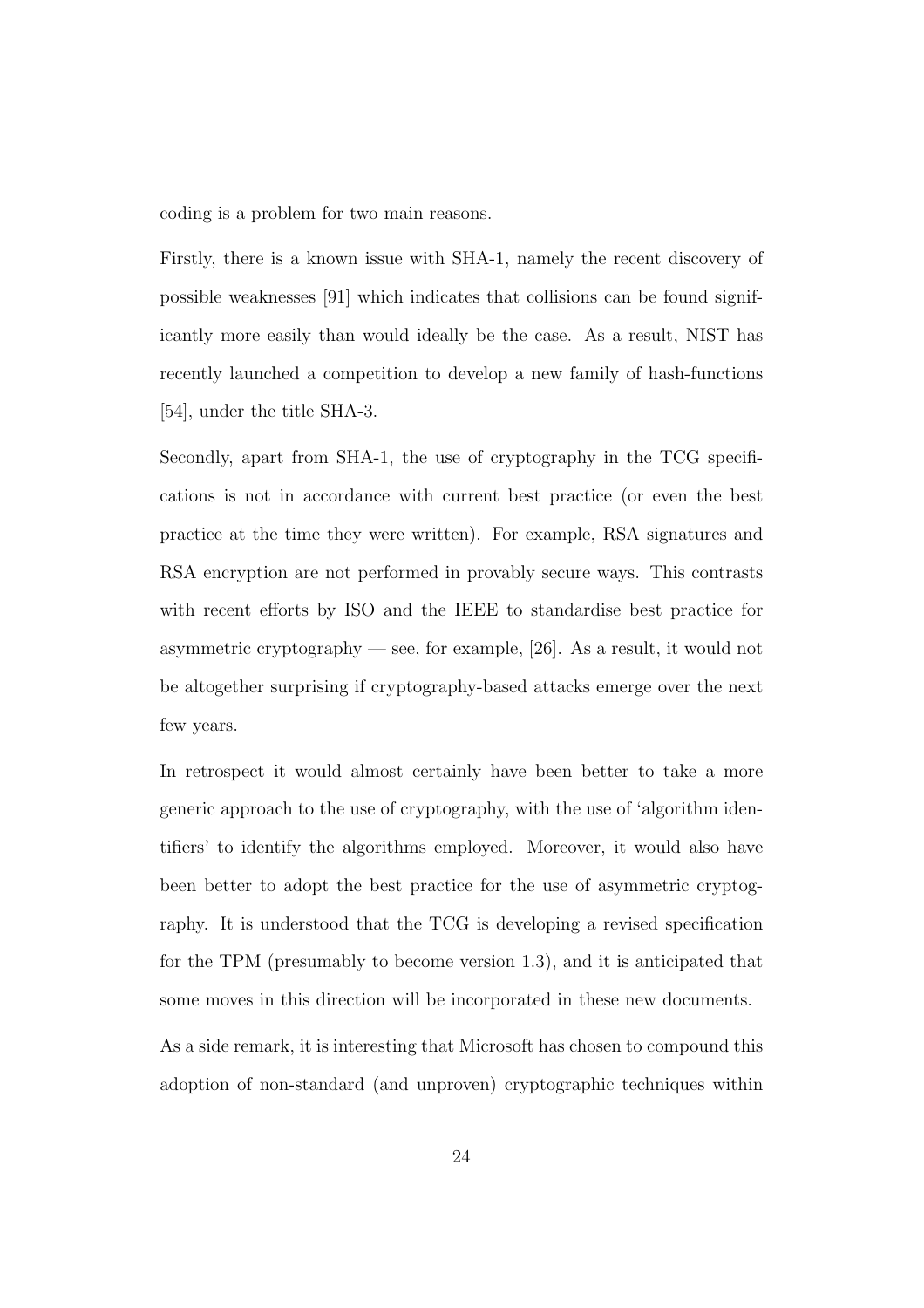coding is a problem for two main reasons.

Firstly, there is a known issue with SHA-1, namely the recent discovery of possible weaknesses [91] which indicates that collisions can be found significantly more easily than would ideally be the case. As a result, NIST has recently launched a competition to develop a new family of hash-functions [54], under the title SHA-3.

Secondly, apart from SHA-1, the use of cryptography in the TCG specifications is not in accordance with current best practice (or even the best practice at the time they were written). For example, RSA signatures and RSA encryption are not performed in provably secure ways. This contrasts with recent efforts by ISO and the IEEE to standardise best practice for asymmetric cryptography — see, for example, [26]. As a result, it would not be altogether surprising if cryptography-based attacks emerge over the next few years.

In retrospect it would almost certainly have been better to take a more generic approach to the use of cryptography, with the use of 'algorithm identifiers' to identify the algorithms employed. Moreover, it would also have been better to adopt the best practice for the use of asymmetric cryptography. It is understood that the TCG is developing a revised specification for the TPM (presumably to become version 1.3), and it is anticipated that some moves in this direction will be incorporated in these new documents.

As a side remark, it is interesting that Microsoft has chosen to compound this adoption of non-standard (and unproven) cryptographic techniques within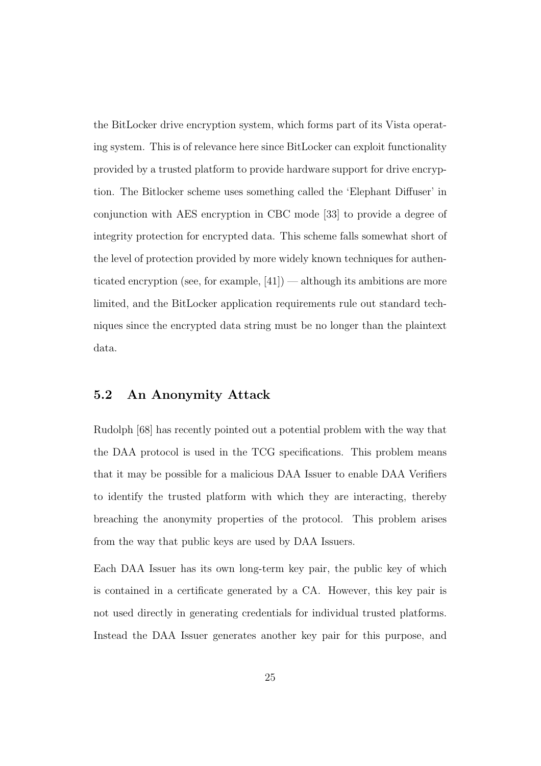the BitLocker drive encryption system, which forms part of its Vista operating system. This is of relevance here since BitLocker can exploit functionality provided by a trusted platform to provide hardware support for drive encryption. The Bitlocker scheme uses something called the 'Elephant Diffuser' in conjunction with AES encryption in CBC mode [33] to provide a degree of integrity protection for encrypted data. This scheme falls somewhat short of the level of protection provided by more widely known techniques for authenticated encryption (see, for example, [41]) — although its ambitions are more limited, and the BitLocker application requirements rule out standard techniques since the encrypted data string must be no longer than the plaintext data.

## 5.2 An Anonymity Attack

Rudolph [68] has recently pointed out a potential problem with the way that the DAA protocol is used in the TCG specifications. This problem means that it may be possible for a malicious DAA Issuer to enable DAA Verifiers to identify the trusted platform with which they are interacting, thereby breaching the anonymity properties of the protocol. This problem arises from the way that public keys are used by DAA Issuers.

Each DAA Issuer has its own long-term key pair, the public key of which is contained in a certificate generated by a CA. However, this key pair is not used directly in generating credentials for individual trusted platforms. Instead the DAA Issuer generates another key pair for this purpose, and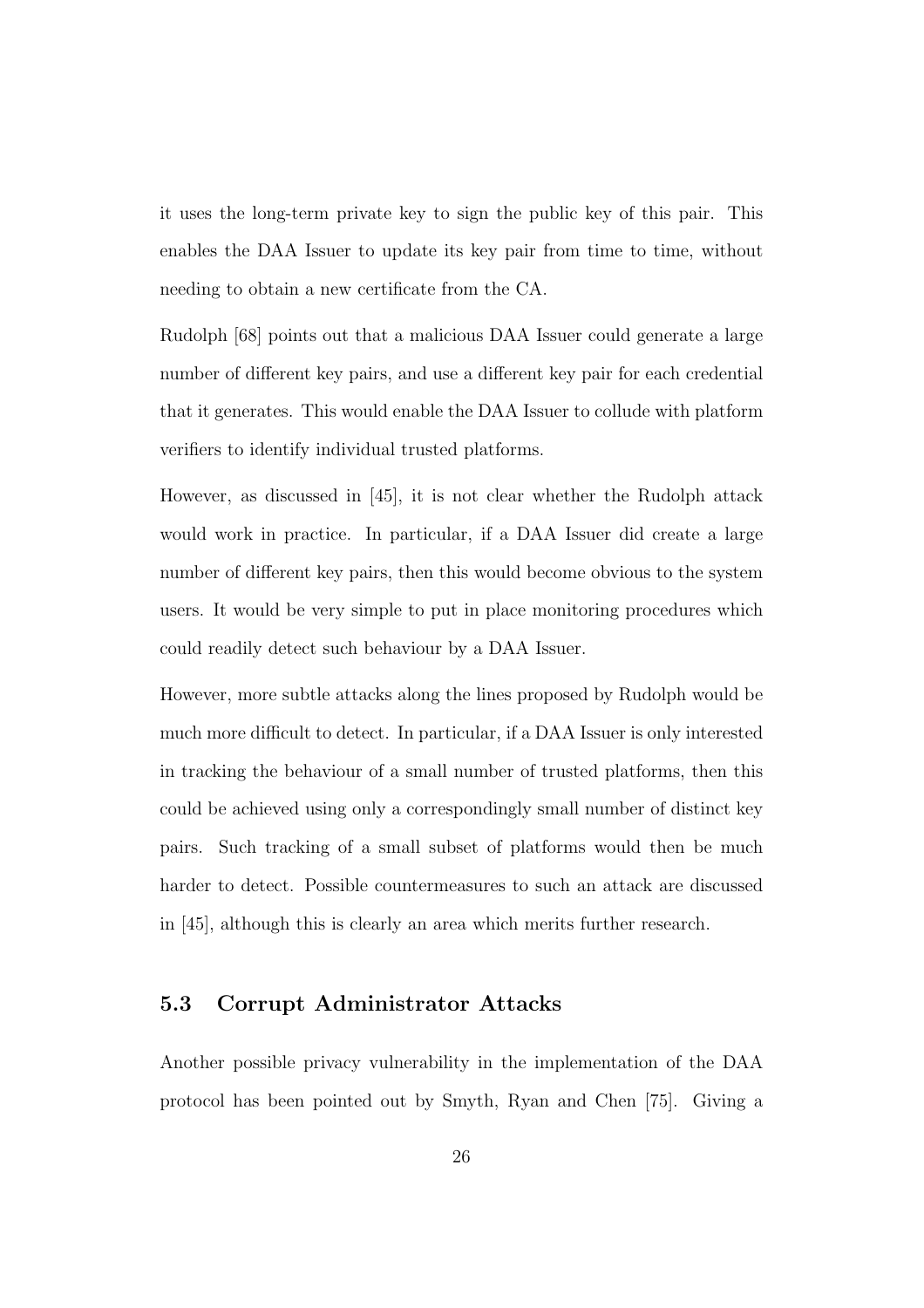it uses the long-term private key to sign the public key of this pair. This enables the DAA Issuer to update its key pair from time to time, without needing to obtain a new certificate from the CA.

Rudolph [68] points out that a malicious DAA Issuer could generate a large number of different key pairs, and use a different key pair for each credential that it generates. This would enable the DAA Issuer to collude with platform verifiers to identify individual trusted platforms.

However, as discussed in [45], it is not clear whether the Rudolph attack would work in practice. In particular, if a DAA Issuer did create a large number of different key pairs, then this would become obvious to the system users. It would be very simple to put in place monitoring procedures which could readily detect such behaviour by a DAA Issuer.

However, more subtle attacks along the lines proposed by Rudolph would be much more difficult to detect. In particular, if a DAA Issuer is only interested in tracking the behaviour of a small number of trusted platforms, then this could be achieved using only a correspondingly small number of distinct key pairs. Such tracking of a small subset of platforms would then be much harder to detect. Possible countermeasures to such an attack are discussed in [45], although this is clearly an area which merits further research.

## 5.3 Corrupt Administrator Attacks

Another possible privacy vulnerability in the implementation of the DAA protocol has been pointed out by Smyth, Ryan and Chen [75]. Giving a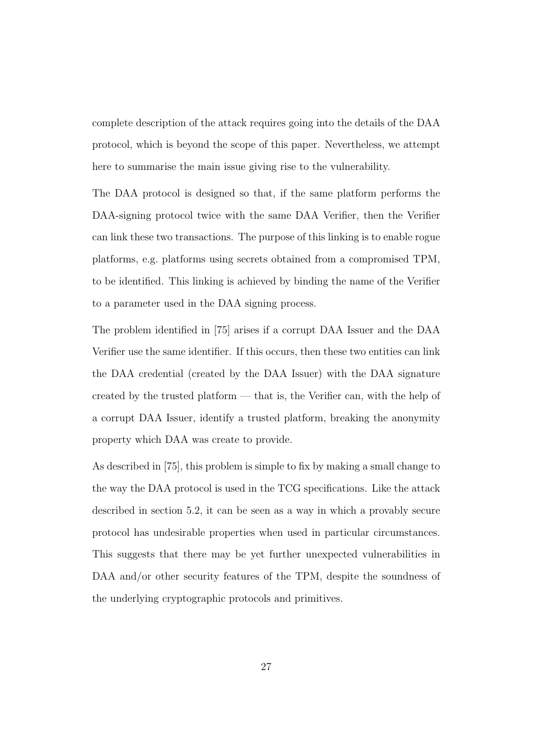complete description of the attack requires going into the details of the DAA protocol, which is beyond the scope of this paper. Nevertheless, we attempt here to summarise the main issue giving rise to the vulnerability.

The DAA protocol is designed so that, if the same platform performs the DAA-signing protocol twice with the same DAA Verifier, then the Verifier can link these two transactions. The purpose of this linking is to enable rogue platforms, e.g. platforms using secrets obtained from a compromised TPM, to be identified. This linking is achieved by binding the name of the Verifier to a parameter used in the DAA signing process.

The problem identified in [75] arises if a corrupt DAA Issuer and the DAA Verifier use the same identifier. If this occurs, then these two entities can link the DAA credential (created by the DAA Issuer) with the DAA signature created by the trusted platform — that is, the Verifier can, with the help of a corrupt DAA Issuer, identify a trusted platform, breaking the anonymity property which DAA was create to provide.

As described in [75], this problem is simple to fix by making a small change to the way the DAA protocol is used in the TCG specifications. Like the attack described in section 5.2, it can be seen as a way in which a provably secure protocol has undesirable properties when used in particular circumstances. This suggests that there may be yet further unexpected vulnerabilities in DAA and/or other security features of the TPM, despite the soundness of the underlying cryptographic protocols and primitives.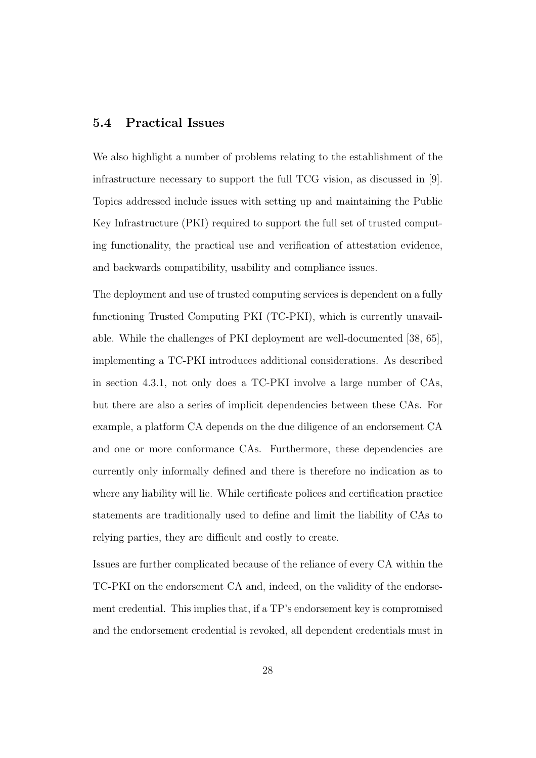## 5.4 Practical Issues

We also highlight a number of problems relating to the establishment of the infrastructure necessary to support the full TCG vision, as discussed in [9]. Topics addressed include issues with setting up and maintaining the Public Key Infrastructure (PKI) required to support the full set of trusted computing functionality, the practical use and verification of attestation evidence, and backwards compatibility, usability and compliance issues.

The deployment and use of trusted computing services is dependent on a fully functioning Trusted Computing PKI (TC-PKI), which is currently unavailable. While the challenges of PKI deployment are well-documented [38, 65], implementing a TC-PKI introduces additional considerations. As described in section 4.3.1, not only does a TC-PKI involve a large number of CAs, but there are also a series of implicit dependencies between these CAs. For example, a platform CA depends on the due diligence of an endorsement CA and one or more conformance CAs. Furthermore, these dependencies are currently only informally defined and there is therefore no indication as to where any liability will lie. While certificate polices and certification practice statements are traditionally used to define and limit the liability of CAs to relying parties, they are difficult and costly to create.

Issues are further complicated because of the reliance of every CA within the TC-PKI on the endorsement CA and, indeed, on the validity of the endorsement credential. This implies that, if a TP's endorsement key is compromised and the endorsement credential is revoked, all dependent credentials must in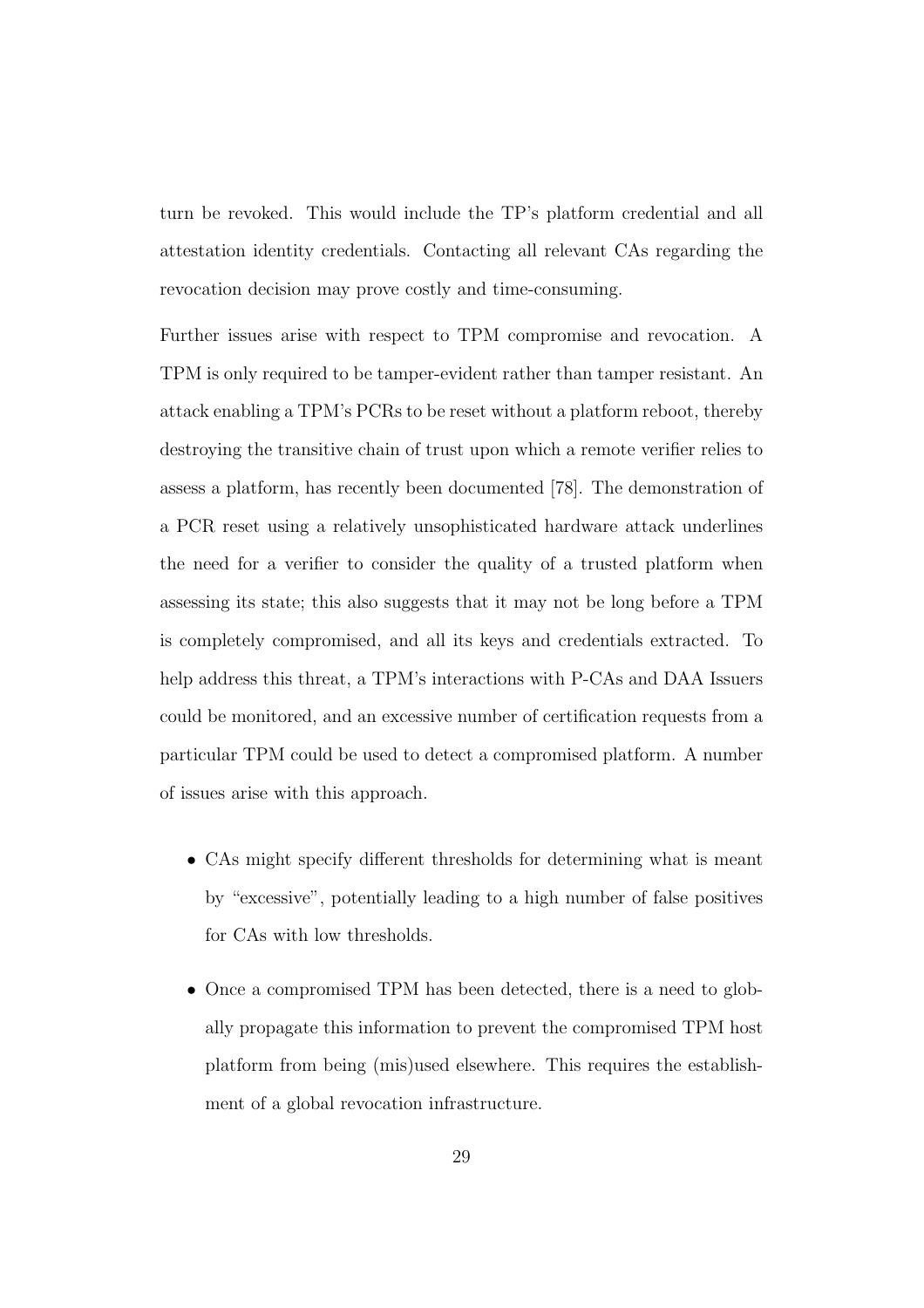turn be revoked. This would include the TP's platform credential and all attestation identity credentials. Contacting all relevant CAs regarding the revocation decision may prove costly and time-consuming.

Further issues arise with respect to TPM compromise and revocation. A TPM is only required to be tamper-evident rather than tamper resistant. An attack enabling a TPM's PCRs to be reset without a platform reboot, thereby destroying the transitive chain of trust upon which a remote verifier relies to assess a platform, has recently been documented [78]. The demonstration of a PCR reset using a relatively unsophisticated hardware attack underlines the need for a verifier to consider the quality of a trusted platform when assessing its state; this also suggests that it may not be long before a TPM is completely compromised, and all its keys and credentials extracted. To help address this threat, a TPM's interactions with P-CAs and DAA Issuers could be monitored, and an excessive number of certification requests from a particular TPM could be used to detect a compromised platform. A number of issues arise with this approach.

- CAs might specify different thresholds for determining what is meant by "excessive", potentially leading to a high number of false positives for CAs with low thresholds.
- Once a compromised TPM has been detected, there is a need to globally propagate this information to prevent the compromised TPM host platform from being (mis)used elsewhere. This requires the establishment of a global revocation infrastructure.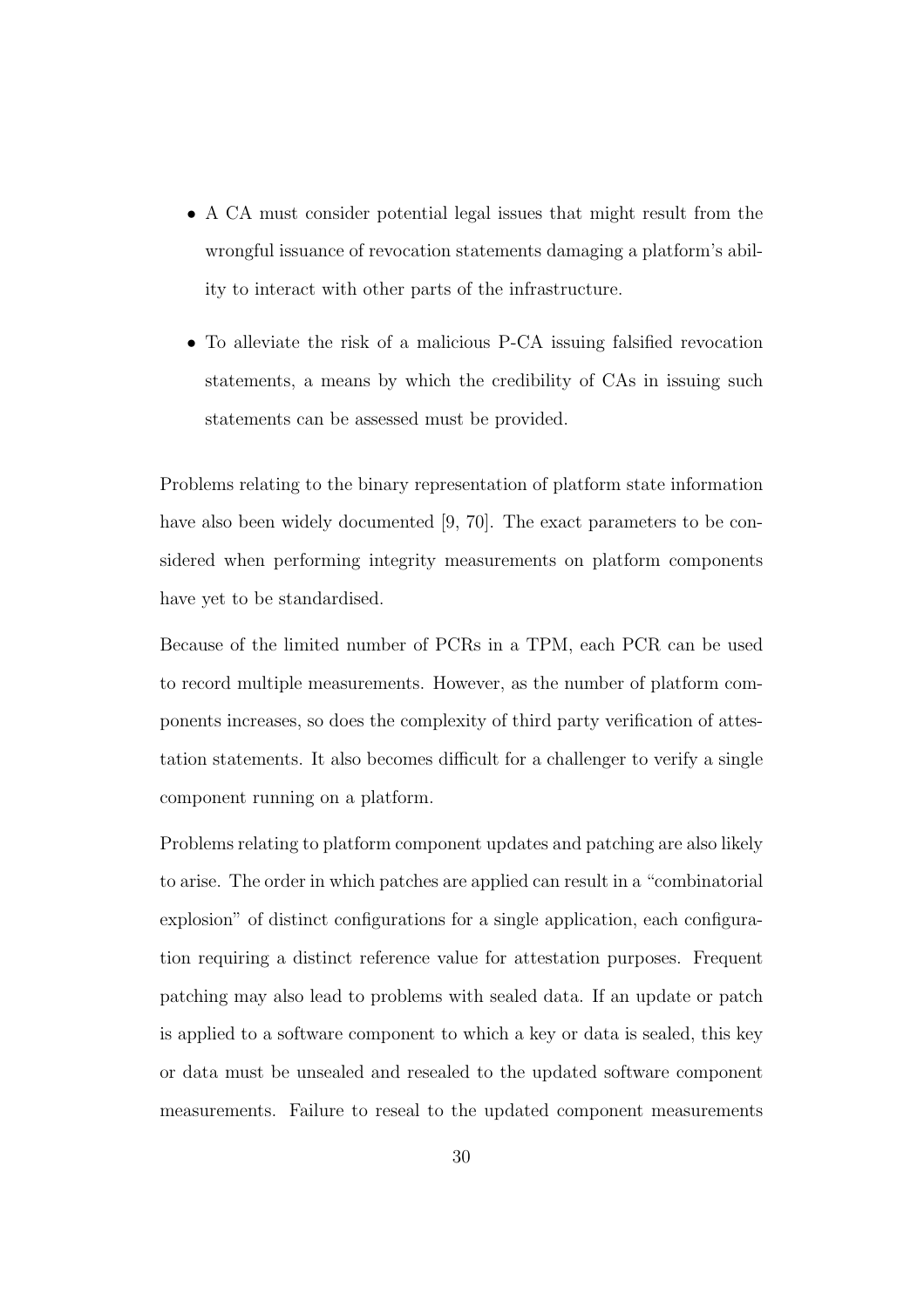- A CA must consider potential legal issues that might result from the wrongful issuance of revocation statements damaging a platform's ability to interact with other parts of the infrastructure.
- To alleviate the risk of a malicious P-CA issuing falsified revocation statements, a means by which the credibility of CAs in issuing such statements can be assessed must be provided.

Problems relating to the binary representation of platform state information have also been widely documented [9, 70]. The exact parameters to be considered when performing integrity measurements on platform components have yet to be standardised.

Because of the limited number of PCRs in a TPM, each PCR can be used to record multiple measurements. However, as the number of platform components increases, so does the complexity of third party verification of attestation statements. It also becomes difficult for a challenger to verify a single component running on a platform.

Problems relating to platform component updates and patching are also likely to arise. The order in which patches are applied can result in a "combinatorial explosion" of distinct configurations for a single application, each configuration requiring a distinct reference value for attestation purposes. Frequent patching may also lead to problems with sealed data. If an update or patch is applied to a software component to which a key or data is sealed, this key or data must be unsealed and resealed to the updated software component measurements. Failure to reseal to the updated component measurements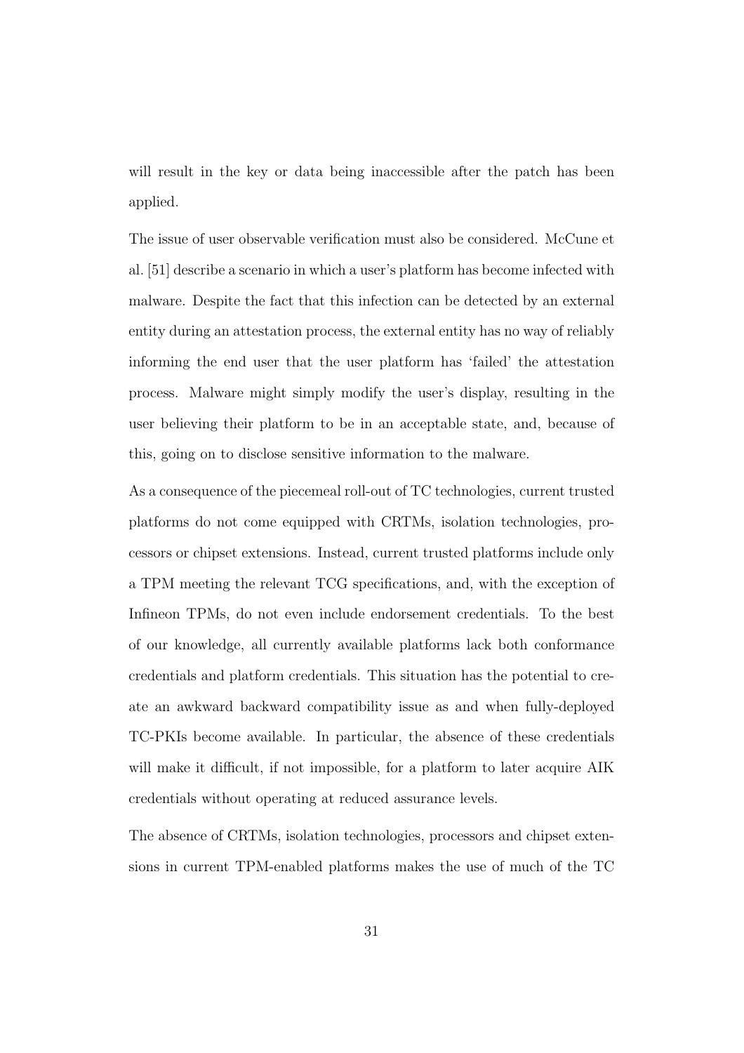will result in the key or data being inaccessible after the patch has been applied.

The issue of user observable verification must also be considered. McCune et al. [51] describe a scenario in which a user's platform has become infected with malware. Despite the fact that this infection can be detected by an external entity during an attestation process, the external entity has no way of reliably informing the end user that the user platform has 'failed' the attestation process. Malware might simply modify the user's display, resulting in the user believing their platform to be in an acceptable state, and, because of this, going on to disclose sensitive information to the malware.

As a consequence of the piecemeal roll-out of TC technologies, current trusted platforms do not come equipped with CRTMs, isolation technologies, processors or chipset extensions. Instead, current trusted platforms include only a TPM meeting the relevant TCG specifications, and, with the exception of Infineon TPMs, do not even include endorsement credentials. To the best of our knowledge, all currently available platforms lack both conformance credentials and platform credentials. This situation has the potential to create an awkward backward compatibility issue as and when fully-deployed TC-PKIs become available. In particular, the absence of these credentials will make it difficult, if not impossible, for a platform to later acquire AIK credentials without operating at reduced assurance levels.

The absence of CRTMs, isolation technologies, processors and chipset extensions in current TPM-enabled platforms makes the use of much of the TC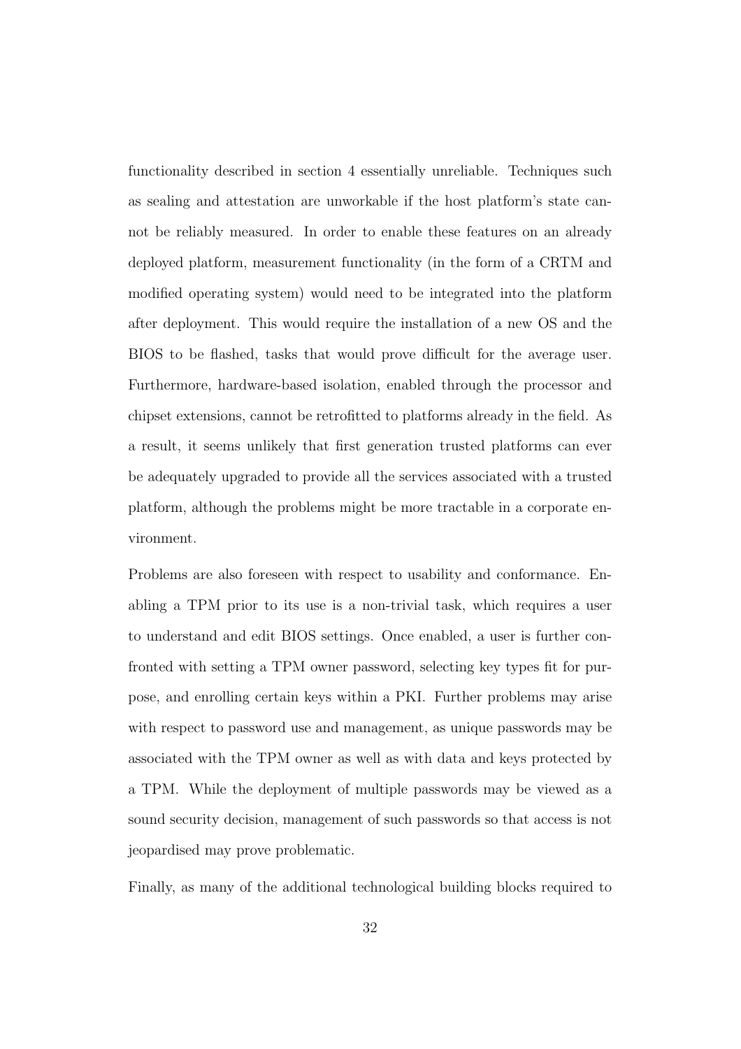functionality described in section 4 essentially unreliable. Techniques such as sealing and attestation are unworkable if the host platform's state cannot be reliably measured. In order to enable these features on an already deployed platform, measurement functionality (in the form of a CRTM and modified operating system) would need to be integrated into the platform after deployment. This would require the installation of a new OS and the BIOS to be flashed, tasks that would prove difficult for the average user. Furthermore, hardware-based isolation, enabled through the processor and chipset extensions, cannot be retrofitted to platforms already in the field. As a result, it seems unlikely that first generation trusted platforms can ever be adequately upgraded to provide all the services associated with a trusted platform, although the problems might be more tractable in a corporate environment.

Problems are also foreseen with respect to usability and conformance. Enabling a TPM prior to its use is a non-trivial task, which requires a user to understand and edit BIOS settings. Once enabled, a user is further confronted with setting a TPM owner password, selecting key types fit for purpose, and enrolling certain keys within a PKI. Further problems may arise with respect to password use and management, as unique passwords may be associated with the TPM owner as well as with data and keys protected by a TPM. While the deployment of multiple passwords may be viewed as a sound security decision, management of such passwords so that access is not jeopardised may prove problematic.

Finally, as many of the additional technological building blocks required to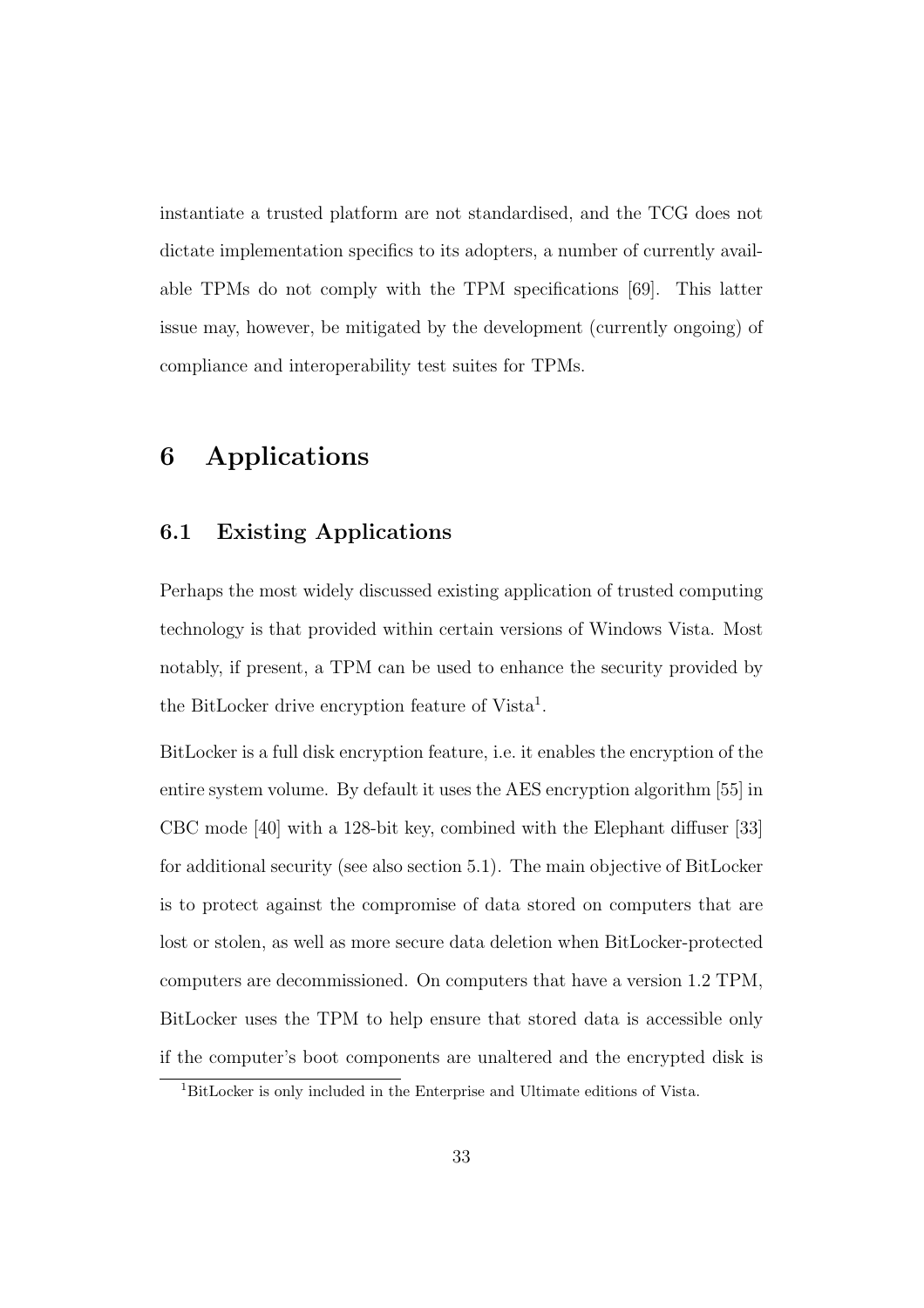instantiate a trusted platform are not standardised, and the TCG does not dictate implementation specifics to its adopters, a number of currently available TPMs do not comply with the TPM specifications [69]. This latter issue may, however, be mitigated by the development (currently ongoing) of compliance and interoperability test suites for TPMs.

# 6 Applications

## 6.1 Existing Applications

Perhaps the most widely discussed existing application of trusted computing technology is that provided within certain versions of Windows Vista. Most notably, if present, a TPM can be used to enhance the security provided by the BitLocker drive encryption feature of Vista[1].

BitLocker is a full disk encryption feature, i.e. it enables the encryption of the entire system volume. By default it uses the AES encryption algorithm [55] in CBC mode [40] with a 128-bit key, combined with the Elephant diffuser [33] for additional security (see also section 5.1). The main objective of BitLocker is to protect against the compromise of data stored on computers that are lost or stolen, as well as more secure data deletion when BitLocker-protected computers are decommissioned. On computers that have a version 1.2 TPM, BitLocker uses the TPM to help ensure that stored data is accessible only if the computer's boot components are unaltered and the encrypted disk is

[1]BitLocker is only included in the Enterprise and Ultimate editions of Vista.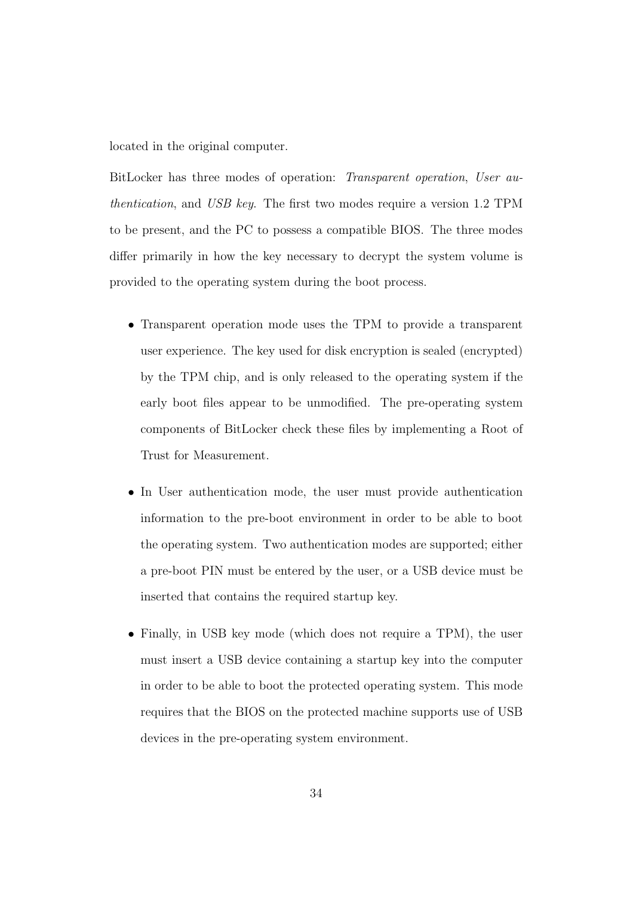located in the original computer.

BitLocker has three modes of operation: *Transparent operation*, *User authentication*, and *USB key*. The first two modes require a version 1.2 TPM to be present, and the PC to possess a compatible BIOS. The three modes differ primarily in how the key necessary to decrypt the system volume is provided to the operating system during the boot process.

- Transparent operation mode uses the TPM to provide a transparent user experience. The key used for disk encryption is sealed (encrypted) by the TPM chip, and is only released to the operating system if the early boot files appear to be unmodified. The pre-operating system components of BitLocker check these files by implementing a Root of Trust for Measurement.

- In User authentication mode, the user must provide authentication information to the pre-boot environment in order to be able to boot the operating system. Two authentication modes are supported; either a pre-boot PIN must be entered by the user, or a USB device must be inserted that contains the required startup key.

- Finally, in USB key mode (which does not require a TPM), the user must insert a USB device containing a startup key into the computer in order to be able to boot the protected operating system. This mode requires that the BIOS on the protected machine supports use of USB devices in the pre-operating system environment.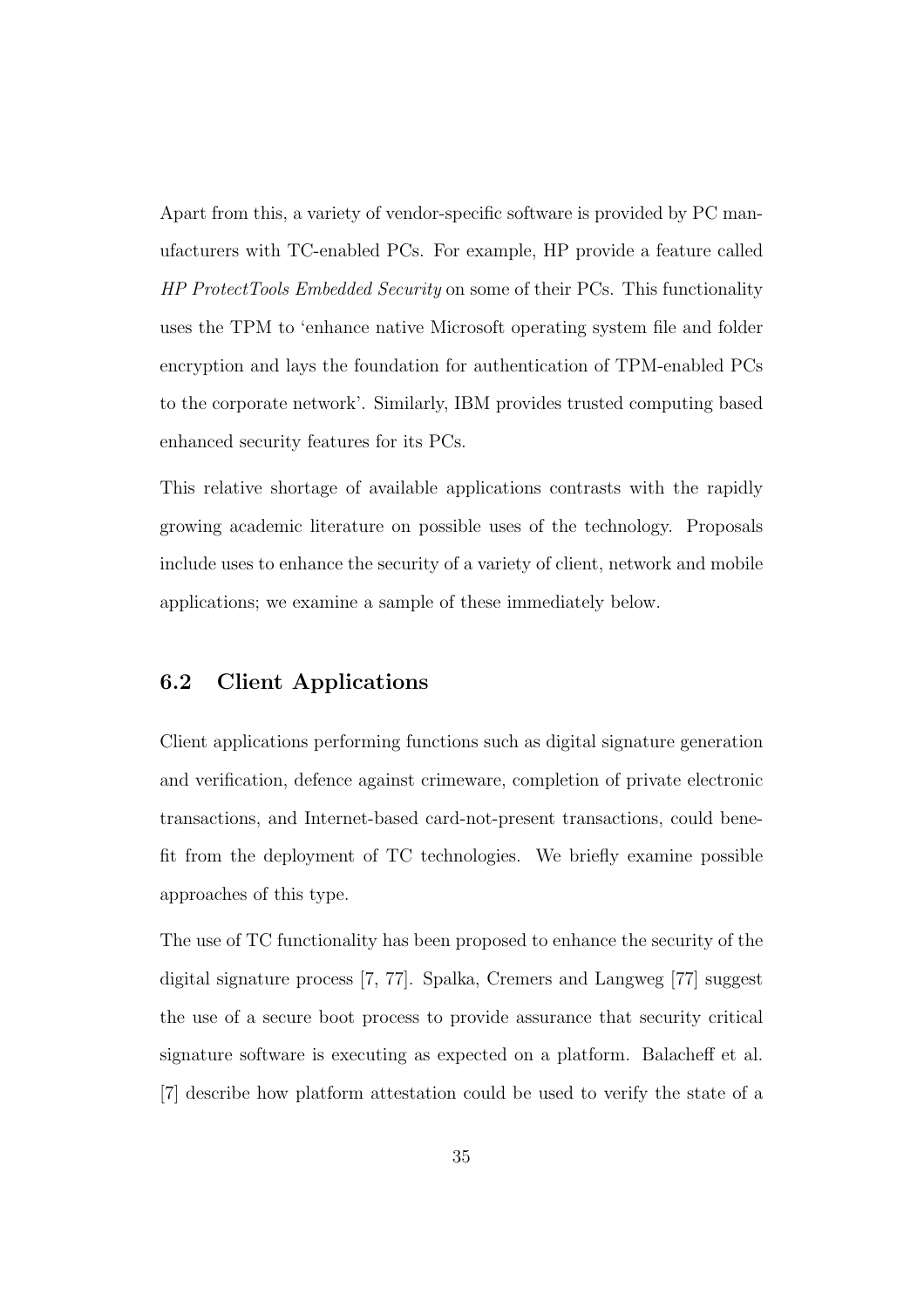Apart from this, a variety of vendor-specific software is provided by PC manufacturers with TC-enabled PCs. For example, HP provide a feature called *HP ProtectTools Embedded Security* on some of their PCs. This functionality uses the TPM to 'enhance native Microsoft operating system file and folder encryption and lays the foundation for authentication of TPM-enabled PCs to the corporate network'. Similarly, IBM provides trusted computing based enhanced security features for its PCs.

This relative shortage of available applications contrasts with the rapidly growing academic literature on possible uses of the technology. Proposals include uses to enhance the security of a variety of client, network and mobile applications; we examine a sample of these immediately below.

## 6.2 Client Applications

Client applications performing functions such as digital signature generation and verification, defence against crimeware, completion of private electronic transactions, and Internet-based card-not-present transactions, could benefit from the deployment of TC technologies. We briefly examine possible approaches of this type.

The use of TC functionality has been proposed to enhance the security of the digital signature process [7, 77]. Spalka, Cremers and Langweg [77] suggest the use of a secure boot process to provide assurance that security critical signature software is executing as expected on a platform. Balacheff et al. [7] describe how platform attestation could be used to verify the state of a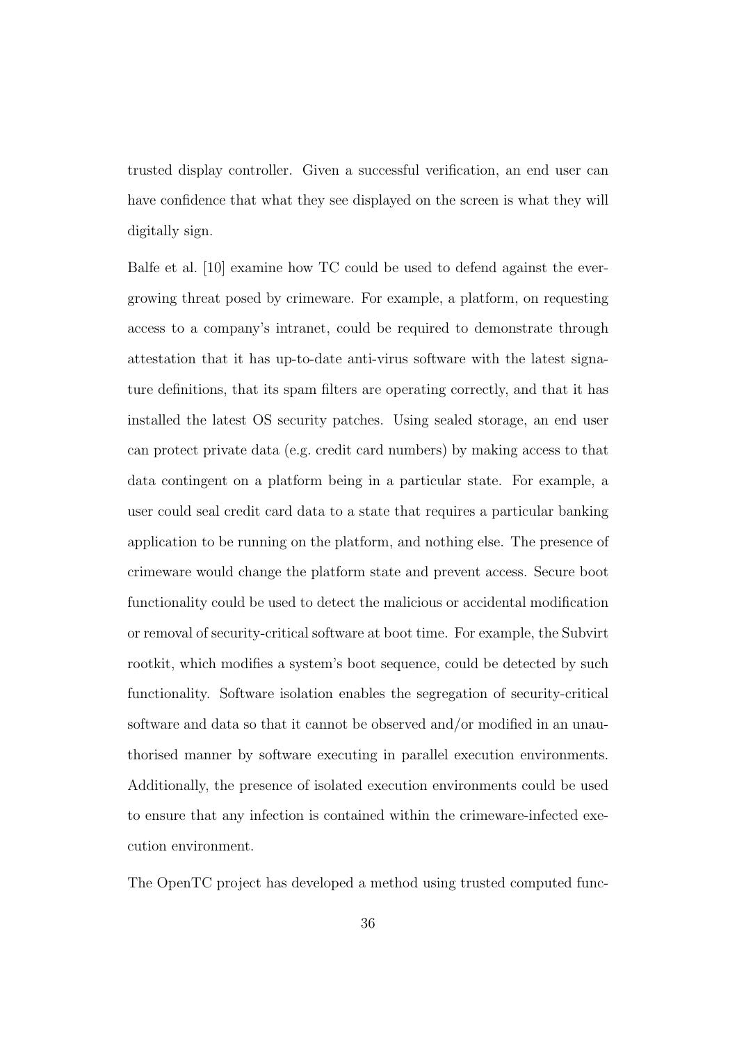trusted display controller. Given a successful verification, an end user can have confidence that what they see displayed on the screen is what they will digitally sign.

Balfe et al. [10] examine how TC could be used to defend against the ever-growing threat posed by crimeware. For example, a platform, on requesting access to a company's intranet, could be required to demonstrate through attestation that it has up-to-date anti-virus software with the latest signature definitions, that its spam filters are operating correctly, and that it has installed the latest OS security patches. Using sealed storage, an end user can protect private data (e.g. credit card numbers) by making access to that data contingent on a platform being in a particular state. For example, a user could seal credit card data to a state that requires a particular banking application to be running on the platform, and nothing else. The presence of crimeware would change the platform state and prevent access. Secure boot functionality could be used to detect the malicious or accidental modification or removal of security-critical software at boot time. For example, the Subvirt rootkit, which modifies a system's boot sequence, could be detected by such functionality. Software isolation enables the segregation of security-critical software and data so that it cannot be observed and/or modified in an unauthorised manner by software executing in parallel execution environments. Additionally, the presence of isolated execution environments could be used to ensure that any infection is contained within the crimeware-infected execution environment.

The OpenTC project has developed a method using trusted computed func-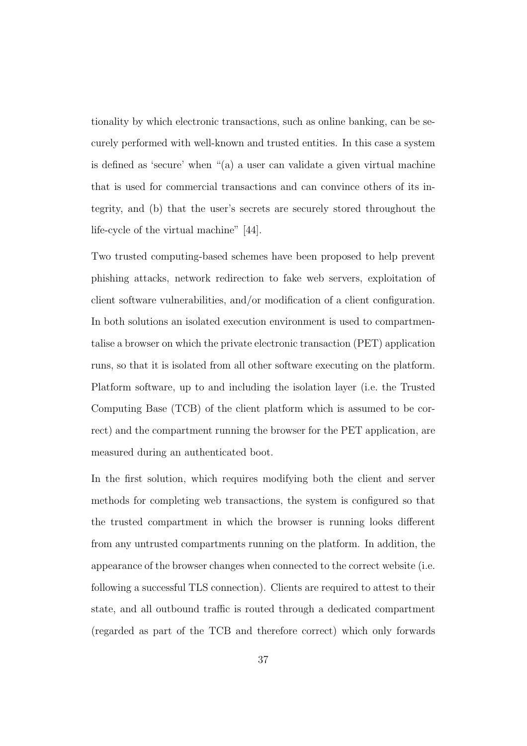tionality by which electronic transactions, such as online banking, can be securely performed with well-known and trusted entities. In this case a system is defined as 'secure' when "(a) a user can validate a given virtual machine that is used for commercial transactions and can convince others of its integrity, and (b) that the user's secrets are securely stored throughout the life-cycle of the virtual machine" [44].

Two trusted computing-based schemes have been proposed to help prevent phishing attacks, network redirection to fake web servers, exploitation of client software vulnerabilities, and/or modification of a client configuration. In both solutions an isolated execution environment is used to compartmentalise a browser on which the private electronic transaction (PET) application runs, so that it is isolated from all other software executing on the platform. Platform software, up to and including the isolation layer (i.e. the Trusted Computing Base (TCB) of the client platform which is assumed to be correct) and the compartment running the browser for the PET application, are measured during an authenticated boot.

In the first solution, which requires modifying both the client and server methods for completing web transactions, the system is configured so that the trusted compartment in which the browser is running looks different from any untrusted compartments running on the platform. In addition, the appearance of the browser changes when connected to the correct website (i.e. following a successful TLS connection). Clients are required to attest to their state, and all outbound traffic is routed through a dedicated compartment (regarded as part of the TCB and therefore correct) which only forwards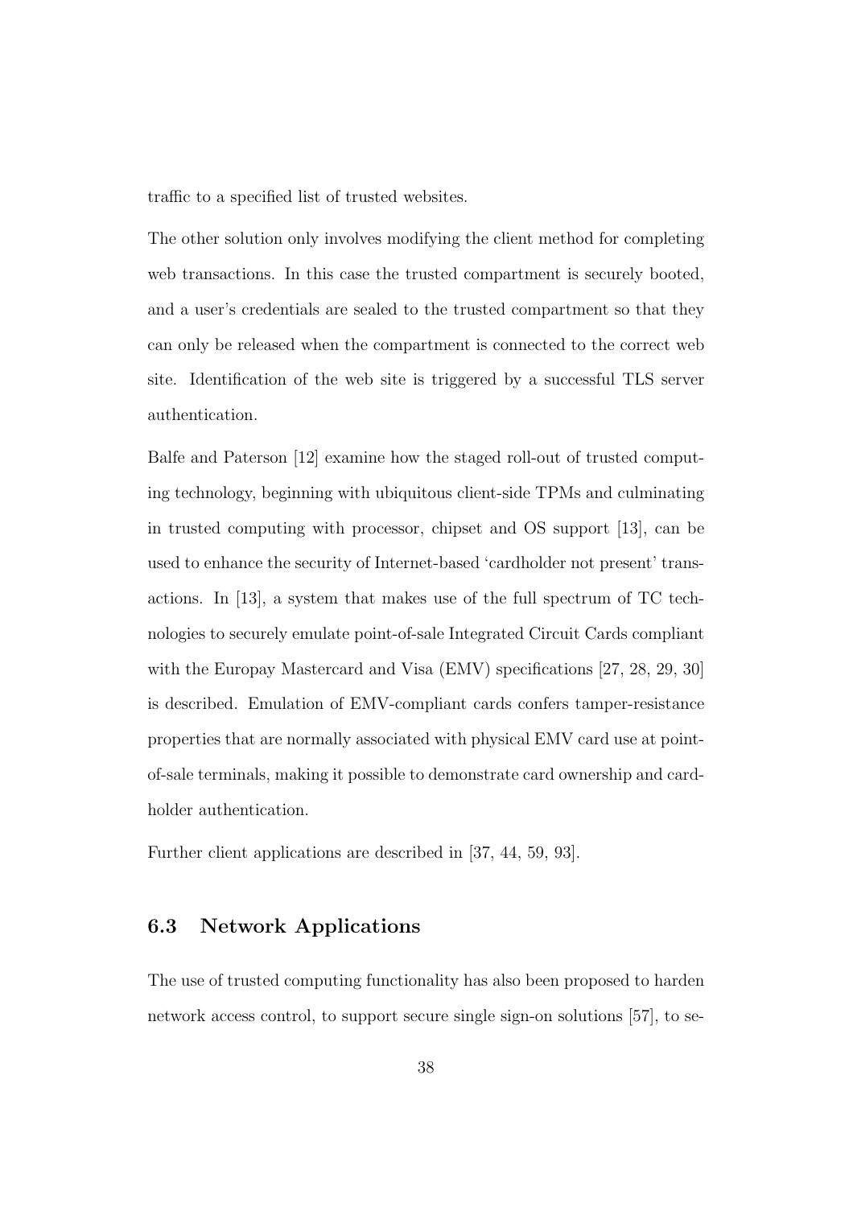traffic to a specified list of trusted websites.

The other solution only involves modifying the client method for completing web transactions. In this case the trusted compartment is securely booted, and a user's credentials are sealed to the trusted compartment so that they can only be released when the compartment is connected to the correct web site. Identification of the web site is triggered by a successful TLS server authentication.

Balfe and Paterson [12] examine how the staged roll-out of trusted computing technology, beginning with ubiquitous client-side TPMs and culminating in trusted computing with processor, chipset and OS support [13], can be used to enhance the security of Internet-based 'cardholder not present' transactions. In [13], a system that makes use of the full spectrum of TC technologies to securely emulate point-of-sale Integrated Circuit Cards compliant with the Europay Mastercard and Visa (EMV) specifications [27, 28, 29, 30] is described. Emulation of EMV-compliant cards confers tamper-resistance properties that are normally associated with physical EMV card use at point-of-sale terminals, making it possible to demonstrate card ownership and cardholder authentication.

Further client applications are described in [37, 44, 59, 93].

## 6.3 Network Applications

The use of trusted computing functionality has also been proposed to harden network access control, to support secure single sign-on solutions [57], to se-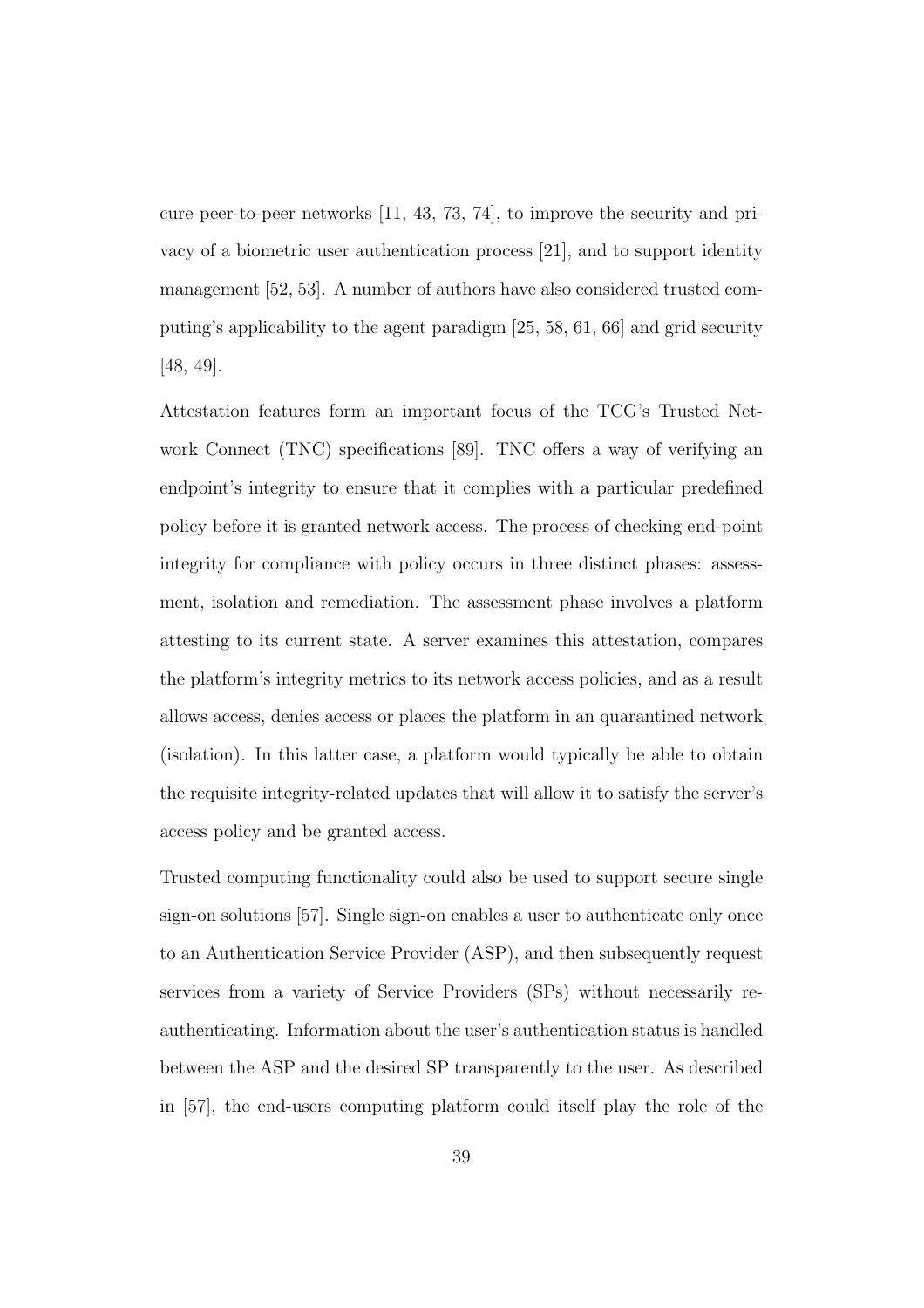cure peer-to-peer networks [11, 43, 73, 74], to improve the security and privacy of a biometric user authentication process [21], and to support identity management [52, 53]. A number of authors have also considered trusted computing's applicability to the agent paradigm [25, 58, 61, 66] and grid security [48, 49].

Attestation features form an important focus of the TCG's Trusted Network Connect (TNC) specifications [89]. TNC offers a way of verifying an endpoint's integrity to ensure that it complies with a particular predefined policy before it is granted network access. The process of checking end-point integrity for compliance with policy occurs in three distinct phases: assessment, isolation and remediation. The assessment phase involves a platform attesting to its current state. A server examines this attestation, compares the platform's integrity metrics to its network access policies, and as a result allows access, denies access or places the platform in an quarantined network (isolation). In this latter case, a platform would typically be able to obtain the requisite integrity-related updates that will allow it to satisfy the server's access policy and be granted access.

Trusted computing functionality could also be used to support secure single sign-on solutions [57]. Single sign-on enables a user to authenticate only once to an Authentication Service Provider (ASP), and then subsequently request services from a variety of Service Providers (SPs) without necessarily re-authenticating. Information about the user's authentication status is handled between the ASP and the desired SP transparently to the user. As described in [57], the end-users computing platform could itself play the role of the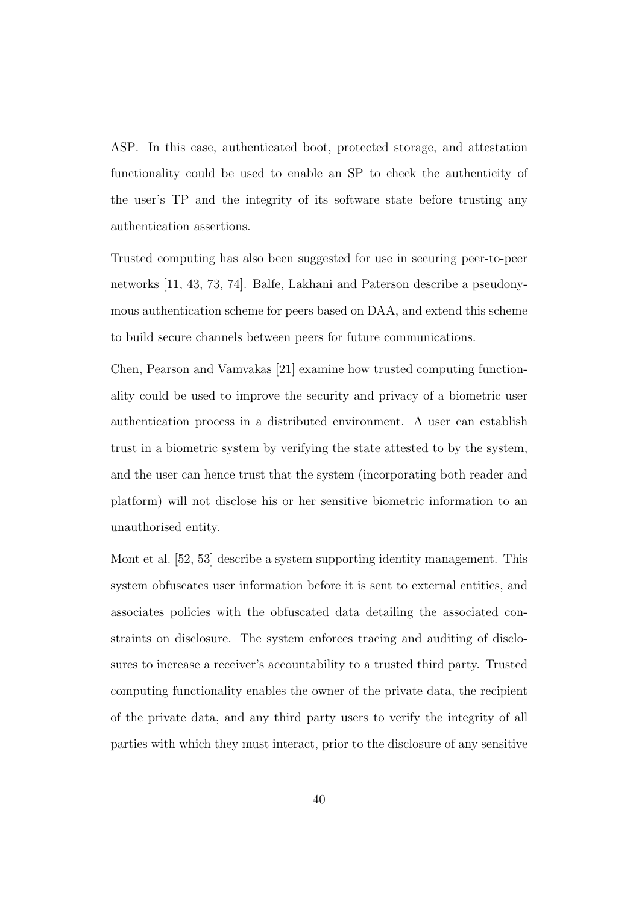ASP. In this case, authenticated boot, protected storage, and attestation functionality could be used to enable an SP to check the authenticity of the user's TP and the integrity of its software state before trusting any authentication assertions.

Trusted computing has also been suggested for use in securing peer-to-peer networks [11, 43, 73, 74]. Balfe, Lakhani and Paterson describe a pseudonymous authentication scheme for peers based on DAA, and extend this scheme to build secure channels between peers for future communications.

Chen, Pearson and Vamvakas [21] examine how trusted computing functionality could be used to improve the security and privacy of a biometric user authentication process in a distributed environment. A user can establish trust in a biometric system by verifying the state attested to by the system, and the user can hence trust that the system (incorporating both reader and platform) will not disclose his or her sensitive biometric information to an unauthorised entity.

Mont et al. [52, 53] describe a system supporting identity management. This system obfuscates user information before it is sent to external entities, and associates policies with the obfuscated data detailing the associated constraints on disclosure. The system enforces tracing and auditing of disclosures to increase a receiver's accountability to a trusted third party. Trusted computing functionality enables the owner of the private data, the recipient of the private data, and any third party users to verify the integrity of all parties with which they must interact, prior to the disclosure of any sensitive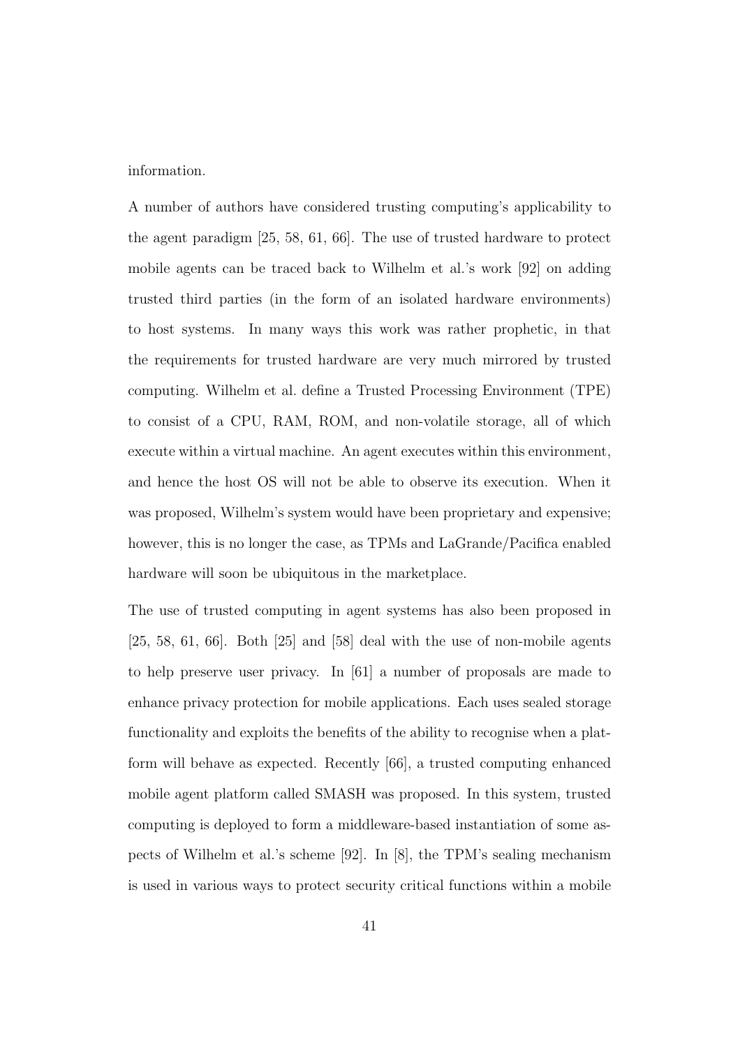information.

A number of authors have considered trusting computing's applicability to the agent paradigm [25, 58, 61, 66]. The use of trusted hardware to protect mobile agents can be traced back to Wilhelm et al.'s work [92] on adding trusted third parties (in the form of an isolated hardware environments) to host systems. In many ways this work was rather prophetic, in that the requirements for trusted hardware are very much mirrored by trusted computing. Wilhelm et al. define a Trusted Processing Environment (TPE) to consist of a CPU, RAM, ROM, and non-volatile storage, all of which execute within a virtual machine. An agent executes within this environment, and hence the host OS will not be able to observe its execution. When it was proposed, Wilhelm's system would have been proprietary and expensive; however, this is no longer the case, as TPMs and LaGrande/Pacifica enabled hardware will soon be ubiquitous in the marketplace.

The use of trusted computing in agent systems has also been proposed in [25, 58, 61, 66]. Both [25] and [58] deal with the use of non-mobile agents to help preserve user privacy. In [61] a number of proposals are made to enhance privacy protection for mobile applications. Each uses sealed storage functionality and exploits the benefits of the ability to recognise when a platform will behave as expected. Recently [66], a trusted computing enhanced mobile agent platform called SMASH was proposed. In this system, trusted computing is deployed to form a middleware-based instantiation of some aspects of Wilhelm et al.'s scheme [92]. In [8], the TPM's sealing mechanism is used in various ways to protect security critical functions within a mobile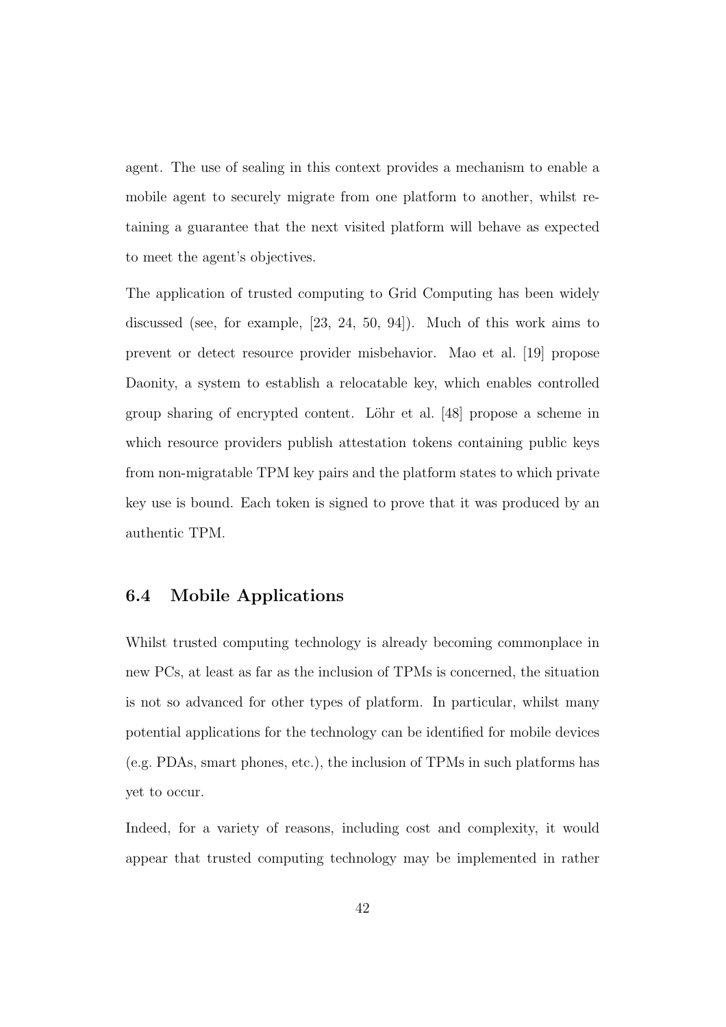agent. The use of sealing in this context provides a mechanism to enable a mobile agent to securely migrate from one platform to another, whilst retaining a guarantee that the next visited platform will behave as expected to meet the agent's objectives.

The application of trusted computing to Grid Computing has been widely discussed (see, for example, [23, 24, 50, 94]). Much of this work aims to prevent or detect resource provider misbehavior. Mao et al. [19] propose Daonity, a system to establish a relocatable key, which enables controlled group sharing of encrypted content. Löhr et al. [48] propose a scheme in which resource providers publish attestation tokens containing public keys from non-migratable TPM key pairs and the platform states to which private key use is bound. Each token is signed to prove that it was produced by an authentic TPM.

## 6.4 Mobile Applications

Whilst trusted computing technology is already becoming commonplace in new PCs, at least as far as the inclusion of TPMs is concerned, the situation is not so advanced for other types of platform. In particular, whilst many potential applications for the technology can be identified for mobile devices (e.g. PDAs, smart phones, etc.), the inclusion of TPMs in such platforms has yet to occur.

Indeed, for a variety of reasons, including cost and complexity, it would appear that trusted computing technology may be implemented in rather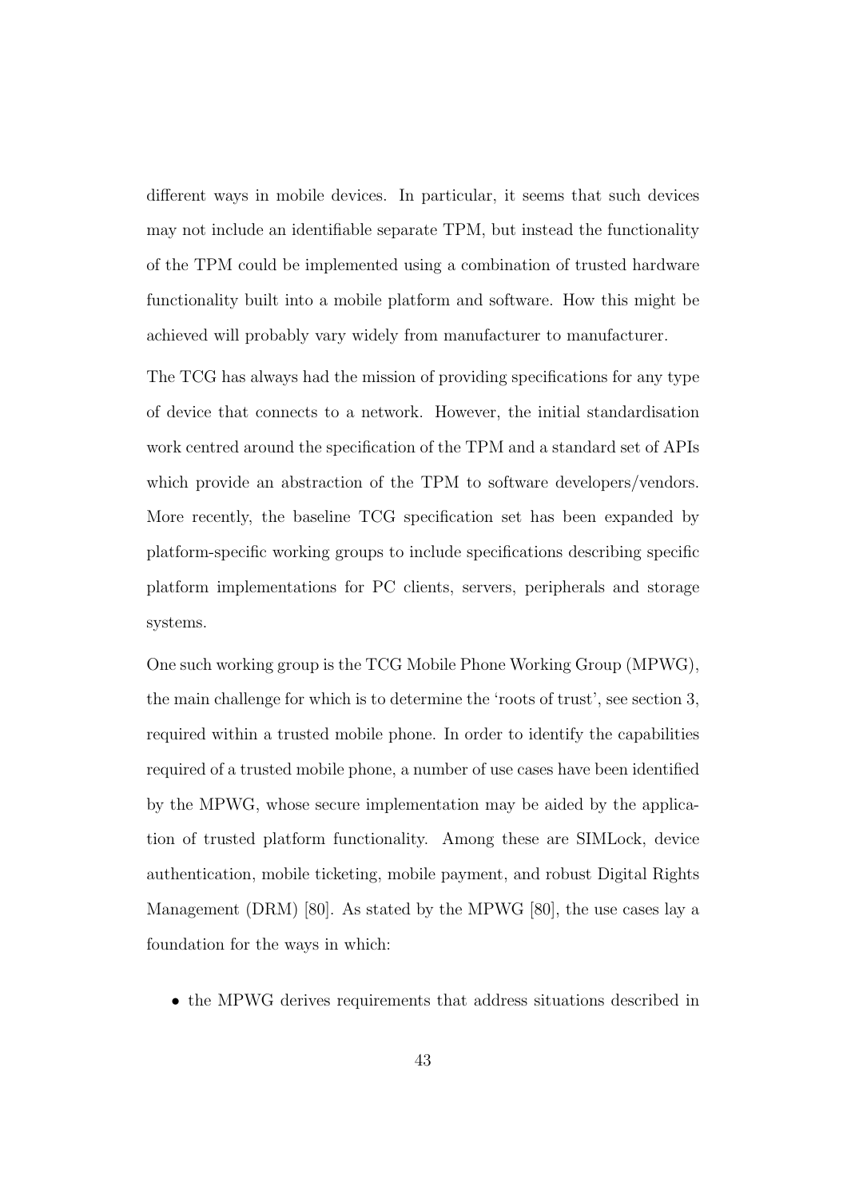different ways in mobile devices. In particular, it seems that such devices may not include an identifiable separate TPM, but instead the functionality of the TPM could be implemented using a combination of trusted hardware functionality built into a mobile platform and software. How this might be achieved will probably vary widely from manufacturer to manufacturer.

The TCG has always had the mission of providing specifications for any type of device that connects to a network. However, the initial standardisation work centred around the specification of the TPM and a standard set of APIs which provide an abstraction of the TPM to software developers/vendors. More recently, the baseline TCG specification set has been expanded by platform-specific working groups to include specifications describing specific platform implementations for PC clients, servers, peripherals and storage systems.

One such working group is the TCG Mobile Phone Working Group (MPWG), the main challenge for which is to determine the 'roots of trust', see section 3, required within a trusted mobile phone. In order to identify the capabilities required of a trusted mobile phone, a number of use cases have been identified by the MPWG, whose secure implementation may be aided by the application of trusted platform functionality. Among these are SIMLock, device authentication, mobile ticketing, mobile payment, and robust Digital Rights Management (DRM) [80]. As stated by the MPWG [80], the use cases lay a foundation for the ways in which:

- the MPWG derives requirements that address situations described in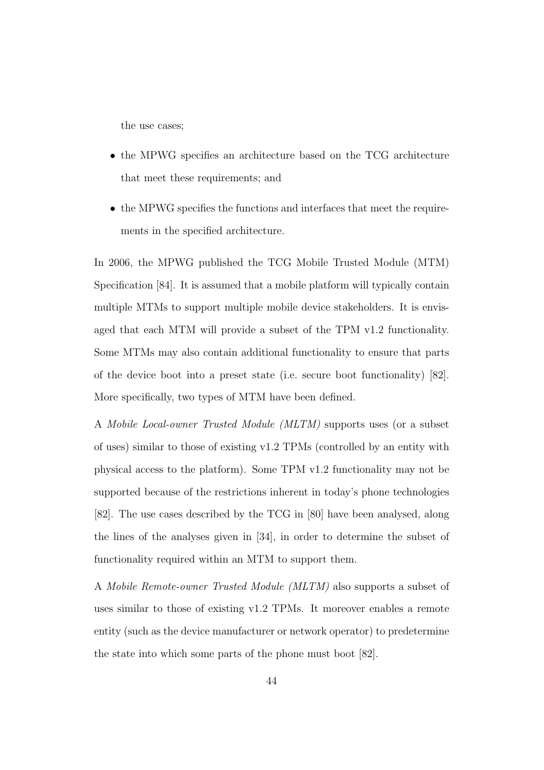the use cases;

- the MPWG specifies an architecture based on the TCG architecture that meet these requirements; and
- the MPWG specifies the functions and interfaces that meet the requirements in the specified architecture.

In 2006, the MPWG published the TCG Mobile Trusted Module (MTM) Specification [84]. It is assumed that a mobile platform will typically contain multiple MTMs to support multiple mobile device stakeholders. It is envisaged that each MTM will provide a subset of the TPM v1.2 functionality. Some MTMs may also contain additional functionality to ensure that parts of the device boot into a preset state (i.e. secure boot functionality) [82]. More specifically, two types of MTM have been defined.

A *Mobile Local-owner Trusted Module (MLTM)* supports uses (or a subset of uses) similar to those of existing v1.2 TPMs (controlled by an entity with physical access to the platform). Some TPM v1.2 functionality may not be supported because of the restrictions inherent in today's phone technologies [82]. The use cases described by the TCG in [80] have been analysed, along the lines of the analyses given in [34], in order to determine the subset of functionality required within an MTM to support them.

A *Mobile Remote-owner Trusted Module (MLTM)* also supports a subset of uses similar to those of existing v1.2 TPMs. It moreover enables a remote entity (such as the device manufacturer or network operator) to predetermine the state into which some parts of the phone must boot [82].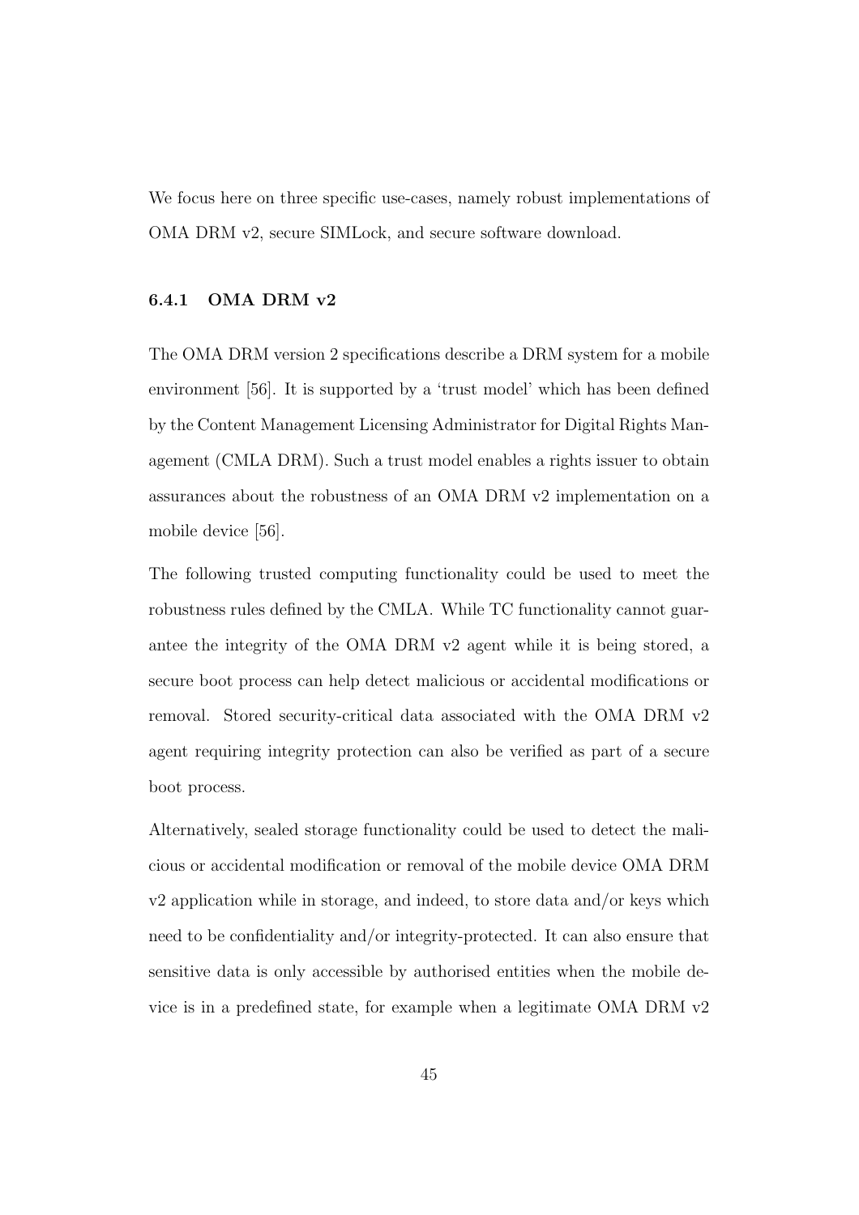We focus here on three specific use-cases, namely robust implementations of OMA DRM v2, secure SIMLock, and secure software download.

### 6.4.1 OMA DRM v2

The OMA DRM version 2 specifications describe a DRM system for a mobile environment [56]. It is supported by a 'trust model' which has been defined by the Content Management Licensing Administrator for Digital Rights Management (CMLA DRM). Such a trust model enables a rights issuer to obtain assurances about the robustness of an OMA DRM v2 implementation on a mobile device [56].

The following trusted computing functionality could be used to meet the robustness rules defined by the CMLA. While TC functionality cannot guarantee the integrity of the OMA DRM v2 agent while it is being stored, a secure boot process can help detect malicious or accidental modifications or removal. Stored security-critical data associated with the OMA DRM v2 agent requiring integrity protection can also be verified as part of a secure boot process.

Alternatively, sealed storage functionality could be used to detect the malicious or accidental modification or removal of the mobile device OMA DRM v2 application while in storage, and indeed, to store data and/or keys which need to be confidentiality and/or integrity-protected. It can also ensure that sensitive data is only accessible by authorised entities when the mobile device is in a predefined state, for example when a legitimate OMA DRM v2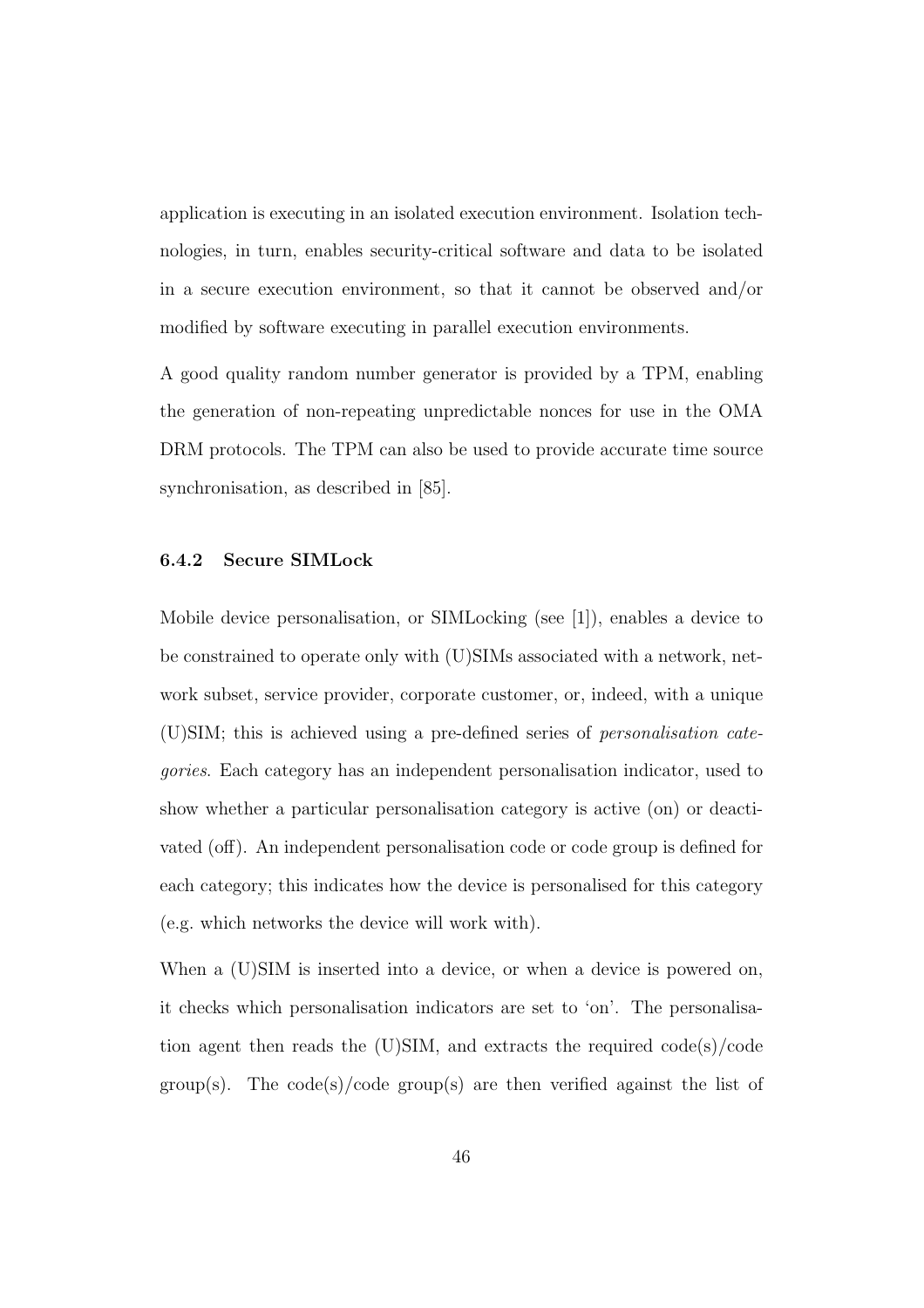application is executing in an isolated execution environment. Isolation technologies, in turn, enables security-critical software and data to be isolated in a secure execution environment, so that it cannot be observed and/or modified by software executing in parallel execution environments.

A good quality random number generator is provided by a TPM, enabling the generation of non-repeating unpredictable nonces for use in the OMA DRM protocols. The TPM can also be used to provide accurate time source synchronisation, as described in [85].

### 6.4.2 Secure SIMLock

Mobile device personalisation, or SIMLocking (see [1]), enables a device to be constrained to operate only with (U)SIMs associated with a network, network subset, service provider, corporate customer, or, indeed, with a unique (U)SIM; this is achieved using a pre-defined series of *personalisation categories*. Each category has an independent personalisation indicator, used to show whether a particular personalisation category is active (on) or deactivated (off). An independent personalisation code or code group is defined for each category; this indicates how the device is personalised for this category (e.g. which networks the device will work with).

When a (U)SIM is inserted into a device, or when a device is powered on, it checks which personalisation indicators are set to 'on'. The personalisation agent then reads the (U)SIM, and extracts the required code(s)/code group(s). The code(s)/code group(s) are then verified against the list of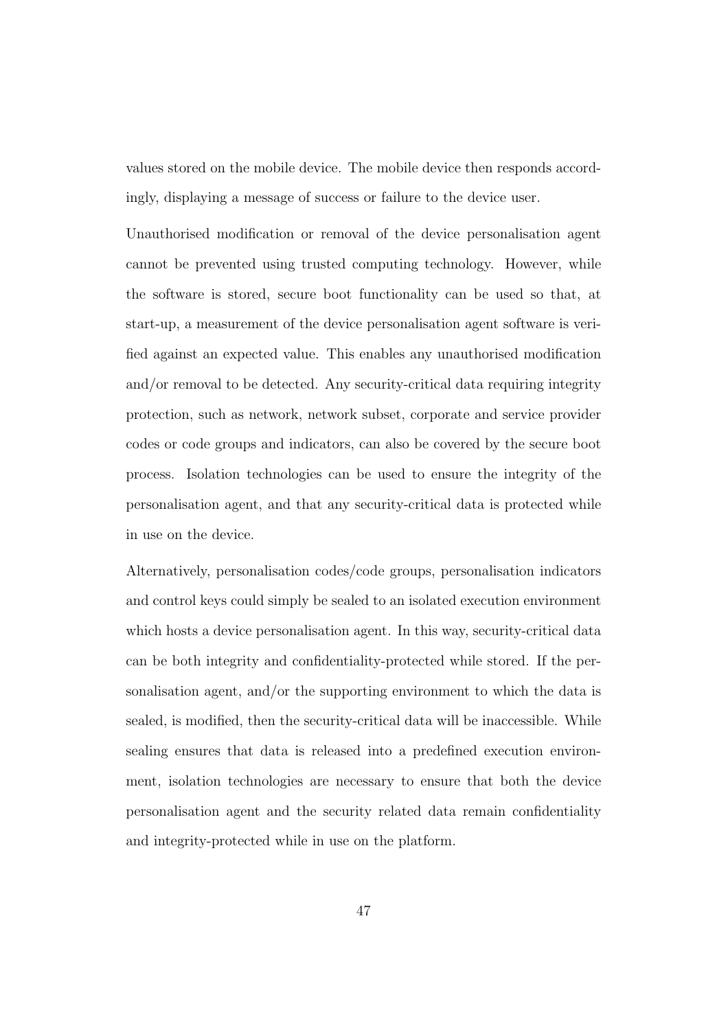values stored on the mobile device. The mobile device then responds accordingly, displaying a message of success or failure to the device user.

Unauthorised modification or removal of the device personalisation agent cannot be prevented using trusted computing technology. However, while the software is stored, secure boot functionality can be used so that, at start-up, a measurement of the device personalisation agent software is verified against an expected value. This enables any unauthorised modification and/or removal to be detected. Any security-critical data requiring integrity protection, such as network, network subset, corporate and service provider codes or code groups and indicators, can also be covered by the secure boot process. Isolation technologies can be used to ensure the integrity of the personalisation agent, and that any security-critical data is protected while in use on the device.

Alternatively, personalisation codes/code groups, personalisation indicators and control keys could simply be sealed to an isolated execution environment which hosts a device personalisation agent. In this way, security-critical data can be both integrity and confidentiality-protected while stored. If the personalisation agent, and/or the supporting environment to which the data is sealed, is modified, then the security-critical data will be inaccessible. While sealing ensures that data is released into a predefined execution environment, isolation technologies are necessary to ensure that both the device personalisation agent and the security related data remain confidentiality and integrity-protected while in use on the platform.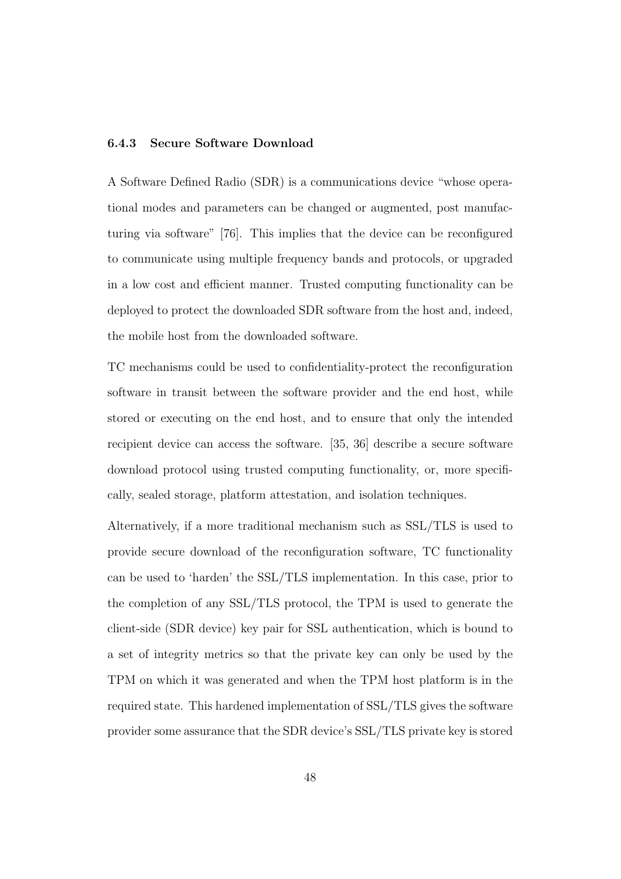### 6.4.3 Secure Software Download

A Software Defined Radio (SDR) is a communications device "whose operational modes and parameters can be changed or augmented, post manufacturing via software" [76]. This implies that the device can be reconfigured to communicate using multiple frequency bands and protocols, or upgraded in a low cost and efficient manner. Trusted computing functionality can be deployed to protect the downloaded SDR software from the host and, indeed, the mobile host from the downloaded software.

TC mechanisms could be used to confidentiality-protect the reconfiguration software in transit between the software provider and the end host, while stored or executing on the end host, and to ensure that only the intended recipient device can access the software. [35, 36] describe a secure software download protocol using trusted computing functionality, or, more specifically, sealed storage, platform attestation, and isolation techniques.

Alternatively, if a more traditional mechanism such as SSL/TLS is used to provide secure download of the reconfiguration software, TC functionality can be used to 'harden' the SSL/TLS implementation. In this case, prior to the completion of any SSL/TLS protocol, the TPM is used to generate the client-side (SDR device) key pair for SSL authentication, which is bound to a set of integrity metrics so that the private key can only be used by the TPM on which it was generated and when the TPM host platform is in the required state. This hardened implementation of SSL/TLS gives the software provider some assurance that the SDR device's SSL/TLS private key is stored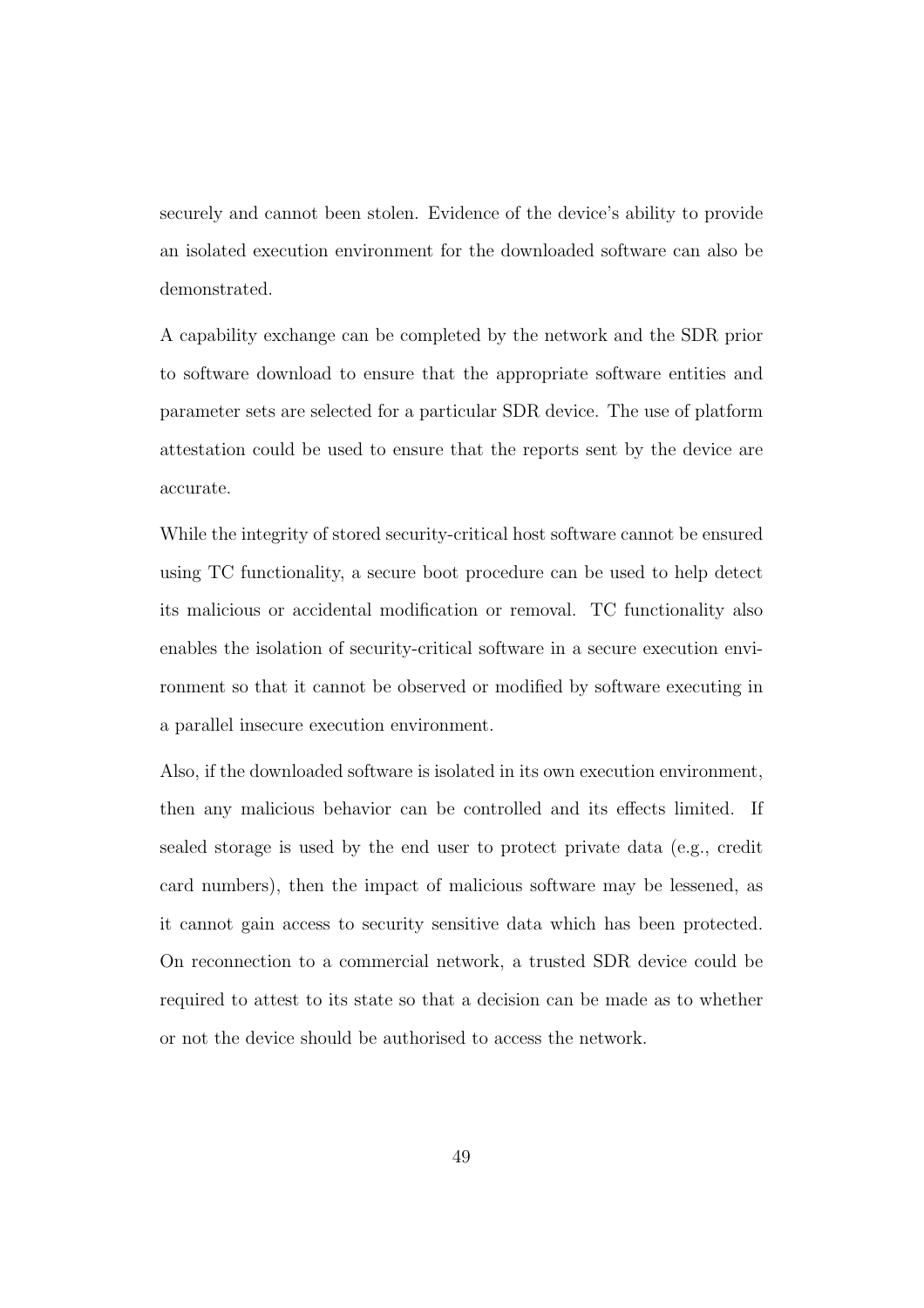securely and cannot been stolen. Evidence of the device's ability to provide an isolated execution environment for the downloaded software can also be demonstrated.

A capability exchange can be completed by the network and the SDR prior to software download to ensure that the appropriate software entities and parameter sets are selected for a particular SDR device. The use of platform attestation could be used to ensure that the reports sent by the device are accurate.

While the integrity of stored security-critical host software cannot be ensured using TC functionality, a secure boot procedure can be used to help detect its malicious or accidental modification or removal. TC functionality also enables the isolation of security-critical software in a secure execution environment so that it cannot be observed or modified by software executing in a parallel insecure execution environment.

Also, if the downloaded software is isolated in its own execution environment, then any malicious behavior can be controlled and its effects limited. If sealed storage is used by the end user to protect private data (e.g., credit card numbers), then the impact of malicious software may be lessened, as it cannot gain access to security sensitive data which has been protected. On reconnection to a commercial network, a trusted SDR device could be required to attest to its state so that a decision can be made as to whether or not the device should be authorised to access the network.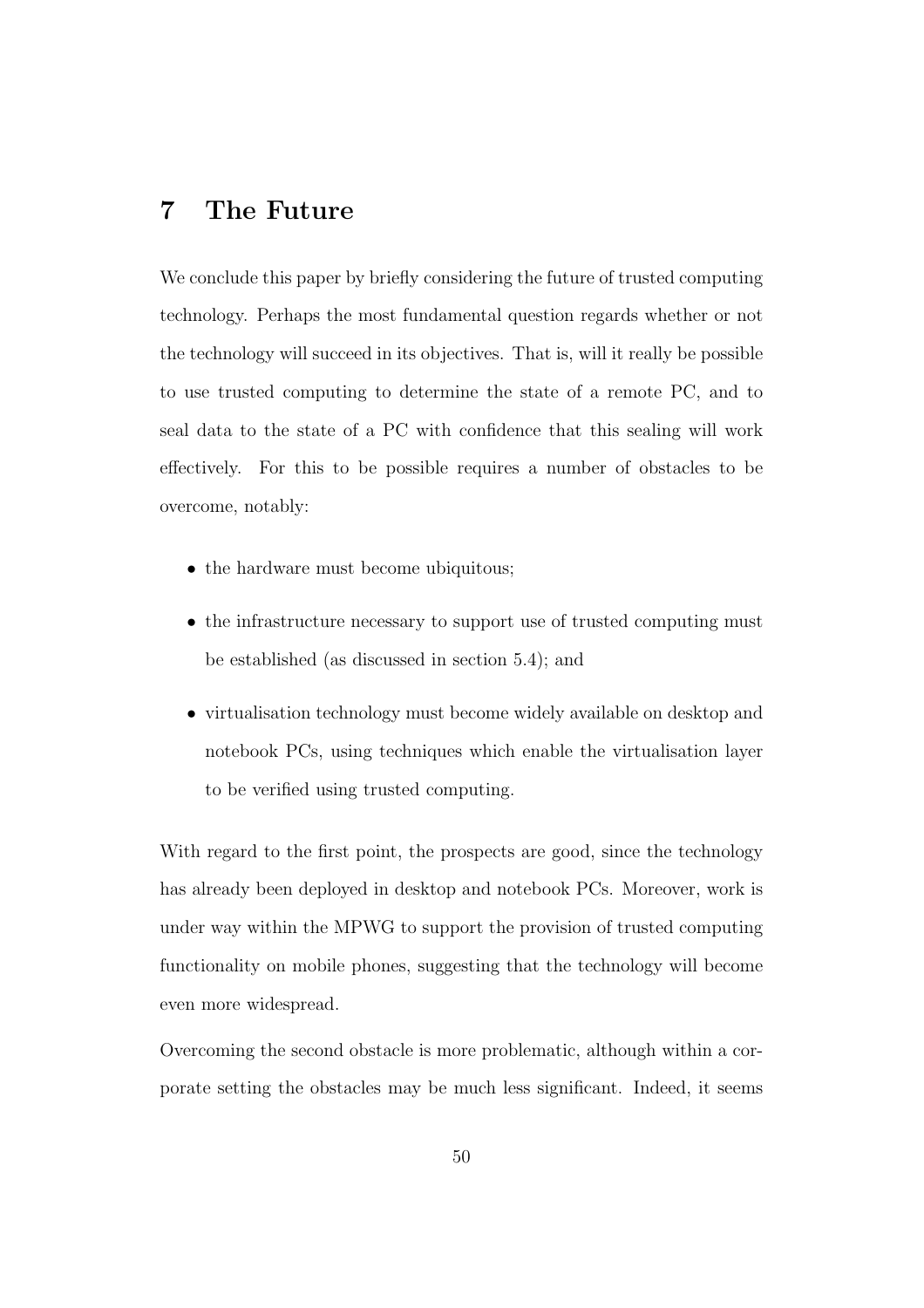# 7 The Future

We conclude this paper by briefly considering the future of trusted computing technology. Perhaps the most fundamental question regards whether or not the technology will succeed in its objectives. That is, will it really be possible to use trusted computing to determine the state of a remote PC, and to seal data to the state of a PC with confidence that this sealing will work effectively. For this to be possible requires a number of obstacles to be overcome, notably:

- the hardware must become ubiquitous;
- the infrastructure necessary to support use of trusted computing must be established (as discussed in section 5.4); and
- virtualisation technology must become widely available on desktop and notebook PCs, using techniques which enable the virtualisation layer to be verified using trusted computing.

With regard to the first point, the prospects are good, since the technology has already been deployed in desktop and notebook PCs. Moreover, work is under way within the MPWG to support the provision of trusted computing functionality on mobile phones, suggesting that the technology will become even more widespread.

Overcoming the second obstacle is more problematic, although within a corporate setting the obstacles may be much less significant. Indeed, it seems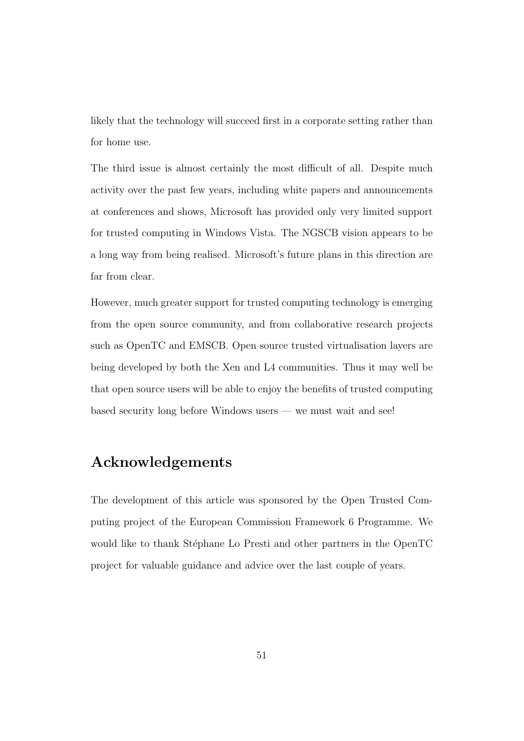likely that the technology will succeed first in a corporate setting rather than for home use.

The third issue is almost certainly the most difficult of all. Despite much activity over the past few years, including white papers and announcements at conferences and shows, Microsoft has provided only very limited support for trusted computing in Windows Vista. The NGSCB vision appears to be a long way from being realised. Microsoft's future plans in this direction are far from clear.

However, much greater support for trusted computing technology is emerging from the open source community, and from collaborative research projects such as OpenTC and EMSCB. Open source trusted virtualisation layers are being developed by both the Xen and L4 communities. Thus it may well be that open source users will be able to enjoy the benefits of trusted computing based security long before Windows users — we must wait and see!

## Acknowledgements

The development of this article was sponsored by the Open Trusted Computing project of the European Commission Framework 6 Programme. We would like to thank Stéphane Lo Presti and other partners in the OpenTC project for valuable guidance and advice over the last couple of years.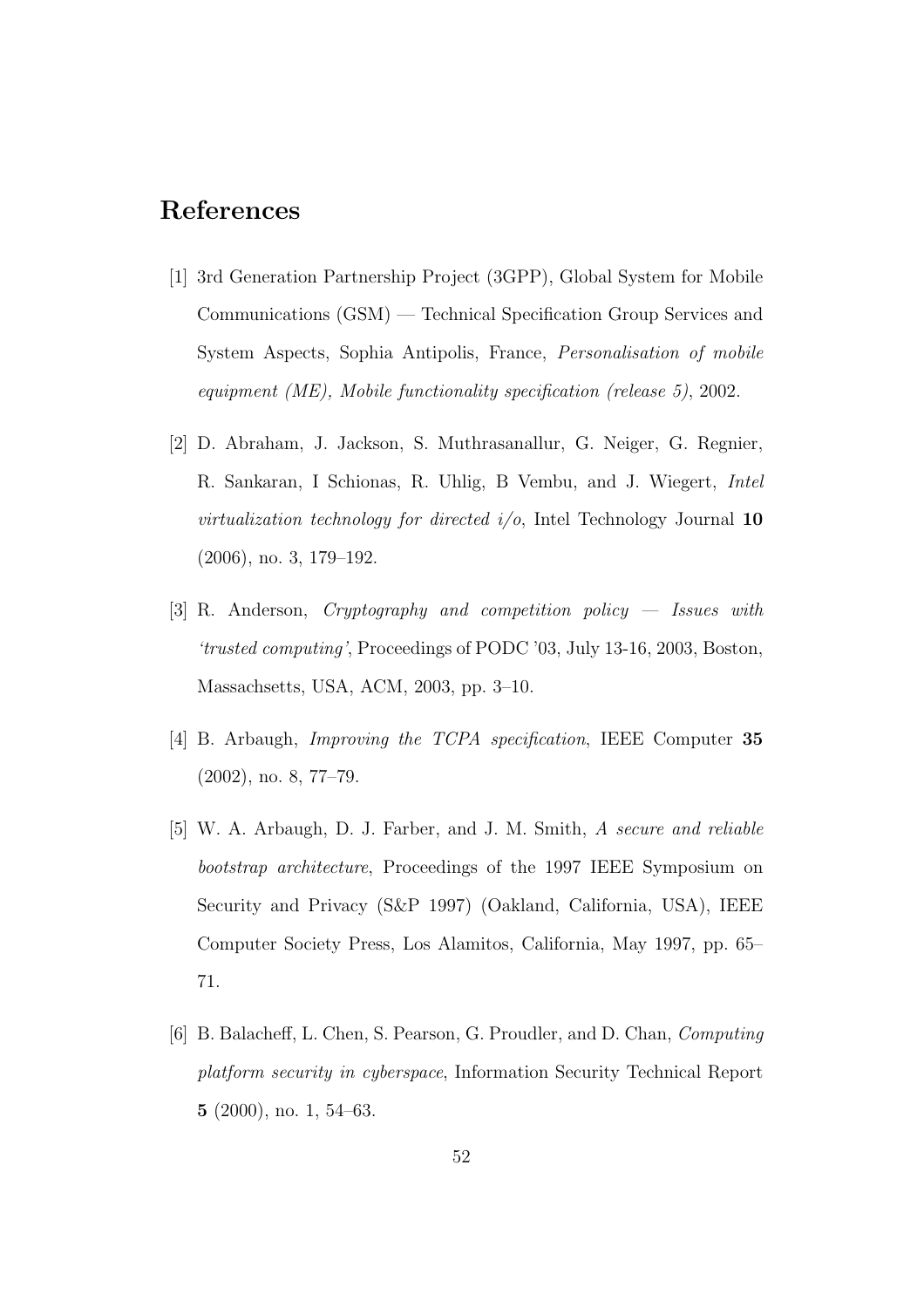# References

[1] 3rd Generation Partnership Project (3GPP), Global System for Mobile Communications (GSM) — Technical Specification Group Services and System Aspects, Sophia Antipolis, France, *Personalisation of mobile equipment (ME), Mobile functionality specification (release 5)*, 2002.

[2] D. Abraham, J. Jackson, S. Muthrasanallur, G. Neiger, G. Regnier, R. Sankaran, I Schionas, R. Uhlig, B Vembu, and J. Wiegert, *Intel virtualization technology for directed i/o*, Intel Technology Journal **10** (2006), no. 3, 179–192.

[3] R. Anderson, *Cryptography and competition policy — Issues with 'trusted computing'*, Proceedings of PODC '03, July 13-16, 2003, Boston, Massachsetts, USA, ACM, 2003, pp. 3–10.

[4] B. Arbaugh, *Improving the TCPA specification*, IEEE Computer **35** (2002), no. 8, 77–79.

[5] W. A. Arbaugh, D. J. Farber, and J. M. Smith, *A secure and reliable bootstrap architecture*, Proceedings of the 1997 IEEE Symposium on Security and Privacy (S&P 1997) (Oakland, California, USA), IEEE Computer Society Press, Los Alamitos, California, May 1997, pp. 65–71.

[6] B. Balacheff, L. Chen, S. Pearson, G. Proudler, and D. Chan, *Computing platform security in cyberspace*, Information Security Technical Report **5** (2000), no. 1, 54–63.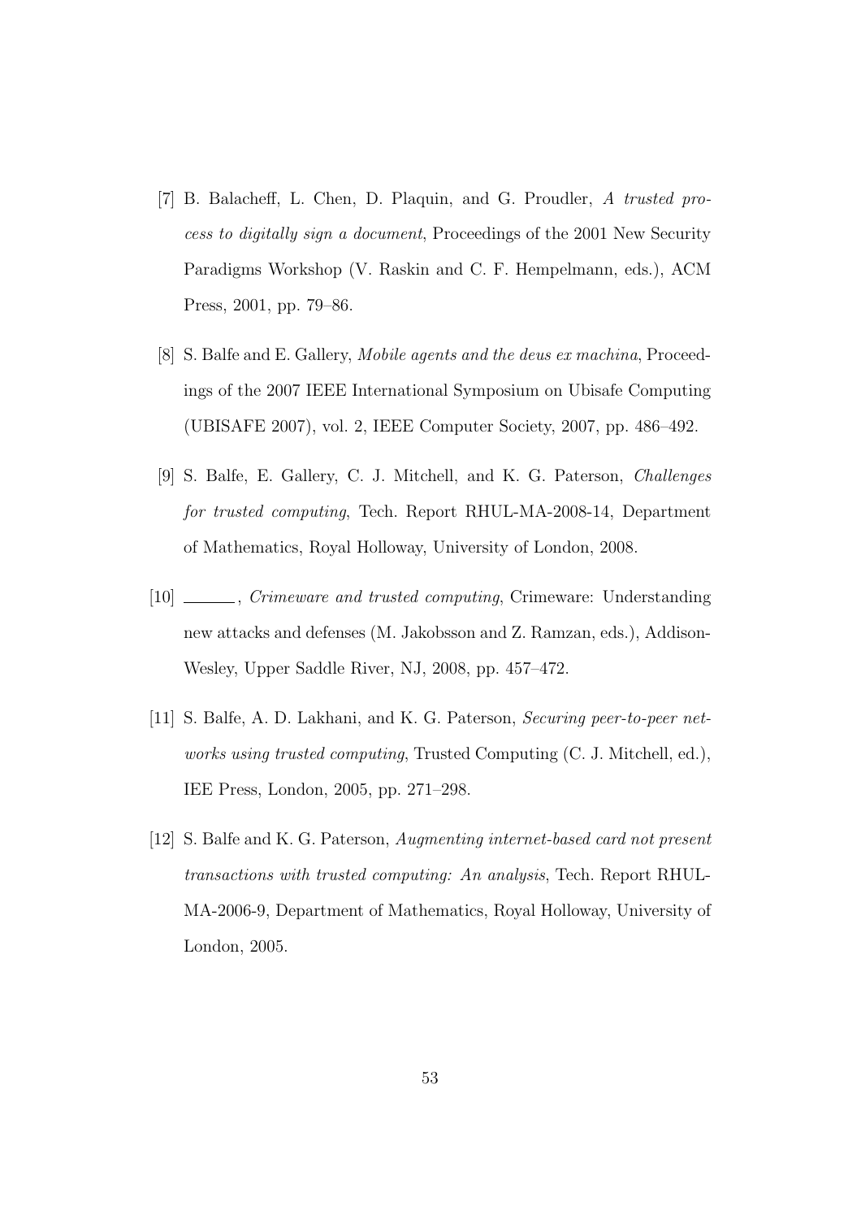[7] B. Balacheff, L. Chen, D. Plaquin, and G. Proudler, *A trusted process to digitally sign a document*, Proceedings of the 2001 New Security Paradigms Workshop (V. Raskin and C. F. Hempelmann, eds.), ACM Press, 2001, pp. 79–86.

[8] S. Balfe and E. Gallery, *Mobile agents and the deus ex machina*, Proceedings of the 2007 IEEE International Symposium on Ubisafe Computing (UBISAFE 2007), vol. 2, IEEE Computer Society, 2007, pp. 486–492.

[9] S. Balfe, E. Gallery, C. J. Mitchell, and K. G. Paterson, *Challenges for trusted computing*, Tech. Report RHUL-MA-2008-14, Department of Mathematics, Royal Holloway, University of London, 2008.

[10] ______, *Crimeware and trusted computing*, Crimeware: Understanding new attacks and defenses (M. Jakobsson and Z. Ramzan, eds.), Addison-Wesley, Upper Saddle River, NJ, 2008, pp. 457–472.

[11] S. Balfe, A. D. Lakhani, and K. G. Paterson, *Securing peer-to-peer networks using trusted computing*, Trusted Computing (C. J. Mitchell, ed.), IEE Press, London, 2005, pp. 271–298.

[12] S. Balfe and K. G. Paterson, *Augmenting internet-based card not present transactions with trusted computing: An analysis*, Tech. Report RHUL-MA-2006-9, Department of Mathematics, Royal Holloway, University of London, 2005.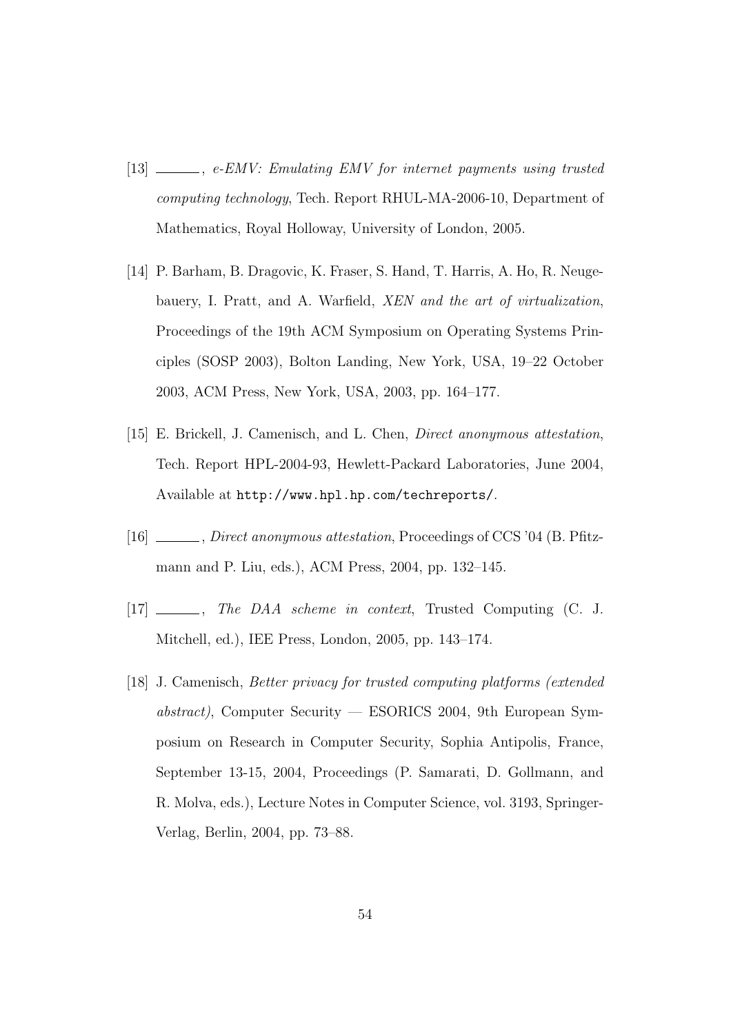[13] ———, *e-EMV: Emulating EMV for internet payments using trusted computing technology*, Tech. Report RHUL-MA-2006-10, Department of Mathematics, Royal Holloway, University of London, 2005.

[14] P. Barham, B. Dragovic, K. Fraser, S. Hand, T. Harris, A. Ho, R. Neugebauery, I. Pratt, and A. Warfield, *XEN and the art of virtualization*, Proceedings of the 19th ACM Symposium on Operating Systems Principles (SOSP 2003), Bolton Landing, New York, USA, 19–22 October 2003, ACM Press, New York, USA, 2003, pp. 164–177.

[15] E. Brickell, J. Camenisch, and L. Chen, *Direct anonymous attestation*, Tech. Report HPL-2004-93, Hewlett-Packard Laboratories, June 2004, Available at `http://www.hpl.hp.com/techreports/`.

[16] ———, *Direct anonymous attestation*, Proceedings of CCS '04 (B. Pfitzmann and P. Liu, eds.), ACM Press, 2004, pp. 132–145.

[17] ———, *The DAA scheme in context*, Trusted Computing (C. J. Mitchell, ed.), IEE Press, London, 2005, pp. 143–174.

[18] J. Camenisch, *Better privacy for trusted computing platforms (extended abstract)*, Computer Security — ESORICS 2004, 9th European Symposium on Research in Computer Security, Sophia Antipolis, France, September 13-15, 2004, Proceedings (P. Samarati, D. Gollmann, and R. Molva, eds.), Lecture Notes in Computer Science, vol. 3193, Springer-Verlag, Berlin, 2004, pp. 73–88.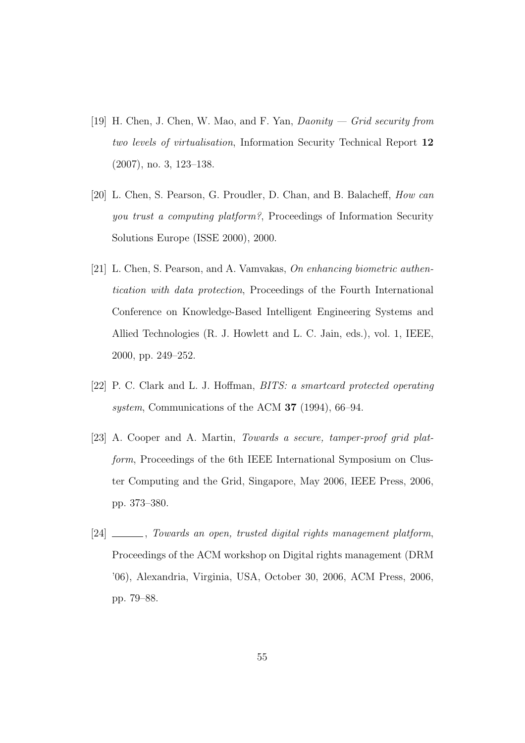[19] H. Chen, J. Chen, W. Mao, and F. Yan, *Daonity — Grid security from two levels of virtualisation*, Information Security Technical Report **12** (2007), no. 3, 123–138.

[20] L. Chen, S. Pearson, G. Proudler, D. Chan, and B. Balacheff, *How can you trust a computing platform?*, Proceedings of Information Security Solutions Europe (ISSE 2000), 2000.

[21] L. Chen, S. Pearson, and A. Vamvakas, *On enhancing biometric authentication with data protection*, Proceedings of the Fourth International Conference on Knowledge-Based Intelligent Engineering Systems and Allied Technologies (R. J. Howlett and L. C. Jain, eds.), vol. 1, IEEE, 2000, pp. 249–252.

[22] P. C. Clark and L. J. Hoffman, *BITS: a smartcard protected operating system*, Communications of the ACM **37** (1994), 66–94.

[23] A. Cooper and A. Martin, *Towards a secure, tamper-proof grid platform*, Proceedings of the 6th IEEE International Symposium on Cluster Computing and the Grid, Singapore, May 2006, IEEE Press, 2006, pp. 373–380.

[24] ———, *Towards an open, trusted digital rights management platform*, Proceedings of the ACM workshop on Digital rights management (DRM '06), Alexandria, Virginia, USA, October 30, 2006, ACM Press, 2006, pp. 79–88.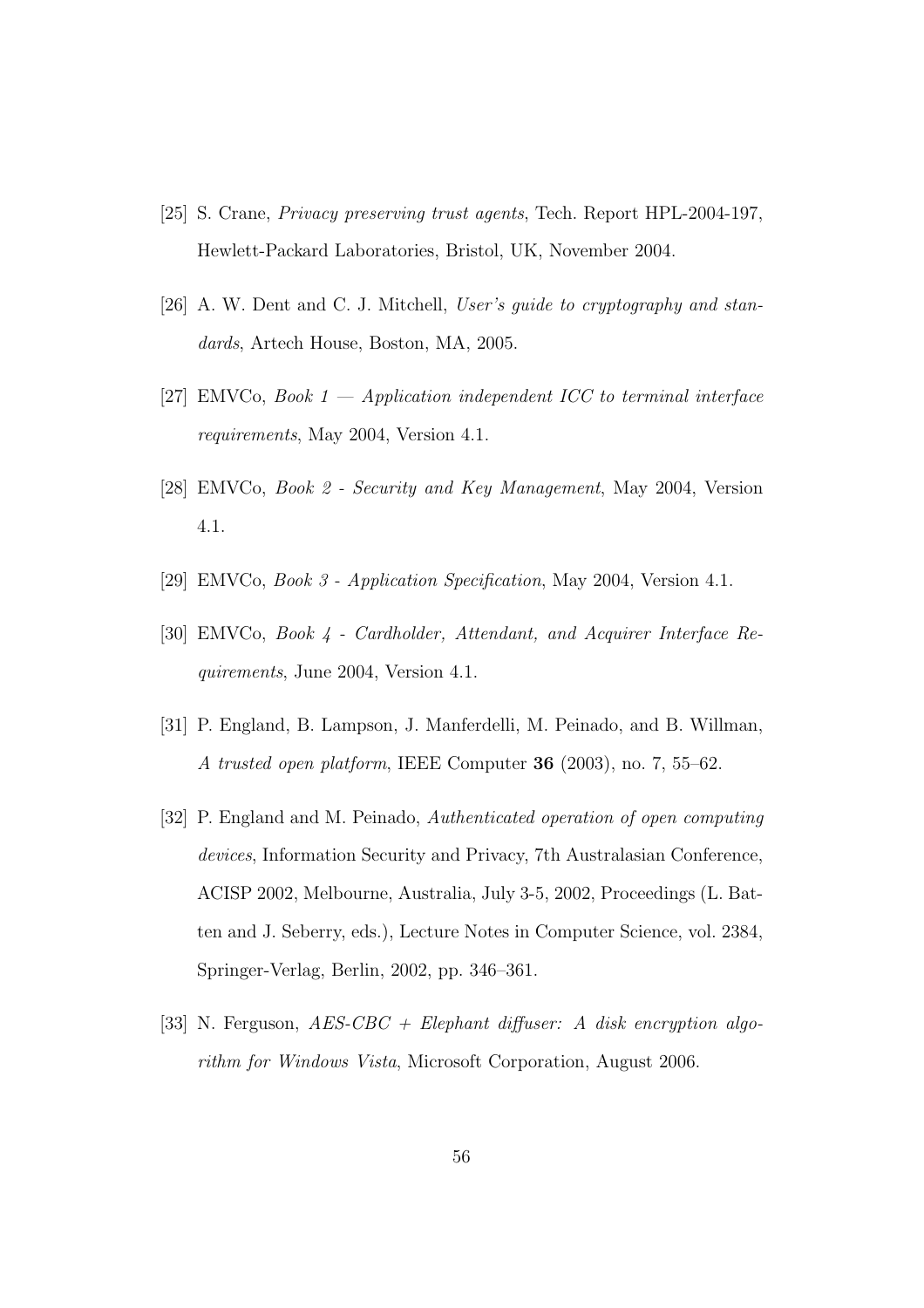[25] S. Crane, *Privacy preserving trust agents*, Tech. Report HPL-2004-197, Hewlett-Packard Laboratories, Bristol, UK, November 2004.

[26] A. W. Dent and C. J. Mitchell, *User's guide to cryptography and standards*, Artech House, Boston, MA, 2005.

[27] EMVCo, *Book 1 — Application independent ICC to terminal interface requirements*, May 2004, Version 4.1.

[28] EMVCo, *Book 2 - Security and Key Management*, May 2004, Version 4.1.

[29] EMVCo, *Book 3 - Application Specification*, May 2004, Version 4.1.

[30] EMVCo, *Book 4 - Cardholder, Attendant, and Acquirer Interface Requirements*, June 2004, Version 4.1.

[31] P. England, B. Lampson, J. Manferdelli, M. Peinado, and B. Willman, *A trusted open platform*, IEEE Computer **36** (2003), no. 7, 55–62.

[32] P. England and M. Peinado, *Authenticated operation of open computing devices*, Information Security and Privacy, 7th Australasian Conference, ACISP 2002, Melbourne, Australia, July 3-5, 2002, Proceedings (L. Batten and J. Seberry, eds.), Lecture Notes in Computer Science, vol. 2384, Springer-Verlag, Berlin, 2002, pp. 346–361.

[33] N. Ferguson, *AES-CBC + Elephant diffuser: A disk encryption algorithm for Windows Vista*, Microsoft Corporation, August 2006.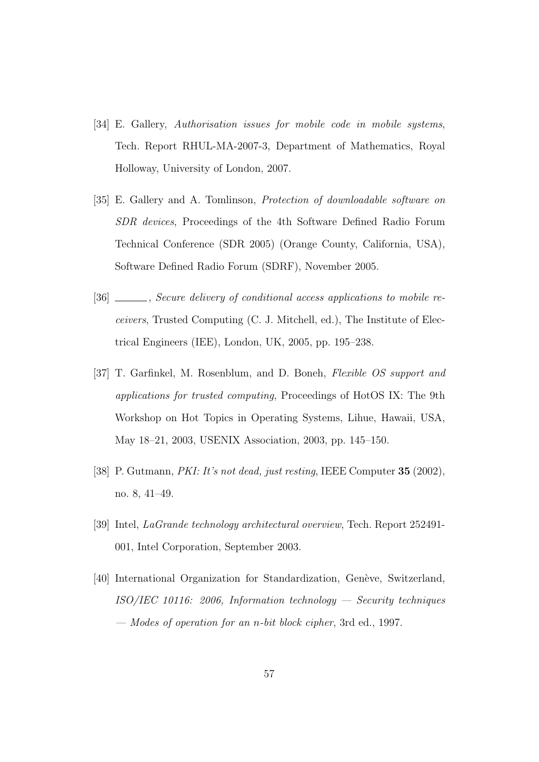[34] E. Gallery, *Authorisation issues for mobile code in mobile systems*, Tech. Report RHUL-MA-2007-3, Department of Mathematics, Royal Holloway, University of London, 2007.

[35] E. Gallery and A. Tomlinson, *Protection of downloadable software on SDR devices*, Proceedings of the 4th Software Defined Radio Forum Technical Conference (SDR 2005) (Orange County, California, USA), Software Defined Radio Forum (SDRF), November 2005.

[36] ______, *Secure delivery of conditional access applications to mobile receivers*, Trusted Computing (C. J. Mitchell, ed.), The Institute of Electrical Engineers (IEE), London, UK, 2005, pp. 195–238.

[37] T. Garfinkel, M. Rosenblum, and D. Boneh, *Flexible OS support and applications for trusted computing*, Proceedings of HotOS IX: The 9th Workshop on Hot Topics in Operating Systems, Lihue, Hawaii, USA, May 18–21, 2003, USENIX Association, 2003, pp. 145–150.

[38] P. Gutmann, *PKI: It's not dead, just resting*, IEEE Computer **35** (2002), no. 8, 41–49.

[39] Intel, *LaGrande technology architectural overview*, Tech. Report 252491-001, Intel Corporation, September 2003.

[40] International Organization for Standardization, Genève, Switzerland, *ISO/IEC 10116: 2006, Information technology — Security techniques — Modes of operation for an n-bit block cipher*, 3rd ed., 1997.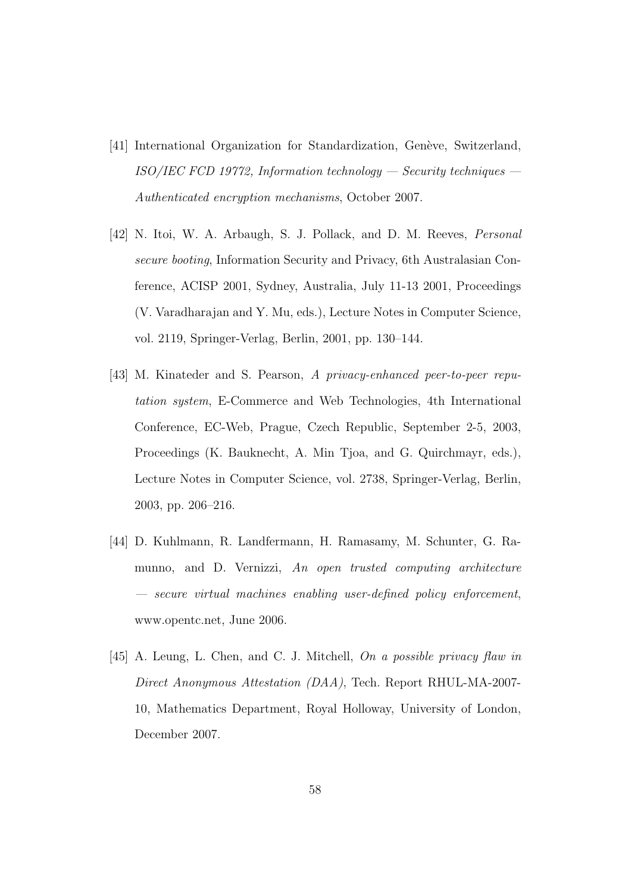[41] International Organization for Standardization, Genève, Switzerland, *ISO/IEC FCD 19772, Information technology — Security techniques — Authenticated encryption mechanisms*, October 2007.

[42] N. Itoi, W. A. Arbaugh, S. J. Pollack, and D. M. Reeves, *Personal secure booting*, Information Security and Privacy, 6th Australasian Conference, ACISP 2001, Sydney, Australia, July 11-13 2001, Proceedings (V. Varadharajan and Y. Mu, eds.), Lecture Notes in Computer Science, vol. 2119, Springer-Verlag, Berlin, 2001, pp. 130–144.

[43] M. Kinateder and S. Pearson, *A privacy-enhanced peer-to-peer reputation system*, E-Commerce and Web Technologies, 4th International Conference, EC-Web, Prague, Czech Republic, September 2-5, 2003, Proceedings (K. Bauknecht, A. Min Tjoa, and G. Quirchmayr, eds.), Lecture Notes in Computer Science, vol. 2738, Springer-Verlag, Berlin, 2003, pp. 206–216.

[44] D. Kuhlmann, R. Landfermann, H. Ramasamy, M. Schunter, G. Ramunno, and D. Vernizzi, *An open trusted computing architecture — secure virtual machines enabling user-defined policy enforcement*, www.opentc.net, June 2006.

[45] A. Leung, L. Chen, and C. J. Mitchell, *On a possible privacy flaw in Direct Anonymous Attestation (DAA)*, Tech. Report RHUL-MA-2007-10, Mathematics Department, Royal Holloway, University of London, December 2007.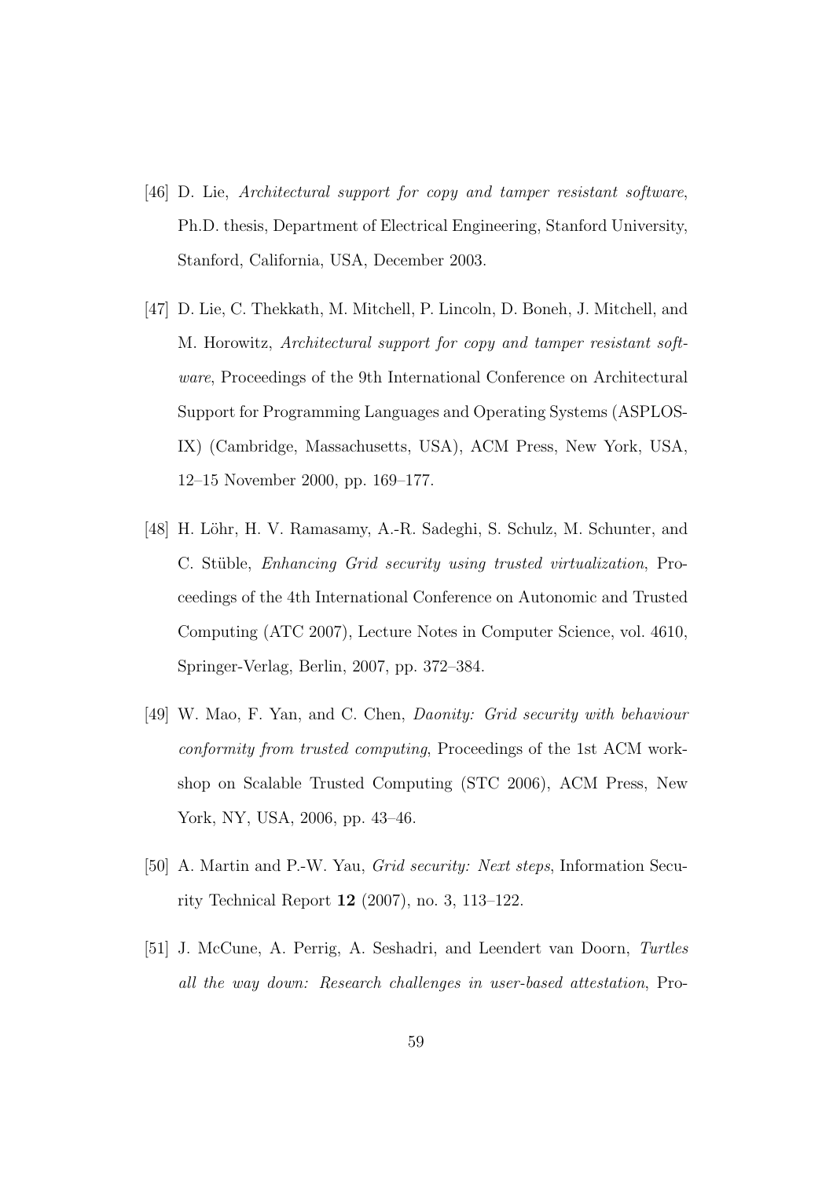[46] D. Lie, *Architectural support for copy and tamper resistant software*, Ph.D. thesis, Department of Electrical Engineering, Stanford University, Stanford, California, USA, December 2003.

[47] D. Lie, C. Thekkath, M. Mitchell, P. Lincoln, D. Boneh, J. Mitchell, and M. Horowitz, *Architectural support for copy and tamper resistant software*, Proceedings of the 9th International Conference on Architectural Support for Programming Languages and Operating Systems (ASPLOS-IX) (Cambridge, Massachusetts, USA), ACM Press, New York, USA, 12–15 November 2000, pp. 169–177.

[48] H. Löhr, H. V. Ramasamy, A.-R. Sadeghi, S. Schulz, M. Schunter, and C. Stüble, *Enhancing Grid security using trusted virtualization*, Proceedings of the 4th International Conference on Autonomic and Trusted Computing (ATC 2007), Lecture Notes in Computer Science, vol. 4610, Springer-Verlag, Berlin, 2007, pp. 372–384.

[49] W. Mao, F. Yan, and C. Chen, *Daonity: Grid security with behaviour conformity from trusted computing*, Proceedings of the 1st ACM workshop on Scalable Trusted Computing (STC 2006), ACM Press, New York, NY, USA, 2006, pp. 43–46.

[50] A. Martin and P.-W. Yau, *Grid security: Next steps*, Information Security Technical Report **12** (2007), no. 3, 113–122.

[51] J. McCune, A. Perrig, A. Seshadri, and Leendert van Doorn, *Turtles all the way down: Research challenges in user-based attestation*, Pro-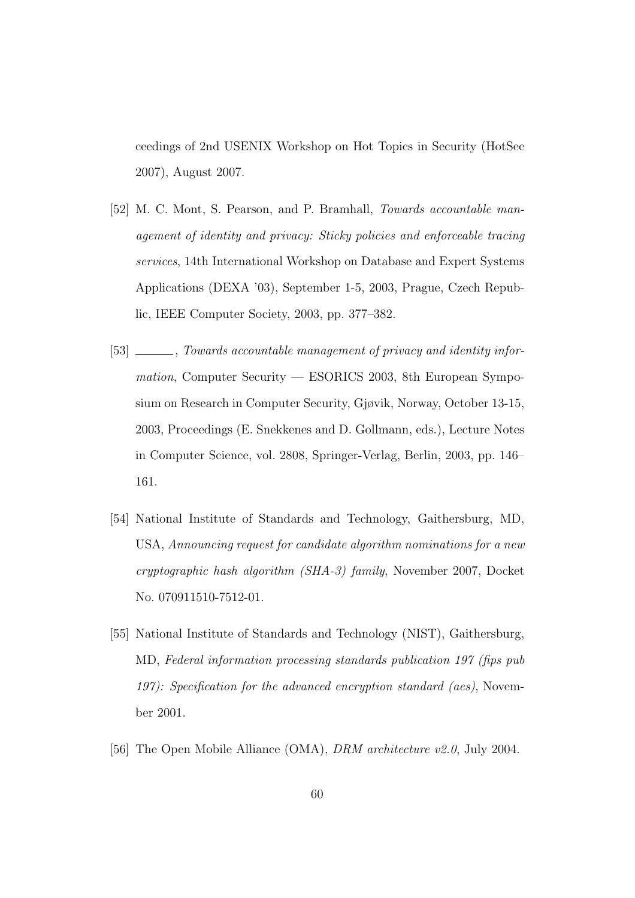ceedings of 2nd USENIX Workshop on Hot Topics in Security (HotSec 2007), August 2007.

[52] M. C. Mont, S. Pearson, and P. Bramhall, *Towards accountable management of identity and privacy: Sticky policies and enforceable tracing services*, 14th International Workshop on Database and Expert Systems Applications (DEXA '03), September 1-5, 2003, Prague, Czech Republic, IEEE Computer Society, 2003, pp. 377–382.

[53] ______, *Towards accountable management of privacy and identity information*, Computer Security — ESORICS 2003, 8th European Symposium on Research in Computer Security, Gjøvik, Norway, October 13-15, 2003, Proceedings (E. Snekkenes and D. Gollmann, eds.), Lecture Notes in Computer Science, vol. 2808, Springer-Verlag, Berlin, 2003, pp. 146–161.

[54] National Institute of Standards and Technology, Gaithersburg, MD, USA, *Announcing request for candidate algorithm nominations for a new cryptographic hash algorithm (SHA-3) family*, November 2007, Docket No. 070911510-7512-01.

[55] National Institute of Standards and Technology (NIST), Gaithersburg, MD, *Federal information processing standards publication 197 (fips pub 197): Specification for the advanced encryption standard (aes)*, November 2001.

[56] The Open Mobile Alliance (OMA), *DRM architecture v2.0*, July 2004.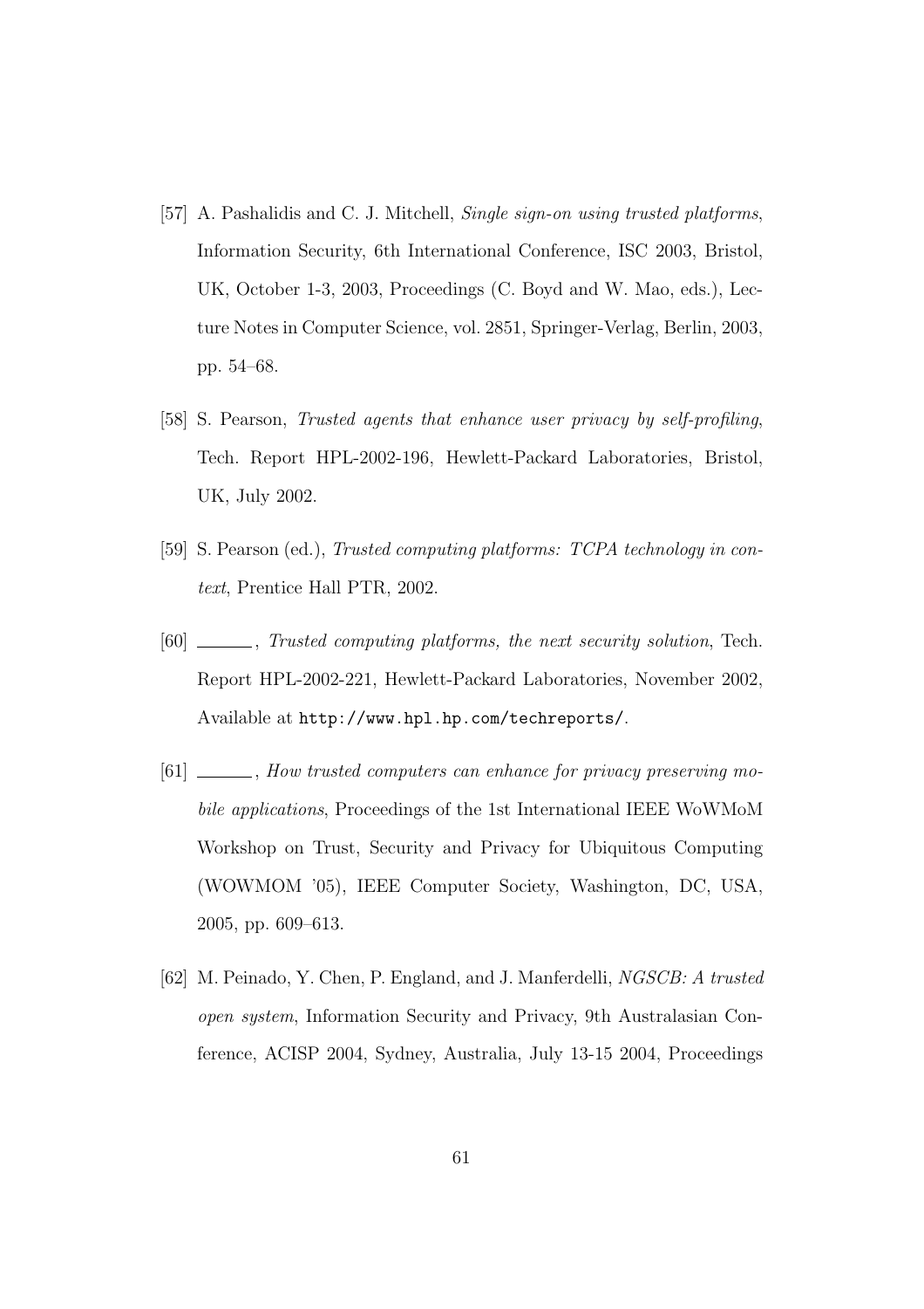[57] A. Pashalidis and C. J. Mitchell, *Single sign-on using trusted platforms*, Information Security, 6th International Conference, ISC 2003, Bristol, UK, October 1-3, 2003, Proceedings (C. Boyd and W. Mao, eds.), Lecture Notes in Computer Science, vol. 2851, Springer-Verlag, Berlin, 2003, pp. 54–68.

[58] S. Pearson, *Trusted agents that enhance user privacy by self-profiling*, Tech. Report HPL-2002-196, Hewlett-Packard Laboratories, Bristol, UK, July 2002.

[59] S. Pearson (ed.), *Trusted computing platforms: TCPA technology in context*, Prentice Hall PTR, 2002.

[60] ______, *Trusted computing platforms, the next security solution*, Tech. Report HPL-2002-221, Hewlett-Packard Laboratories, November 2002, Available at `http://www.hpl.hp.com/techreports/`.

[61] ______, *How trusted computers can enhance for privacy preserving mobile applications*, Proceedings of the 1st International IEEE WoWMoM Workshop on Trust, Security and Privacy for Ubiquitous Computing (WOWMOM '05), IEEE Computer Society, Washington, DC, USA, 2005, pp. 609–613.

[62] M. Peinado, Y. Chen, P. England, and J. Manferdelli, *NGSCB: A trusted open system*, Information Security and Privacy, 9th Australasian Conference, ACISP 2004, Sydney, Australia, July 13-15 2004, Proceedings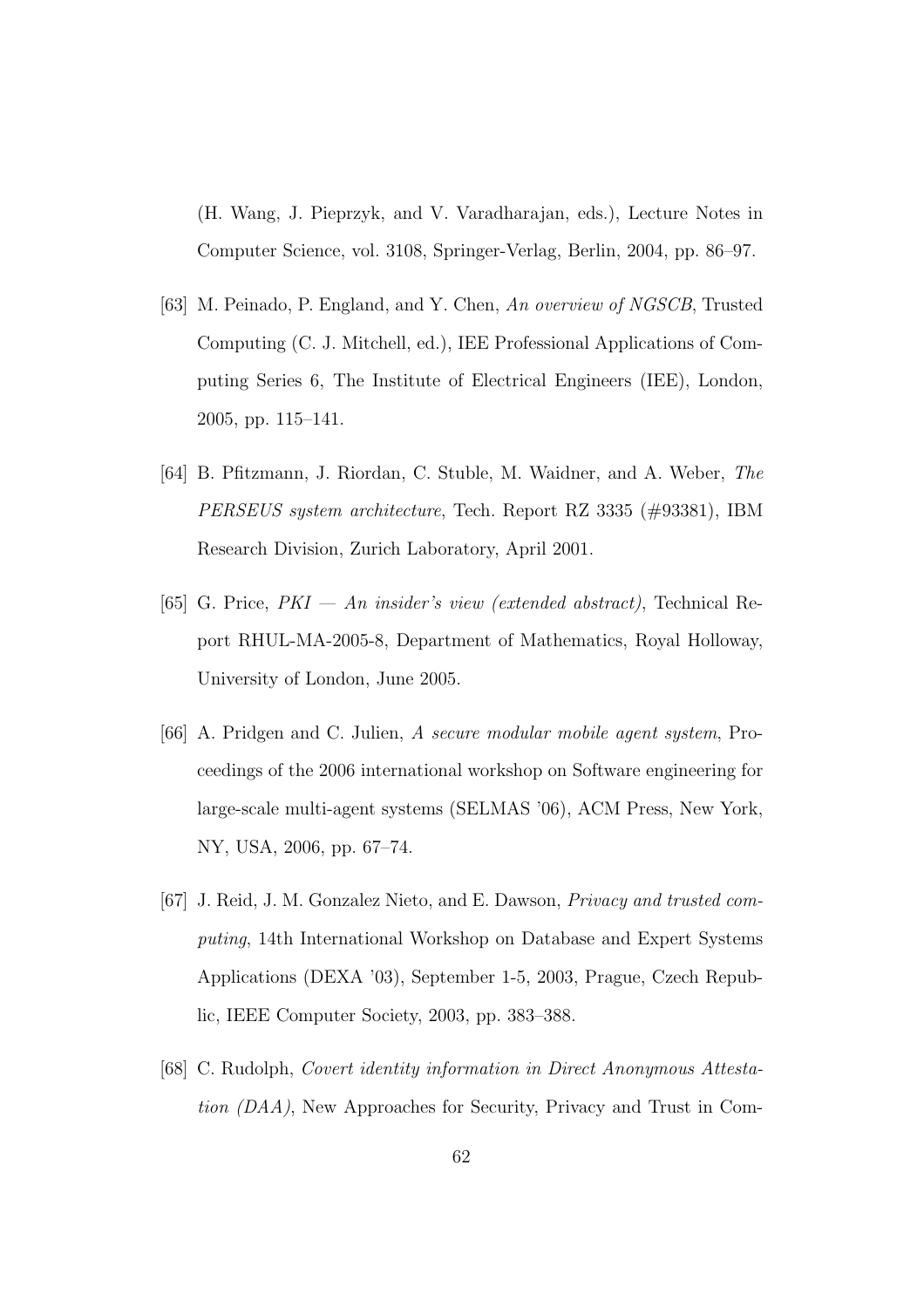(H. Wang, J. Pieprzyk, and V. Varadharajan, eds.), Lecture Notes in Computer Science, vol. 3108, Springer-Verlag, Berlin, 2004, pp. 86–97.

[63] M. Peinado, P. England, and Y. Chen, *An overview of NGSCB*, Trusted Computing (C. J. Mitchell, ed.), IEE Professional Applications of Computing Series 6, The Institute of Electrical Engineers (IEE), London, 2005, pp. 115–141.

[64] B. Pfitzmann, J. Riordan, C. Stuble, M. Waidner, and A. Weber, *The PERSEUS system architecture*, Tech. Report RZ 3335 (#93381), IBM Research Division, Zurich Laboratory, April 2001.

[65] G. Price, *PKI — An insider's view (extended abstract)*, Technical Report RHUL-MA-2005-8, Department of Mathematics, Royal Holloway, University of London, June 2005.

[66] A. Pridgen and C. Julien, *A secure modular mobile agent system*, Proceedings of the 2006 international workshop on Software engineering for large-scale multi-agent systems (SELMAS '06), ACM Press, New York, NY, USA, 2006, pp. 67–74.

[67] J. Reid, J. M. Gonzalez Nieto, and E. Dawson, *Privacy and trusted computing*, 14th International Workshop on Database and Expert Systems Applications (DEXA '03), September 1-5, 2003, Prague, Czech Republic, IEEE Computer Society, 2003, pp. 383–388.

[68] C. Rudolph, *Covert identity information in Direct Anonymous Attestation (DAA)*, New Approaches for Security, Privacy and Trust in Com-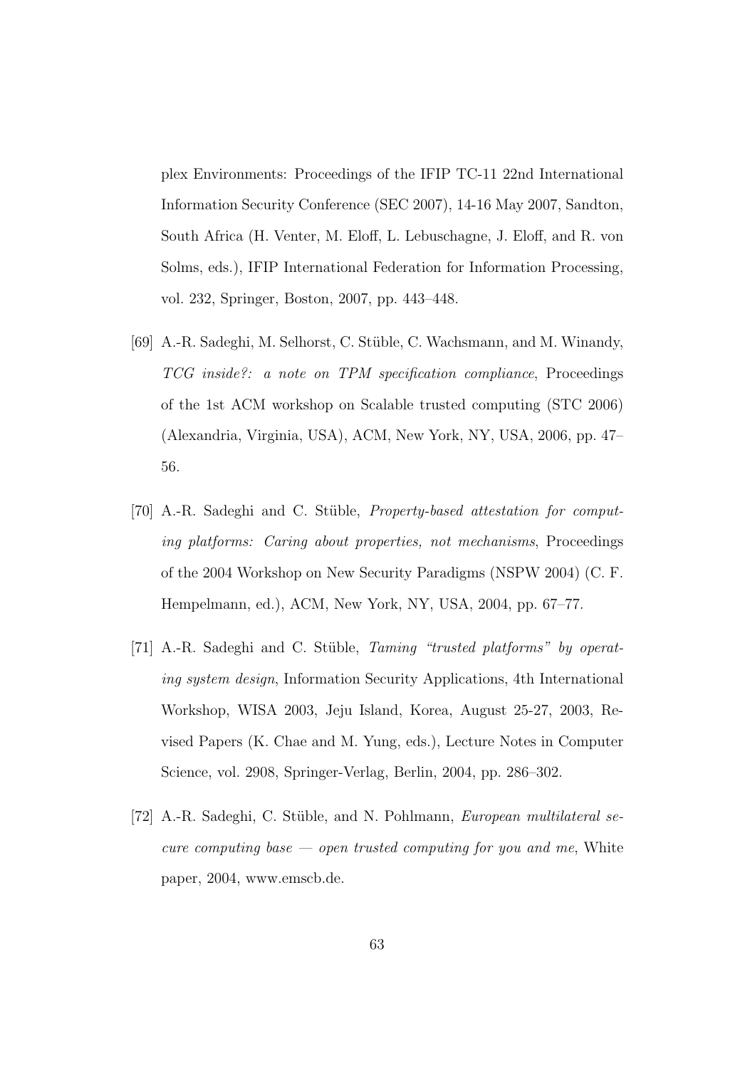plex Environments: Proceedings of the IFIP TC-11 22nd International Information Security Conference (SEC 2007), 14-16 May 2007, Sandton, South Africa (H. Venter, M. Eloff, L. Lebuschagne, J. Eloff, and R. von Solms, eds.), IFIP International Federation for Information Processing, vol. 232, Springer, Boston, 2007, pp. 443–448.

[69] A.-R. Sadeghi, M. Selhorst, C. Stüble, C. Wachsmann, and M. Winandy, *TCG inside?: a note on TPM specification compliance*, Proceedings of the 1st ACM workshop on Scalable trusted computing (STC 2006) (Alexandria, Virginia, USA), ACM, New York, NY, USA, 2006, pp. 47–56.

[70] A.-R. Sadeghi and C. Stüble, *Property-based attestation for computing platforms: Caring about properties, not mechanisms*, Proceedings of the 2004 Workshop on New Security Paradigms (NSPW 2004) (C. F. Hempelmann, ed.), ACM, New York, NY, USA, 2004, pp. 67–77.

[71] A.-R. Sadeghi and C. Stüble, *Taming "trusted platforms" by operating system design*, Information Security Applications, 4th International Workshop, WISA 2003, Jeju Island, Korea, August 25-27, 2003, Revised Papers (K. Chae and M. Yung, eds.), Lecture Notes in Computer Science, vol. 2908, Springer-Verlag, Berlin, 2004, pp. 286–302.

[72] A.-R. Sadeghi, C. Stüble, and N. Pohlmann, *European multilateral secure computing base — open trusted computing for you and me*, White paper, 2004, www.emscb.de.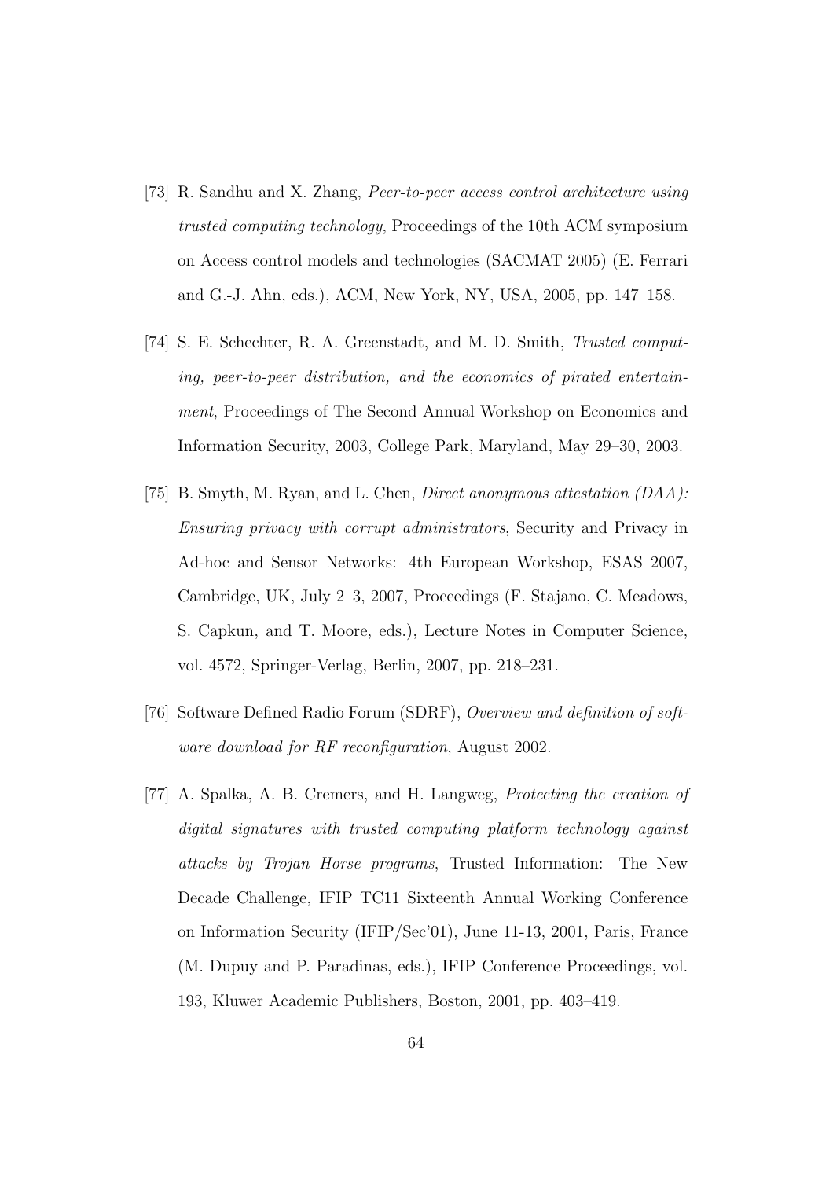[73] R. Sandhu and X. Zhang, *Peer-to-peer access control architecture using trusted computing technology*, Proceedings of the 10th ACM symposium on Access control models and technologies (SACMAT 2005) (E. Ferrari and G.-J. Ahn, eds.), ACM, New York, NY, USA, 2005, pp. 147–158.

[74] S. E. Schechter, R. A. Greenstadt, and M. D. Smith, *Trusted computing, peer-to-peer distribution, and the economics of pirated entertainment*, Proceedings of The Second Annual Workshop on Economics and Information Security, 2003, College Park, Maryland, May 29–30, 2003.

[75] B. Smyth, M. Ryan, and L. Chen, *Direct anonymous attestation (DAA): Ensuring privacy with corrupt administrators*, Security and Privacy in Ad-hoc and Sensor Networks: 4th European Workshop, ESAS 2007, Cambridge, UK, July 2–3, 2007, Proceedings (F. Stajano, C. Meadows, S. Capkun, and T. Moore, eds.), Lecture Notes in Computer Science, vol. 4572, Springer-Verlag, Berlin, 2007, pp. 218–231.

[76] Software Defined Radio Forum (SDRF), *Overview and definition of software download for RF reconfiguration*, August 2002.

[77] A. Spalka, A. B. Cremers, and H. Langweg, *Protecting the creation of digital signatures with trusted computing platform technology against attacks by Trojan Horse programs*, Trusted Information: The New Decade Challenge, IFIP TC11 Sixteenth Annual Working Conference on Information Security (IFIP/Sec'01), June 11-13, 2001, Paris, France (M. Dupuy and P. Paradinas, eds.), IFIP Conference Proceedings, vol. 193, Kluwer Academic Publishers, Boston, 2001, pp. 403–419.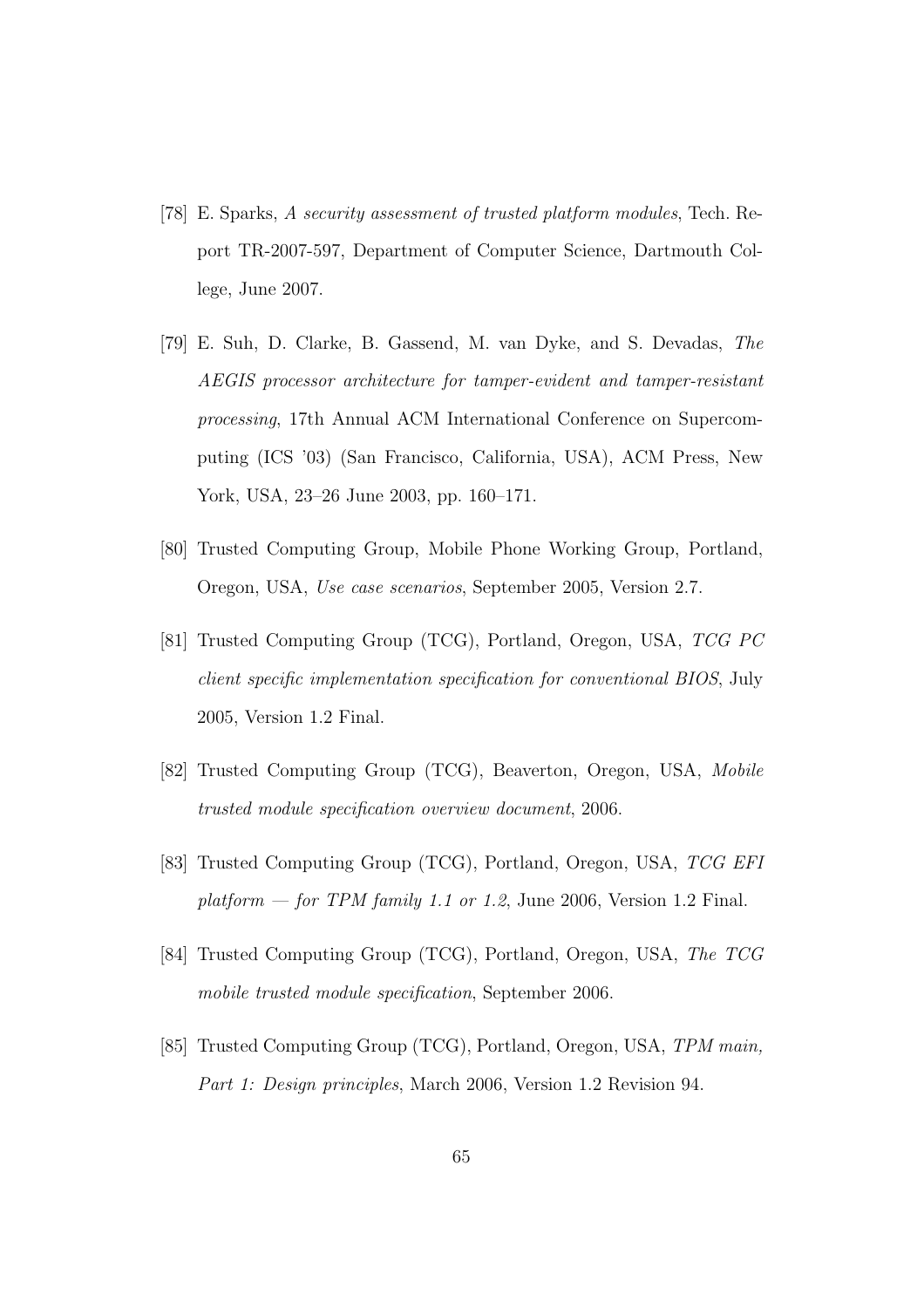[78] E. Sparks, *A security assessment of trusted platform modules*, Tech. Report TR-2007-597, Department of Computer Science, Dartmouth College, June 2007.

[79] E. Suh, D. Clarke, B. Gassend, M. van Dyke, and S. Devadas, *The AEGIS processor architecture for tamper-evident and tamper-resistant processing*, 17th Annual ACM International Conference on Supercomputing (ICS '03) (San Francisco, California, USA), ACM Press, New York, USA, 23–26 June 2003, pp. 160–171.

[80] Trusted Computing Group, Mobile Phone Working Group, Portland, Oregon, USA, *Use case scenarios*, September 2005, Version 2.7.

[81] Trusted Computing Group (TCG), Portland, Oregon, USA, *TCG PC client specific implementation specification for conventional BIOS*, July 2005, Version 1.2 Final.

[82] Trusted Computing Group (TCG), Beaverton, Oregon, USA, *Mobile trusted module specification overview document*, 2006.

[83] Trusted Computing Group (TCG), Portland, Oregon, USA, *TCG EFI platform — for TPM family 1.1 or 1.2*, June 2006, Version 1.2 Final.

[84] Trusted Computing Group (TCG), Portland, Oregon, USA, *The TCG mobile trusted module specification*, September 2006.

[85] Trusted Computing Group (TCG), Portland, Oregon, USA, *TPM main, Part 1: Design principles*, March 2006, Version 1.2 Revision 94.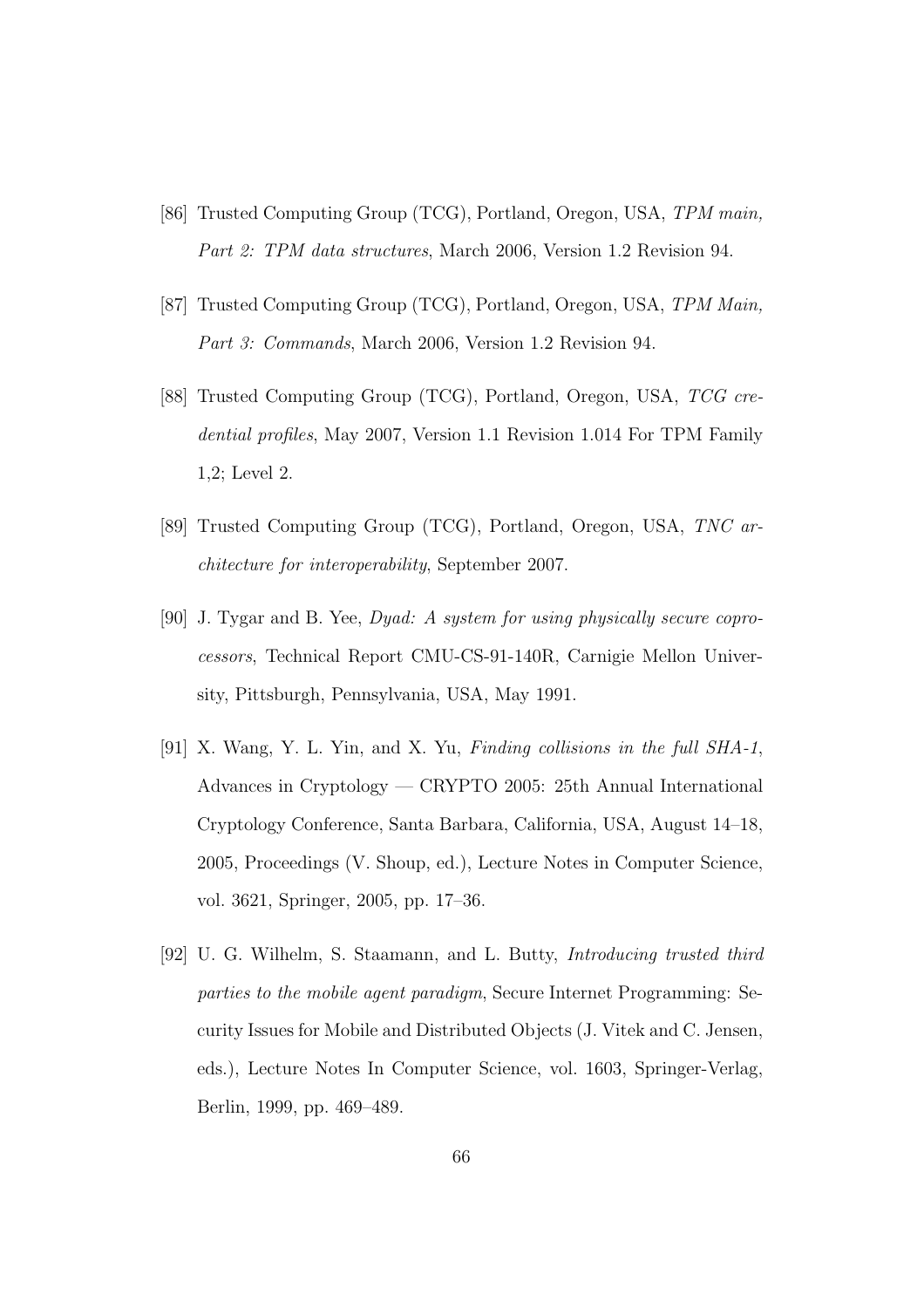[86] Trusted Computing Group (TCG), Portland, Oregon, USA, *TPM main, Part 2: TPM data structures*, March 2006, Version 1.2 Revision 94.

[87] Trusted Computing Group (TCG), Portland, Oregon, USA, *TPM Main, Part 3: Commands*, March 2006, Version 1.2 Revision 94.

[88] Trusted Computing Group (TCG), Portland, Oregon, USA, *TCG credential profiles*, May 2007, Version 1.1 Revision 1.014 For TPM Family 1,2; Level 2.

[89] Trusted Computing Group (TCG), Portland, Oregon, USA, *TNC architecture for interoperability*, September 2007.

[90] J. Tygar and B. Yee, *Dyad: A system for using physically secure coprocessors*, Technical Report CMU-CS-91-140R, Carnigie Mellon University, Pittsburgh, Pennsylvania, USA, May 1991.

[91] X. Wang, Y. L. Yin, and X. Yu, *Finding collisions in the full SHA-1*, Advances in Cryptology — CRYPTO 2005: 25th Annual International Cryptology Conference, Santa Barbara, California, USA, August 14–18, 2005, Proceedings (V. Shoup, ed.), Lecture Notes in Computer Science, vol. 3621, Springer, 2005, pp. 17–36.

[92] U. G. Wilhelm, S. Staamann, and L. Butty, *Introducing trusted third parties to the mobile agent paradigm*, Secure Internet Programming: Security Issues for Mobile and Distributed Objects (J. Vitek and C. Jensen, eds.), Lecture Notes In Computer Science, vol. 1603, Springer-Verlag, Berlin, 1999, pp. 469–489.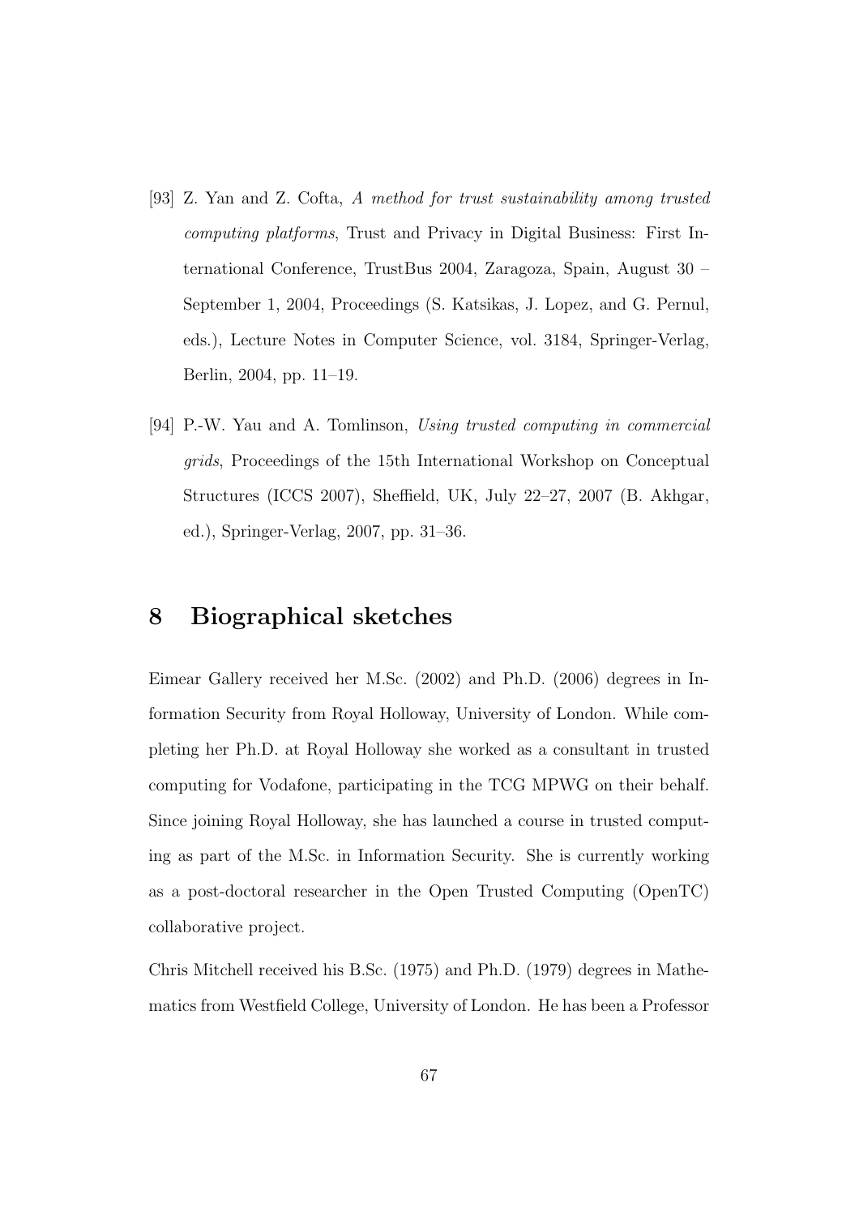[93] Z. Yan and Z. Cofta, *A method for trust sustainability among trusted computing platforms*, Trust and Privacy in Digital Business: First International Conference, TrustBus 2004, Zaragoza, Spain, August 30 – September 1, 2004, Proceedings (S. Katsikas, J. Lopez, and G. Pernul, eds.), Lecture Notes in Computer Science, vol. 3184, Springer-Verlag, Berlin, 2004, pp. 11–19.

[94] P.-W. Yau and A. Tomlinson, *Using trusted computing in commercial grids*, Proceedings of the 15th International Workshop on Conceptual Structures (ICCS 2007), Sheffield, UK, July 22–27, 2007 (B. Akhgar, ed.), Springer-Verlag, 2007, pp. 31–36.

# 8 Biographical sketches

Eimear Gallery received her M.Sc. (2002) and Ph.D. (2006) degrees in Information Security from Royal Holloway, University of London. While completing her Ph.D. at Royal Holloway she worked as a consultant in trusted computing for Vodafone, participating in the TCG MPWG on their behalf. Since joining Royal Holloway, she has launched a course in trusted computing as part of the M.Sc. in Information Security. She is currently working as a post-doctoral researcher in the Open Trusted Computing (OpenTC) collaborative project.

Chris Mitchell received his B.Sc. (1975) and Ph.D. (1979) degrees in Mathematics from Westfield College, University of London. He has been a Professor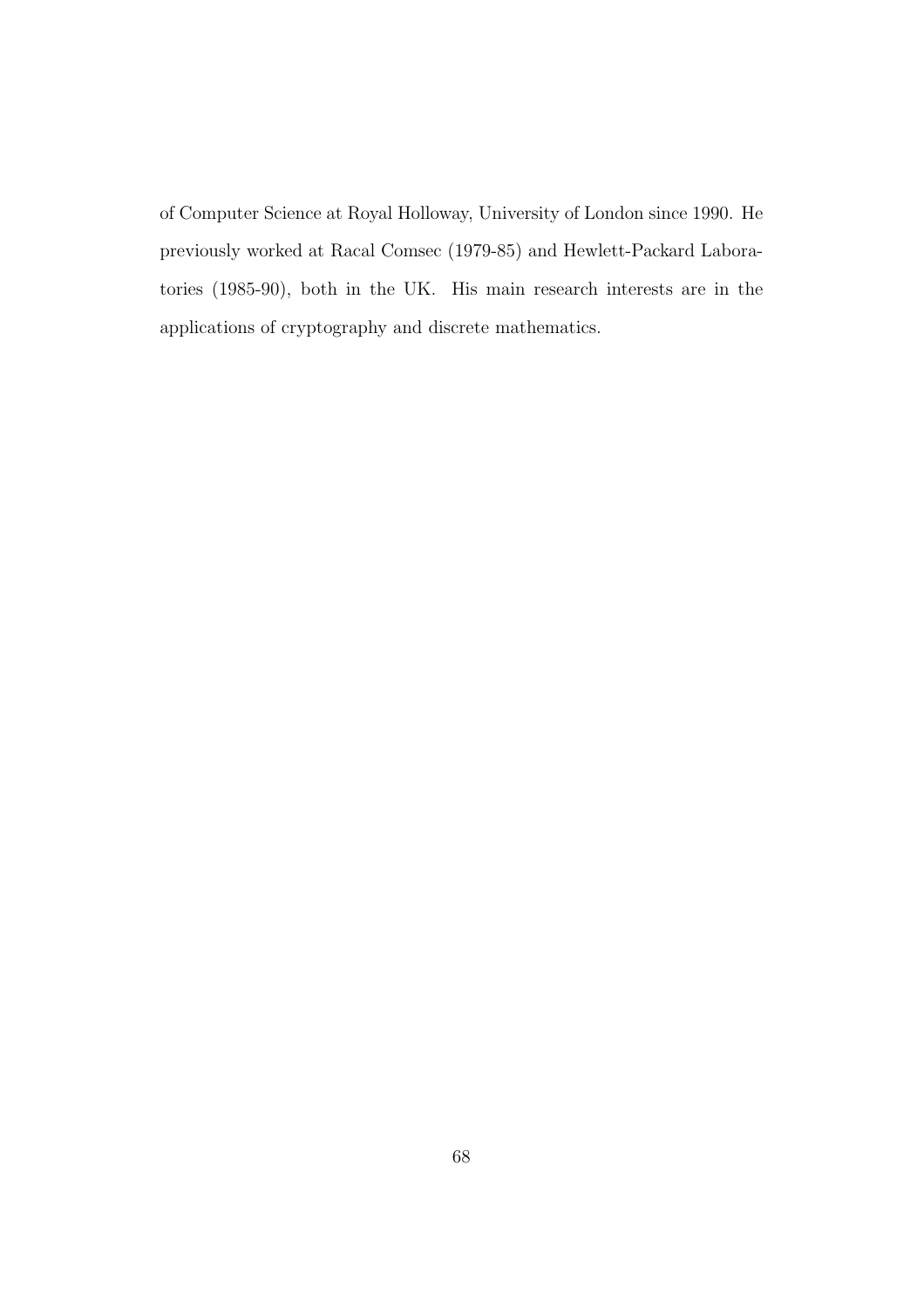of Computer Science at Royal Holloway, University of London since 1990. He previously worked at Racal Comsec (1979-85) and Hewlett-Packard Laboratories (1985-90), both in the UK. His main research interests are in the applications of cryptography and discrete mathematics.